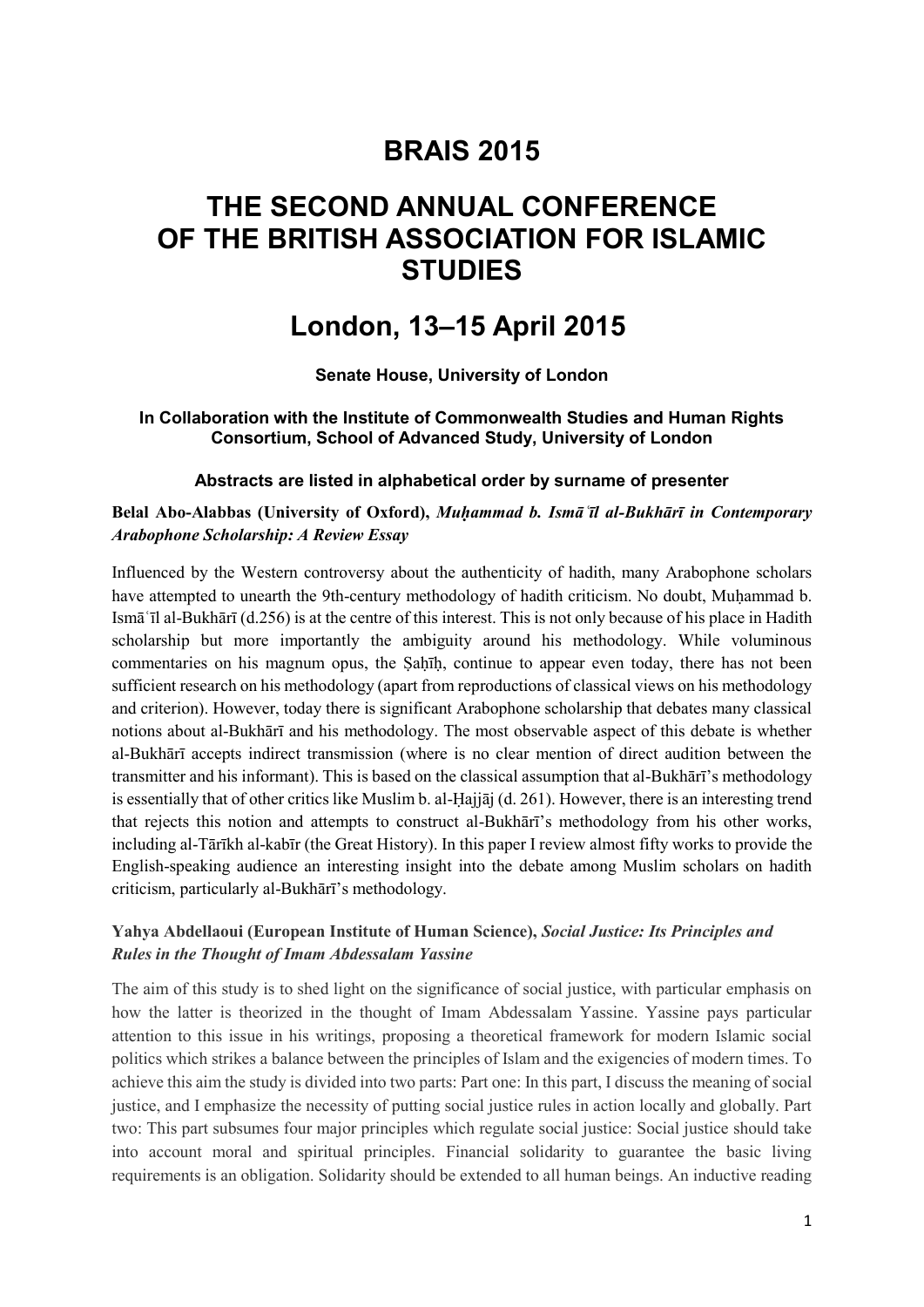# BRAIS 2015

# THE SECOND ANNUAL CONFERENCE OF THE BRITISH ASSOCIATION FOR ISLAMIC STUDIES

## London, 13–15 April 2015

**Senate House, University of London**

**In Collaboration with the Institute of Commonwealth Studies and Human Rights Consortium, School of Advanced Study, University of London**

**Abstracts are listed in alphabetical order by surname of presenter**

**Belal Abo-Alabbas (University of Oxford),** ***Muḥammad b. Ismāʿīl al-Bukhārī in Contemporary Arabophone Scholarship: A Review Essay***

Influenced by the Western controversy about the authenticity of hadith, many Arabophone scholars have attempted to unearth the 9th-century methodology of hadith criticism. No doubt, Muḥammad b. Ismāʿīl al-Bukhārī (d.256) is at the centre of this interest. This is not only because of his place in Hadith scholarship but more importantly the ambiguity around his methodology. While voluminous commentaries on his magnum opus, the Ṣaḥīḥ, continue to appear even today, there has not been sufficient research on his methodology (apart from reproductions of classical views on his methodology and criterion). However, today there is significant Arabophone scholarship that debates many classical notions about al-Bukhārī and his methodology. The most observable aspect of this debate is whether al-Bukhārī accepts indirect transmission (where is no clear mention of direct audition between the transmitter and his informant). This is based on the classical assumption that al-Bukhārī's methodology is essentially that of other critics like Muslim b. al-Ḥajjāj (d. 261). However, there is an interesting trend that rejects this notion and attempts to construct al-Bukhārī's methodology from his other works, including al-Tārīkh al-kabīr (the Great History). In this paper I review almost fifty works to provide the English-speaking audience an interesting insight into the debate among Muslim scholars on hadith criticism, particularly al-Bukhārī's methodology.

**Yahya Abdellaoui (European Institute of Human Science),** ***Social Justice: Its Principles and Rules in the Thought of Imam Abdessalam Yassine***

The aim of this study is to shed light on the significance of social justice, with particular emphasis on how the latter is theorized in the thought of Imam Abdessalam Yassine. Yassine pays particular attention to this issue in his writings, proposing a theoretical framework for modern Islamic social politics which strikes a balance between the principles of Islam and the exigencies of modern times. To achieve this aim the study is divided into two parts: Part one: In this part, I discuss the meaning of social justice, and I emphasize the necessity of putting social justice rules in action locally and globally. Part two: This part subsumes four major principles which regulate social justice: Social justice should take into account moral and spiritual principles. Financial solidarity to guarantee the basic living requirements is an obligation. Solidarity should be extended to all human beings. An inductive reading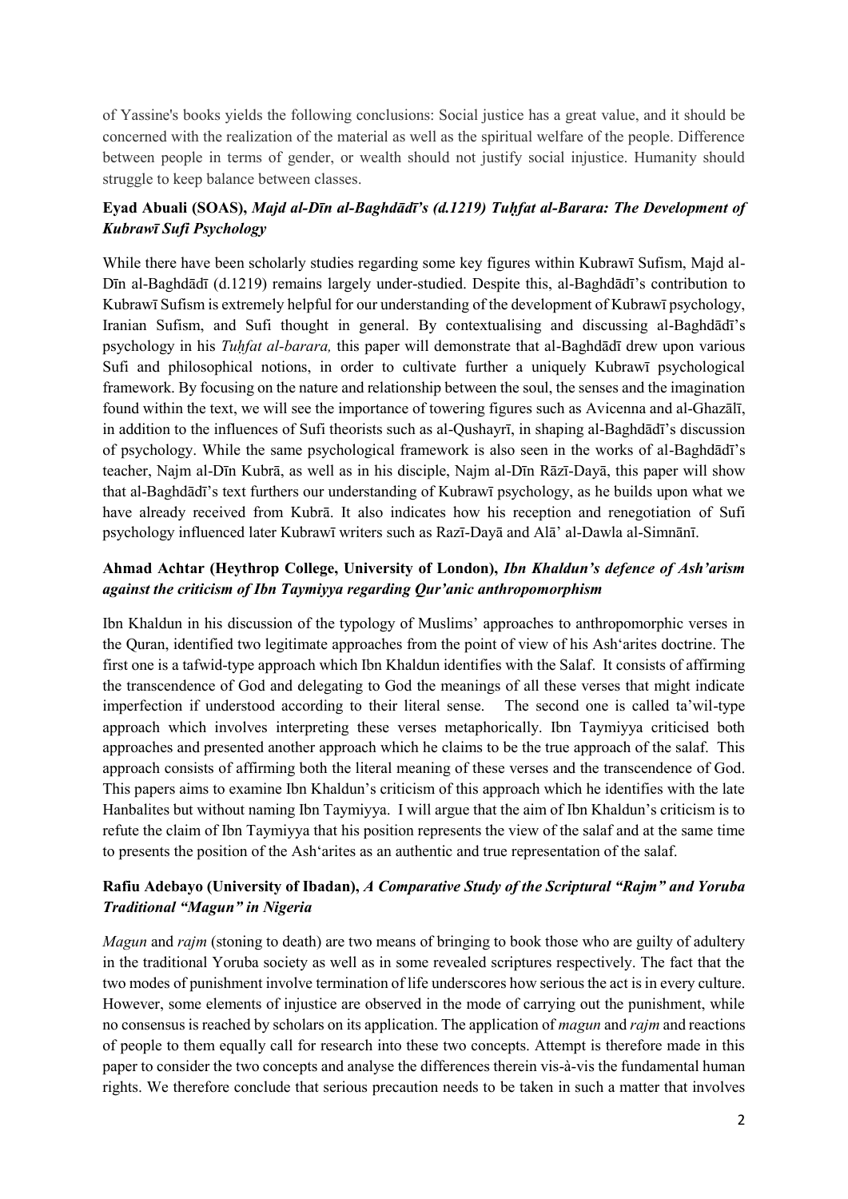of Yassine's books yields the following conclusions: Social justice has a great value, and it should be concerned with the realization of the material as well as the spiritual welfare of the people. Difference between people in terms of gender, or wealth should not justify social injustice. Humanity should struggle to keep balance between classes.

### Eyad Abuali (SOAS), *Majd al-Dīn al-Baghdādī's (d.1219) Tuḥfat al-Barara: The Development of Kubrawī Sufi Psychology*

While there have been scholarly studies regarding some key figures within Kubrawī Sufism, Majd al-Dīn al-Baghdādī (d.1219) remains largely under-studied. Despite this, al-Baghdādī's contribution to Kubrawī Sufism is extremely helpful for our understanding of the development of Kubrawī psychology, Iranian Sufism, and Sufi thought in general. By contextualising and discussing al-Baghdādī's psychology in his *Tuḥfat al-barara,* this paper will demonstrate that al-Baghdādī drew upon various Sufi and philosophical notions, in order to cultivate further a uniquely Kubrawī psychological framework. By focusing on the nature and relationship between the soul, the senses and the imagination found within the text, we will see the importance of towering figures such as Avicenna and al-Ghazālī, in addition to the influences of Sufi theorists such as al-Qushayrī, in shaping al-Baghdādī's discussion of psychology. While the same psychological framework is also seen in the works of al-Baghdādī's teacher, Najm al-Dīn Kubrā, as well as in his disciple, Najm al-Dīn Rāzī-Dayā, this paper will show that al-Baghdādī's text furthers our understanding of Kubrawī psychology, as he builds upon what we have already received from Kubrā. It also indicates how his reception and renegotiation of Sufi psychology influenced later Kubrawī writers such as Razī-Dayā and Alā' al-Dawla al-Simnānī.

### Ahmad Achtar (Heythrop College, University of London), *Ibn Khaldun's defence of Ash'arism against the criticism of Ibn Taymiyya regarding Qur'anic anthropomorphism*

Ibn Khaldun in his discussion of the typology of Muslims' approaches to anthropomorphic verses in the Quran, identified two legitimate approaches from the point of view of his Ash'arites doctrine. The first one is a tafwid-type approach which Ibn Khaldun identifies with the Salaf. It consists of affirming the transcendence of God and delegating to God the meanings of all these verses that might indicate imperfection if understood according to their literal sense. The second one is called ta'wil-type approach which involves interpreting these verses metaphorically. Ibn Taymiyya criticised both approaches and presented another approach which he claims to be the true approach of the salaf. This approach consists of affirming both the literal meaning of these verses and the transcendence of God. This papers aims to examine Ibn Khaldun's criticism of this approach which he identifies with the late Hanbalites but without naming Ibn Taymiyya. I will argue that the aim of Ibn Khaldun's criticism is to refute the claim of Ibn Taymiyya that his position represents the view of the salaf and at the same time to presents the position of the Ash'arites as an authentic and true representation of the salaf.

### Rafiu Adebayo (University of Ibadan), *A Comparative Study of the Scriptural "Rajm" and Yoruba Traditional "Magun" in Nigeria*

*Magun* and *rajm* (stoning to death) are two means of bringing to book those who are guilty of adultery in the traditional Yoruba society as well as in some revealed scriptures respectively. The fact that the two modes of punishment involve termination of life underscores how serious the act is in every culture. However, some elements of injustice are observed in the mode of carrying out the punishment, while no consensus is reached by scholars on its application. The application of *magun* and *rajm* and reactions of people to them equally call for research into these two concepts. Attempt is therefore made in this paper to consider the two concepts and analyse the differences therein vis-à-vis the fundamental human rights. We therefore conclude that serious precaution needs to be taken in such a matter that involves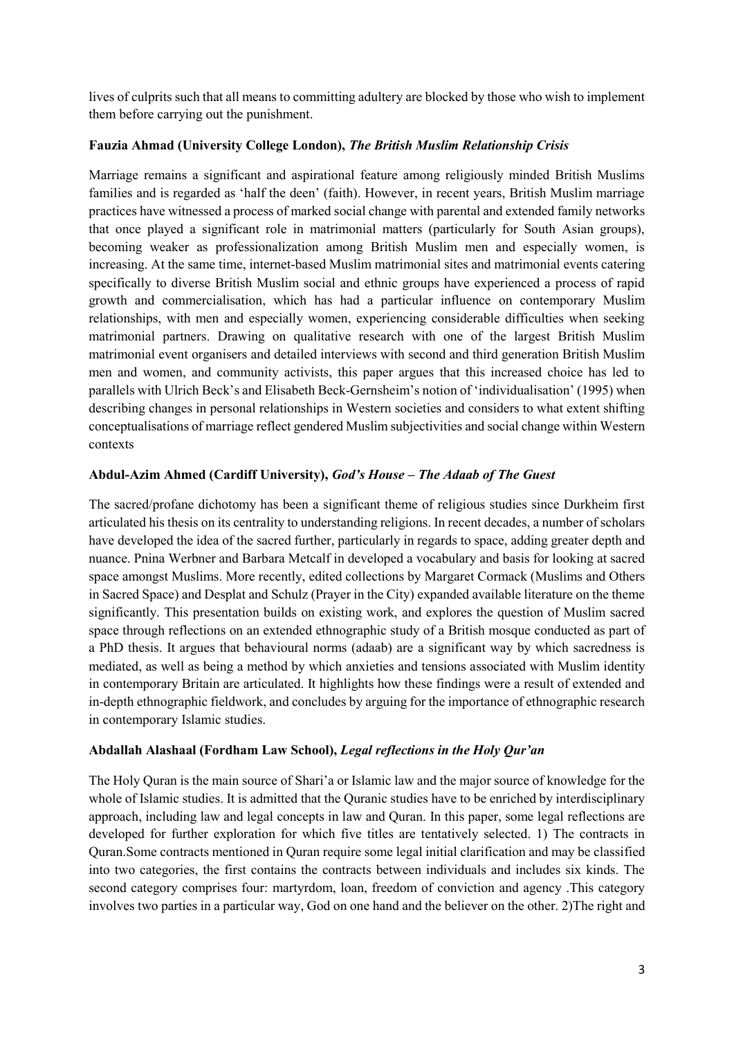lives of culprits such that all means to committing adultery are blocked by those who wish to implement them before carrying out the punishment.

**Fauzia Ahmad (University College London),** ***The British Muslim Relationship Crisis***

Marriage remains a significant and aspirational feature among religiously minded British Muslims families and is regarded as 'half the deen' (faith). However, in recent years, British Muslim marriage practices have witnessed a process of marked social change with parental and extended family networks that once played a significant role in matrimonial matters (particularly for South Asian groups), becoming weaker as professionalization among British Muslim men and especially women, is increasing. At the same time, internet-based Muslim matrimonial sites and matrimonial events catering specifically to diverse British Muslim social and ethnic groups have experienced a process of rapid growth and commercialisation, which has had a particular influence on contemporary Muslim relationships, with men and especially women, experiencing considerable difficulties when seeking matrimonial partners. Drawing on qualitative research with one of the largest British Muslim matrimonial event organisers and detailed interviews with second and third generation British Muslim men and women, and community activists, this paper argues that this increased choice has led to parallels with Ulrich Beck's and Elisabeth Beck-Gernsheim's notion of 'individualisation' (1995) when describing changes in personal relationships in Western societies and considers to what extent shifting conceptualisations of marriage reflect gendered Muslim subjectivities and social change within Western contexts

**Abdul-Azim Ahmed (Cardiff University),** ***God's House – The Adaab of The Guest***

The sacred/profane dichotomy has been a significant theme of religious studies since Durkheim first articulated his thesis on its centrality to understanding religions. In recent decades, a number of scholars have developed the idea of the sacred further, particularly in regards to space, adding greater depth and nuance. Pnina Werbner and Barbara Metcalf in developed a vocabulary and basis for looking at sacred space amongst Muslims. More recently, edited collections by Margaret Cormack (Muslims and Others in Sacred Space) and Desplat and Schulz (Prayer in the City) expanded available literature on the theme significantly. This presentation builds on existing work, and explores the question of Muslim sacred space through reflections on an extended ethnographic study of a British mosque conducted as part of a PhD thesis. It argues that behavioural norms (adaab) are a significant way by which sacredness is mediated, as well as being a method by which anxieties and tensions associated with Muslim identity in contemporary Britain are articulated. It highlights how these findings were a result of extended and in-depth ethnographic fieldwork, and concludes by arguing for the importance of ethnographic research in contemporary Islamic studies.

**Abdallah Alashaal (Fordham Law School),** ***Legal reflections in the Holy Qur'an***

The Holy Quran is the main source of Shari'a or Islamic law and the major source of knowledge for the whole of Islamic studies. It is admitted that the Quranic studies have to be enriched by interdisciplinary approach, including law and legal concepts in law and Quran. In this paper, some legal reflections are developed for further exploration for which five titles are tentatively selected. 1) The contracts in Quran.Some contracts mentioned in Quran require some legal initial clarification and may be classified into two categories, the first contains the contracts between individuals and includes six kinds. The second category comprises four: martyrdom, loan, freedom of conviction and agency .This category involves two parties in a particular way, God on one hand and the believer on the other. 2)The right and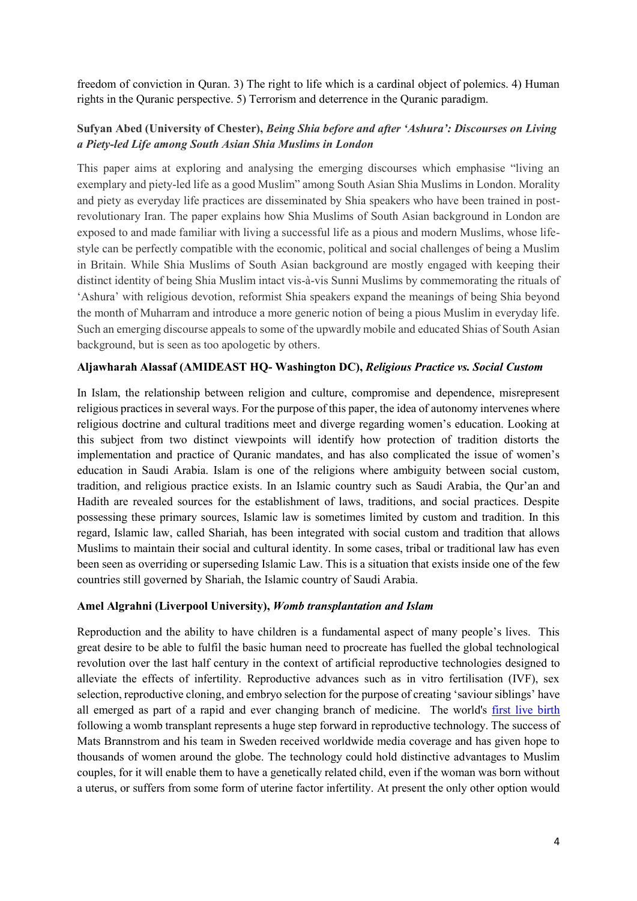freedom of conviction in Quran. 3) The right to life which is a cardinal object of polemics. 4) Human rights in the Quranic perspective. 5) Terrorism and deterrence in the Quranic paradigm.

**Sufyan Abed (University of Chester),** ***Being Shia before and after 'Ashura': Discourses on Living a Piety-led Life among South Asian Shia Muslims in London***

This paper aims at exploring and analysing the emerging discourses which emphasise "living an exemplary and piety-led life as a good Muslim" among South Asian Shia Muslims in London. Morality and piety as everyday life practices are disseminated by Shia speakers who have been trained in post-revolutionary Iran. The paper explains how Shia Muslims of South Asian background in London are exposed to and made familiar with living a successful life as a pious and modern Muslims, whose life-style can be perfectly compatible with the economic, political and social challenges of being a Muslim in Britain. While Shia Muslims of South Asian background are mostly engaged with keeping their distinct identity of being Shia Muslim intact vis-à-vis Sunni Muslims by commemorating the rituals of 'Ashura' with religious devotion, reformist Shia speakers expand the meanings of being Shia beyond the month of Muharram and introduce a more generic notion of being a pious Muslim in everyday life. Such an emerging discourse appeals to some of the upwardly mobile and educated Shias of South Asian background, but is seen as too apologetic by others.

**Aljawharah Alassaf (AMIDEAST HQ- Washington DC),** ***Religious Practice vs. Social Custom***

In Islam, the relationship between religion and culture, compromise and dependence, misrepresent religious practices in several ways. For the purpose of this paper, the idea of autonomy intervenes where religious doctrine and cultural traditions meet and diverge regarding women's education. Looking at this subject from two distinct viewpoints will identify how protection of tradition distorts the implementation and practice of Quranic mandates, and has also complicated the issue of women's education in Saudi Arabia. Islam is one of the religions where ambiguity between social custom, tradition, and religious practice exists. In an Islamic country such as Saudi Arabia, the Qur'an and Hadith are revealed sources for the establishment of laws, traditions, and social practices. Despite possessing these primary sources, Islamic law is sometimes limited by custom and tradition. In this regard, Islamic law, called Shariah, has been integrated with social custom and tradition that allows Muslims to maintain their social and cultural identity. In some cases, tribal or traditional law has even been seen as overriding or superseding Islamic Law. This is a situation that exists inside one of the few countries still governed by Shariah, the Islamic country of Saudi Arabia.

**Amel Algrahni (Liverpool University),** ***Womb transplantation and Islam***

Reproduction and the ability to have children is a fundamental aspect of many people's lives. This great desire to be able to fulfil the basic human need to procreate has fuelled the global technological revolution over the last half century in the context of artificial reproductive technologies designed to alleviate the effects of infertility. Reproductive advances such as in vitro fertilisation (IVF), sex selection, reproductive cloning, and embryo selection for the purpose of creating 'saviour siblings' have all emerged as part of a rapid and ever changing branch of medicine. The world's first live birth following a womb transplant represents a huge step forward in reproductive technology. The success of Mats Brannstrom and his team in Sweden received worldwide media coverage and has given hope to thousands of women around the globe. The technology could hold distinctive advantages to Muslim couples, for it will enable them to have a genetically related child, even if the woman was born without a uterus, or suffers from some form of uterine factor infertility. At present the only other option would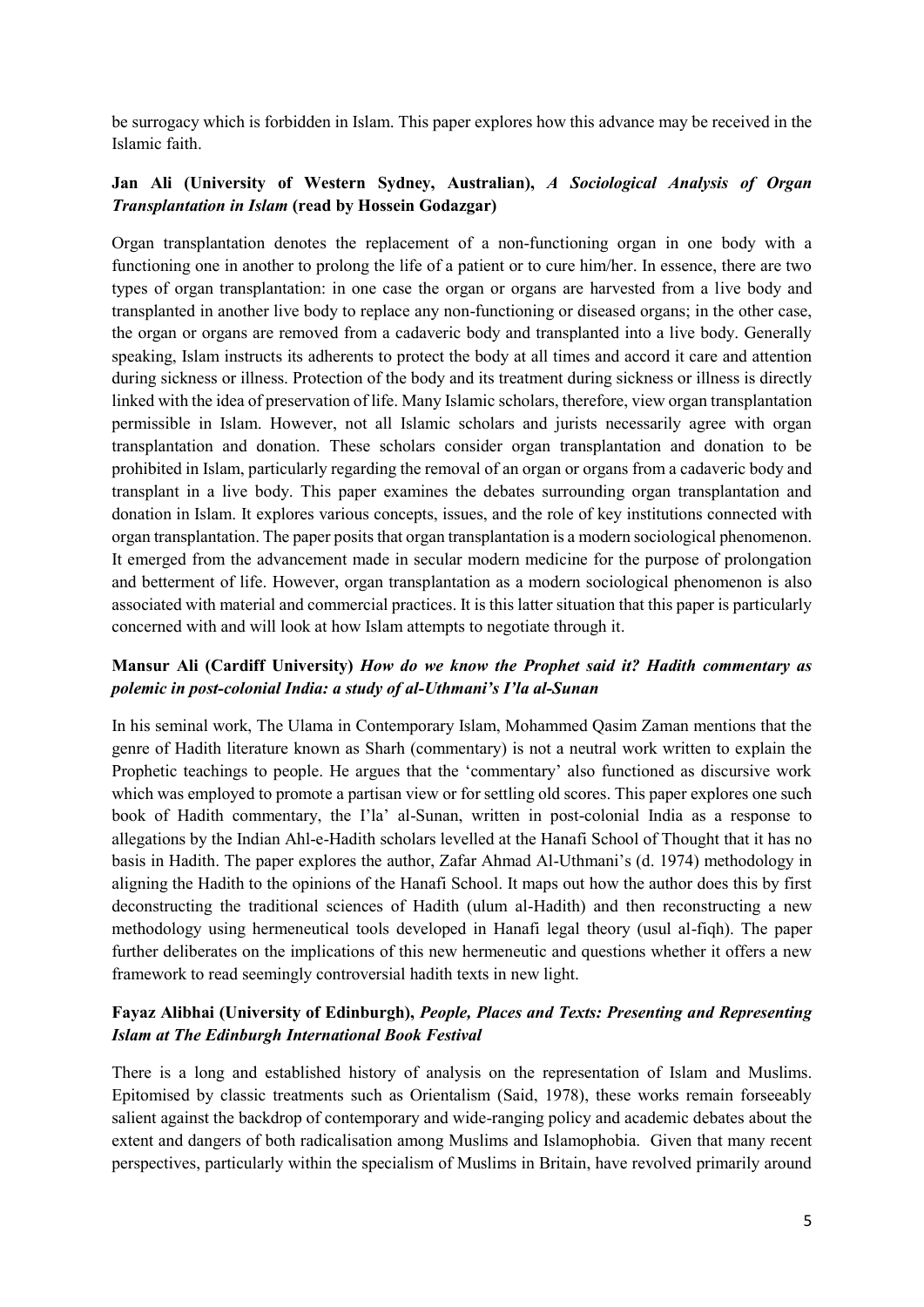be surrogacy which is forbidden in Islam. This paper explores how this advance may be received in the Islamic faith.

**Jan Ali (University of Western Sydney, Australian),** ***A Sociological Analysis of Organ Transplantation in Islam*** **(read by Hossein Godazgar)**

Organ transplantation denotes the replacement of a non-functioning organ in one body with a functioning one in another to prolong the life of a patient or to cure him/her. In essence, there are two types of organ transplantation: in one case the organ or organs are harvested from a live body and transplanted in another live body to replace any non-functioning or diseased organs; in the other case, the organ or organs are removed from a cadaveric body and transplanted into a live body. Generally speaking, Islam instructs its adherents to protect the body at all times and accord it care and attention during sickness or illness. Protection of the body and its treatment during sickness or illness is directly linked with the idea of preservation of life. Many Islamic scholars, therefore, view organ transplantation permissible in Islam. However, not all Islamic scholars and jurists necessarily agree with organ transplantation and donation. These scholars consider organ transplantation and donation to be prohibited in Islam, particularly regarding the removal of an organ or organs from a cadaveric body and transplant in a live body. This paper examines the debates surrounding organ transplantation and donation in Islam. It explores various concepts, issues, and the role of key institutions connected with organ transplantation. The paper posits that organ transplantation is a modern sociological phenomenon. It emerged from the advancement made in secular modern medicine for the purpose of prolongation and betterment of life. However, organ transplantation as a modern sociological phenomenon is also associated with material and commercial practices. It is this latter situation that this paper is particularly concerned with and will look at how Islam attempts to negotiate through it.

**Mansur Ali (Cardiff University)** ***How do we know the Prophet said it? Hadith commentary as polemic in post-colonial India: a study of al-Uthmani's I'la al-Sunan***

In his seminal work, The Ulama in Contemporary Islam, Mohammed Qasim Zaman mentions that the genre of Hadith literature known as Sharh (commentary) is not a neutral work written to explain the Prophetic teachings to people. He argues that the 'commentary' also functioned as discursive work which was employed to promote a partisan view or for settling old scores. This paper explores one such book of Hadith commentary, the I'la' al-Sunan, written in post-colonial India as a response to allegations by the Indian Ahl-e-Hadith scholars levelled at the Hanafi School of Thought that it has no basis in Hadith. The paper explores the author, Zafar Ahmad Al-Uthmani's (d. 1974) methodology in aligning the Hadith to the opinions of the Hanafi School. It maps out how the author does this by first deconstructing the traditional sciences of Hadith (ulum al-Hadith) and then reconstructing a new methodology using hermeneutical tools developed in Hanafi legal theory (usul al-fiqh). The paper further deliberates on the implications of this new hermeneutic and questions whether it offers a new framework to read seemingly controversial hadith texts in new light.

**Fayaz Alibhai (University of Edinburgh),** ***People, Places and Texts: Presenting and Representing Islam at The Edinburgh International Book Festival***

There is a long and established history of analysis on the representation of Islam and Muslims. Epitomised by classic treatments such as Orientalism (Said, 1978), these works remain forseeably salient against the backdrop of contemporary and wide-ranging policy and academic debates about the extent and dangers of both radicalisation among Muslims and Islamophobia. Given that many recent perspectives, particularly within the specialism of Muslims in Britain, have revolved primarily around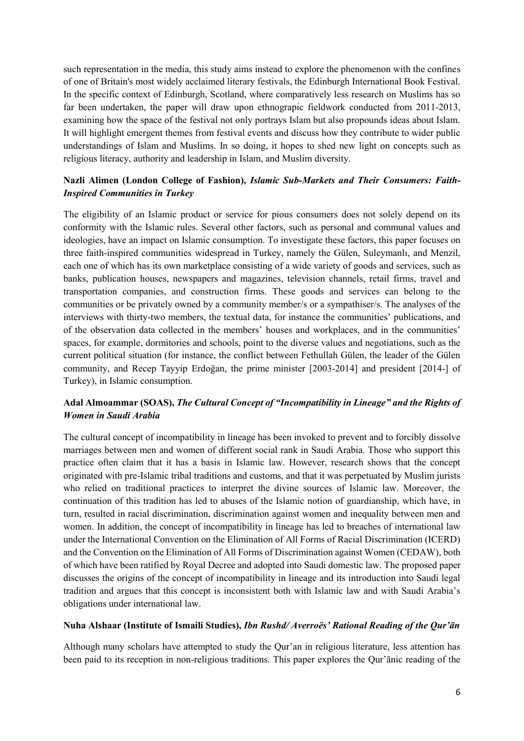such representation in the media, this study aims instead to explore the phenomenon with the confines of one of Britain's most widely acclaimed literary festivals, the Edinburgh International Book Festival. In the specific context of Edinburgh, Scotland, where comparatively less research on Muslims has so far been undertaken, the paper will draw upon ethnograpic fieldwork conducted from 2011-2013, examining how the space of the festival not only portrays Islam but also propounds ideas about Islam. It will highlight emergent themes from festival events and discuss how they contribute to wider public understandings of Islam and Muslims. In so doing, it hopes to shed new light on concepts such as religious literacy, authority and leadership in Islam, and Muslim diversity.

**Nazli Alimen (London College of Fashion),** ***Islamic Sub-Markets and Their Consumers: Faith-Inspired Communities in Turkey***

The eligibility of an Islamic product or service for pious consumers does not solely depend on its conformity with the Islamic rules. Several other factors, such as personal and communal values and ideologies, have an impact on Islamic consumption. To investigate these factors, this paper focuses on three faith-inspired communities widespread in Turkey, namely the Gülen, Suleymanlı, and Menzil, each one of which has its own marketplace consisting of a wide variety of goods and services, such as banks, publication houses, newspapers and magazines, television channels, retail firms, travel and transportation companies, and construction firms. These goods and services can belong to the communities or be privately owned by a community member/s or a sympathiser/s. The analyses of the interviews with thirty-two members, the textual data, for instance the communities' publications, and of the observation data collected in the members' houses and workplaces, and in the communities' spaces, for example, dormitories and schools, point to the diverse values and negotiations, such as the current political situation (for instance, the conflict between Fethullah Gülen, the leader of the Gülen community, and Recep Tayyip Erdoğan, the prime minister [2003-2014] and president [2014-] of Turkey), in Islamic consumption.

**Adal Almoammar (SOAS),** ***The Cultural Concept of "Incompatibility in Lineage" and the Rights of Women in Saudi Arabia***

The cultural concept of incompatibility in lineage has been invoked to prevent and to forcibly dissolve marriages between men and women of different social rank in Saudi Arabia. Those who support this practice often claim that it has a basis in Islamic law. However, research shows that the concept originated with pre-Islamic tribal traditions and customs, and that it was perpetuated by Muslim jurists who relied on traditional practices to interpret the divine sources of Islamic law. Moreover, the continuation of this tradition has led to abuses of the Islamic notion of guardianship, which have, in turn, resulted in racial discrimination, discrimination against women and inequality between men and women. In addition, the concept of incompatibility in lineage has led to breaches of international law under the International Convention on the Elimination of All Forms of Racial Discrimination (ICERD) and the Convention on the Elimination of All Forms of Discrimination against Women (CEDAW), both of which have been ratified by Royal Decree and adopted into Saudi domestic law. The proposed paper discusses the origins of the concept of incompatibility in lineage and its introduction into Saudi legal tradition and argues that this concept is inconsistent both with Islamic law and with Saudi Arabia's obligations under international law.

**Nuha Alshaar (Institute of Ismaili Studies),** ***Ibn Rushd/ Averroës' Rational Reading of the Qur'ān***

Although many scholars have attempted to study the Qur'an in religious literature, less attention has been paid to its reception in non-religious traditions. This paper explores the Qur'ānic reading of the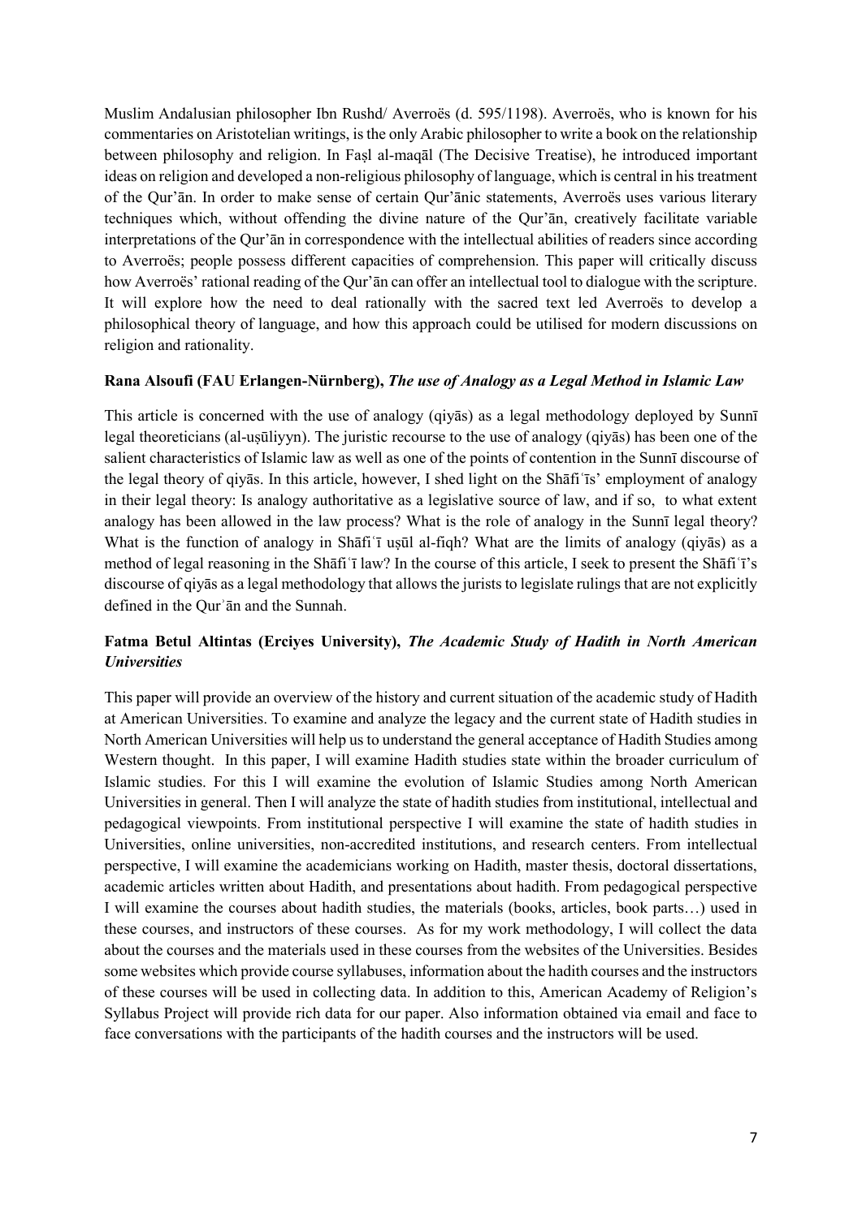Muslim Andalusian philosopher Ibn Rushd/ Averroës (d. 595/1198). Averroës, who is known for his commentaries on Aristotelian writings, is the only Arabic philosopher to write a book on the relationship between philosophy and religion. In Faṣl al-maqāl (The Decisive Treatise), he introduced important ideas on religion and developed a non-religious philosophy of language, which is central in his treatment of the Qur'ān. In order to make sense of certain Qur'ānic statements, Averroës uses various literary techniques which, without offending the divine nature of the Qur'ān, creatively facilitate variable interpretations of the Qur'ān in correspondence with the intellectual abilities of readers since according to Averroës; people possess different capacities of comprehension. This paper will critically discuss how Averroës' rational reading of the Qur'ān can offer an intellectual tool to dialogue with the scripture. It will explore how the need to deal rationally with the sacred text led Averroës to develop a philosophical theory of language, and how this approach could be utilised for modern discussions on religion and rationality.

**Rana Alsoufi (FAU Erlangen-Nürnberg),** ***The use of Analogy as a Legal Method in Islamic Law***

This article is concerned with the use of analogy (qiyās) as a legal methodology deployed by Sunnī legal theoreticians (al-uṣūliyyn). The juristic recourse to the use of analogy (qiyās) has been one of the salient characteristics of Islamic law as well as one of the points of contention in the Sunnī discourse of the legal theory of qiyās. In this article, however, I shed light on the Shāfiʿīs' employment of analogy in their legal theory: Is analogy authoritative as a legislative source of law, and if so, to what extent analogy has been allowed in the law process? What is the role of analogy in the Sunnī legal theory? What is the function of analogy in Shāfiʿī uṣūl al-fiqh? What are the limits of analogy (qiyās) as a method of legal reasoning in the Shāfiʿī law? In the course of this article, I seek to present the Shāfiʿī's discourse of qiyās as a legal methodology that allows the jurists to legislate rulings that are not explicitly defined in the Qurʾān and the Sunnah.

**Fatma Betul Altintas (Erciyes University),** ***The Academic Study of Hadith in North American Universities***

This paper will provide an overview of the history and current situation of the academic study of Hadith at American Universities. To examine and analyze the legacy and the current state of Hadith studies in North American Universities will help us to understand the general acceptance of Hadith Studies among Western thought. In this paper, I will examine Hadith studies state within the broader curriculum of Islamic studies. For this I will examine the evolution of Islamic Studies among North American Universities in general. Then I will analyze the state of hadith studies from institutional, intellectual and pedagogical viewpoints. From institutional perspective I will examine the state of hadith studies in Universities, online universities, non-accredited institutions, and research centers. From intellectual perspective, I will examine the academicians working on Hadith, master thesis, doctoral dissertations, academic articles written about Hadith, and presentations about hadith. From pedagogical perspective I will examine the courses about hadith studies, the materials (books, articles, book parts…) used in these courses, and instructors of these courses. As for my work methodology, I will collect the data about the courses and the materials used in these courses from the websites of the Universities. Besides some websites which provide course syllabuses, information about the hadith courses and the instructors of these courses will be used in collecting data. In addition to this, American Academy of Religion's Syllabus Project will provide rich data for our paper. Also information obtained via email and face to face conversations with the participants of the hadith courses and the instructors will be used.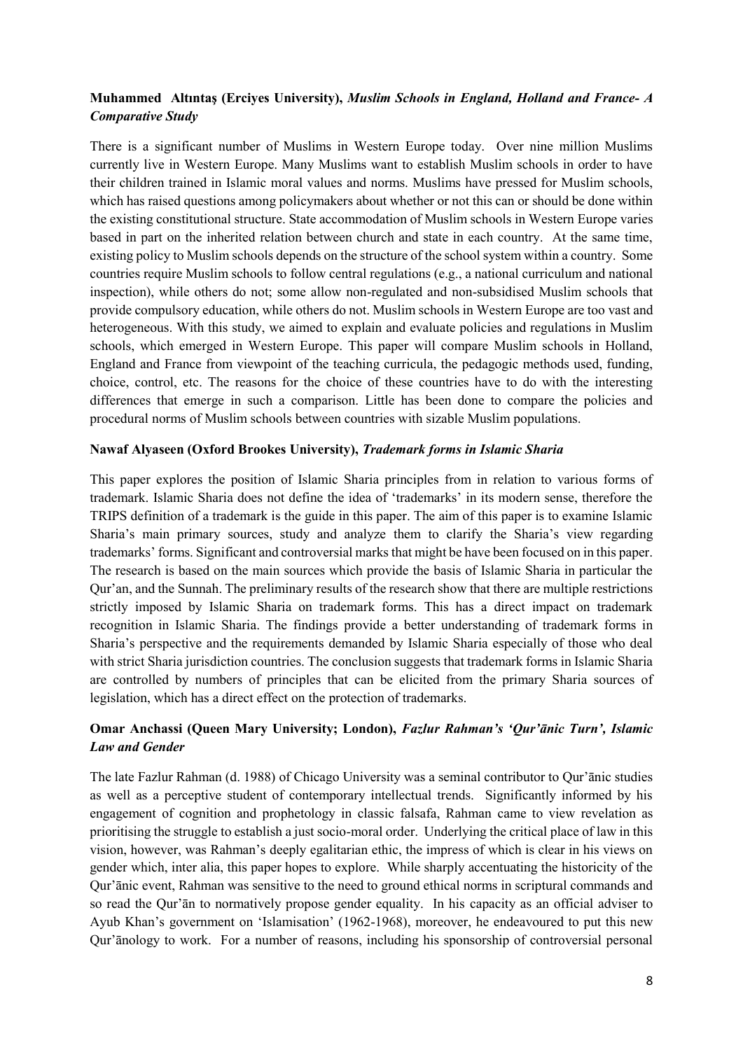**Muhammed Altıntaş (Erciyes University),** ***Muslim Schools in England, Holland and France- A Comparative Study***

There is a significant number of Muslims in Western Europe today. Over nine million Muslims currently live in Western Europe. Many Muslims want to establish Muslim schools in order to have their children trained in Islamic moral values and norms. Muslims have pressed for Muslim schools, which has raised questions among policymakers about whether or not this can or should be done within the existing constitutional structure. State accommodation of Muslim schools in Western Europe varies based in part on the inherited relation between church and state in each country. At the same time, existing policy to Muslim schools depends on the structure of the school system within a country. Some countries require Muslim schools to follow central regulations (e.g., a national curriculum and national inspection), while others do not; some allow non-regulated and non-subsidised Muslim schools that provide compulsory education, while others do not. Muslim schools in Western Europe are too vast and heterogeneous. With this study, we aimed to explain and evaluate policies and regulations in Muslim schools, which emerged in Western Europe. This paper will compare Muslim schools in Holland, England and France from viewpoint of the teaching curricula, the pedagogic methods used, funding, choice, control, etc. The reasons for the choice of these countries have to do with the interesting differences that emerge in such a comparison. Little has been done to compare the policies and procedural norms of Muslim schools between countries with sizable Muslim populations.

**Nawaf Alyaseen (Oxford Brookes University),** ***Trademark forms in Islamic Sharia***

This paper explores the position of Islamic Sharia principles from in relation to various forms of trademark. Islamic Sharia does not define the idea of 'trademarks' in its modern sense, therefore the TRIPS definition of a trademark is the guide in this paper. The aim of this paper is to examine Islamic Sharia's main primary sources, study and analyze them to clarify the Sharia's view regarding trademarks' forms. Significant and controversial marks that might be have been focused on in this paper. The research is based on the main sources which provide the basis of Islamic Sharia in particular the Qur'an, and the Sunnah. The preliminary results of the research show that there are multiple restrictions strictly imposed by Islamic Sharia on trademark forms. This has a direct impact on trademark recognition in Islamic Sharia. The findings provide a better understanding of trademark forms in Sharia's perspective and the requirements demanded by Islamic Sharia especially of those who deal with strict Sharia jurisdiction countries. The conclusion suggests that trademark forms in Islamic Sharia are controlled by numbers of principles that can be elicited from the primary Sharia sources of legislation, which has a direct effect on the protection of trademarks.

**Omar Anchassi (Queen Mary University; London),** ***Fazlur Rahman's 'Qur'ānic Turn', Islamic Law and Gender***

The late Fazlur Rahman (d. 1988) of Chicago University was a seminal contributor to Qur'ānic studies as well as a perceptive student of contemporary intellectual trends. Significantly informed by his engagement of cognition and prophetology in classic falsafa, Rahman came to view revelation as prioritising the struggle to establish a just socio-moral order. Underlying the critical place of law in this vision, however, was Rahman's deeply egalitarian ethic, the impress of which is clear in his views on gender which, inter alia, this paper hopes to explore. While sharply accentuating the historicity of the Qur'ānic event, Rahman was sensitive to the need to ground ethical norms in scriptural commands and so read the Qur'ān to normatively propose gender equality. In his capacity as an official adviser to Ayub Khan's government on 'Islamisation' (1962-1968), moreover, he endeavoured to put this new Qur'ānology to work. For a number of reasons, including his sponsorship of controversial personal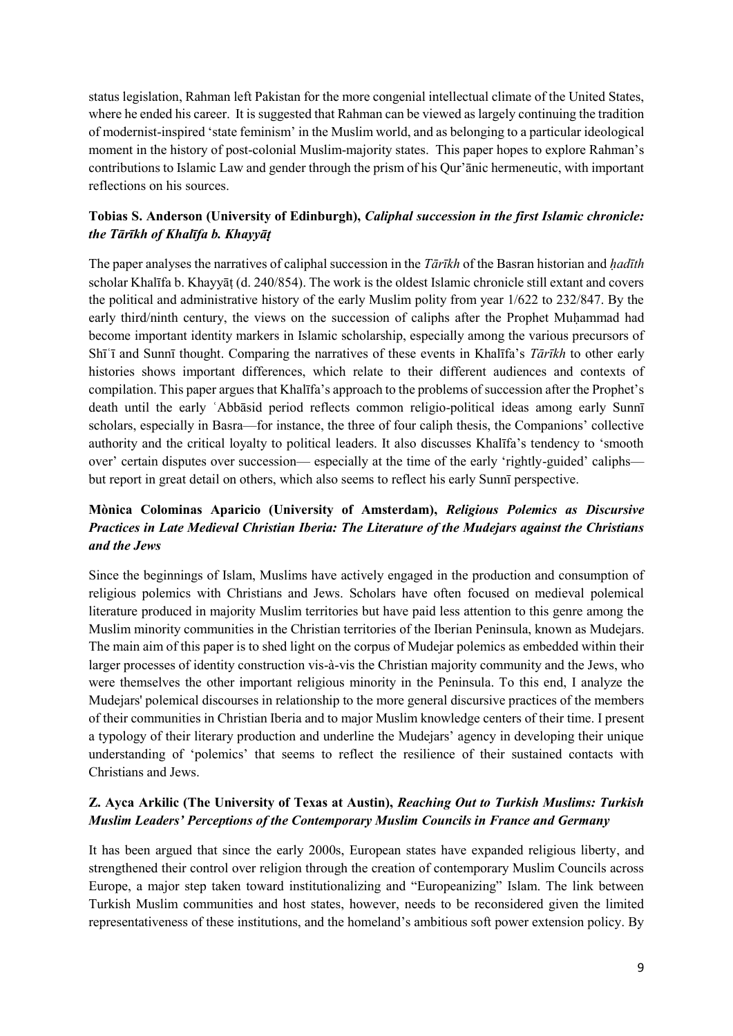status legislation, Rahman left Pakistan for the more congenial intellectual climate of the United States, where he ended his career. It is suggested that Rahman can be viewed as largely continuing the tradition of modernist-inspired 'state feminism' in the Muslim world, and as belonging to a particular ideological moment in the history of post-colonial Muslim-majority states. This paper hopes to explore Rahman's contributions to Islamic Law and gender through the prism of his Qur'ānic hermeneutic, with important reflections on his sources.

**Tobias S. Anderson (University of Edinburgh),** ***Caliphal succession in the first Islamic chronicle: the Tārīkh of Khalīfa b. Khayyāṭ***

The paper analyses the narratives of caliphal succession in the *Tārīkh* of the Basran historian and *ḥadīth* scholar Khalīfa b. Khayyāṭ (d. 240/854). The work is the oldest Islamic chronicle still extant and covers the political and administrative history of the early Muslim polity from year 1/622 to 232/847. By the early third/ninth century, the views on the succession of caliphs after the Prophet Muḥammad had become important identity markers in Islamic scholarship, especially among the various precursors of Shīʿī and Sunnī thought. Comparing the narratives of these events in Khalīfa's *Tārīkh* to other early histories shows important differences, which relate to their different audiences and contexts of compilation. This paper argues that Khalīfa's approach to the problems of succession after the Prophet's death until the early ʿAbbāsid period reflects common religio-political ideas among early Sunnī scholars, especially in Basra—for instance, the three of four caliph thesis, the Companions' collective authority and the critical loyalty to political leaders. It also discusses Khalīfa's tendency to 'smooth over' certain disputes over succession— especially at the time of the early 'rightly-guided' caliphs— but report in great detail on others, which also seems to reflect his early Sunnī perspective.

**Mònica Colominas Aparicio (University of Amsterdam),** ***Religious Polemics as Discursive Practices in Late Medieval Christian Iberia: The Literature of the Mudejars against the Christians and the Jews***

Since the beginnings of Islam, Muslims have actively engaged in the production and consumption of religious polemics with Christians and Jews. Scholars have often focused on medieval polemical literature produced in majority Muslim territories but have paid less attention to this genre among the Muslim minority communities in the Christian territories of the Iberian Peninsula, known as Mudejars. The main aim of this paper is to shed light on the corpus of Mudejar polemics as embedded within their larger processes of identity construction vis-à-vis the Christian majority community and the Jews, who were themselves the other important religious minority in the Peninsula. To this end, I analyze the Mudejars' polemical discourses in relationship to the more general discursive practices of the members of their communities in Christian Iberia and to major Muslim knowledge centers of their time. I present a typology of their literary production and underline the Mudejars' agency in developing their unique understanding of 'polemics' that seems to reflect the resilience of their sustained contacts with Christians and Jews.

**Z. Ayca Arkilic (The University of Texas at Austin),** ***Reaching Out to Turkish Muslims: Turkish Muslim Leaders' Perceptions of the Contemporary Muslim Councils in France and Germany***

It has been argued that since the early 2000s, European states have expanded religious liberty, and strengthened their control over religion through the creation of contemporary Muslim Councils across Europe, a major step taken toward institutionalizing and "Europeanizing" Islam. The link between Turkish Muslim communities and host states, however, needs to be reconsidered given the limited representativeness of these institutions, and the homeland's ambitious soft power extension policy. By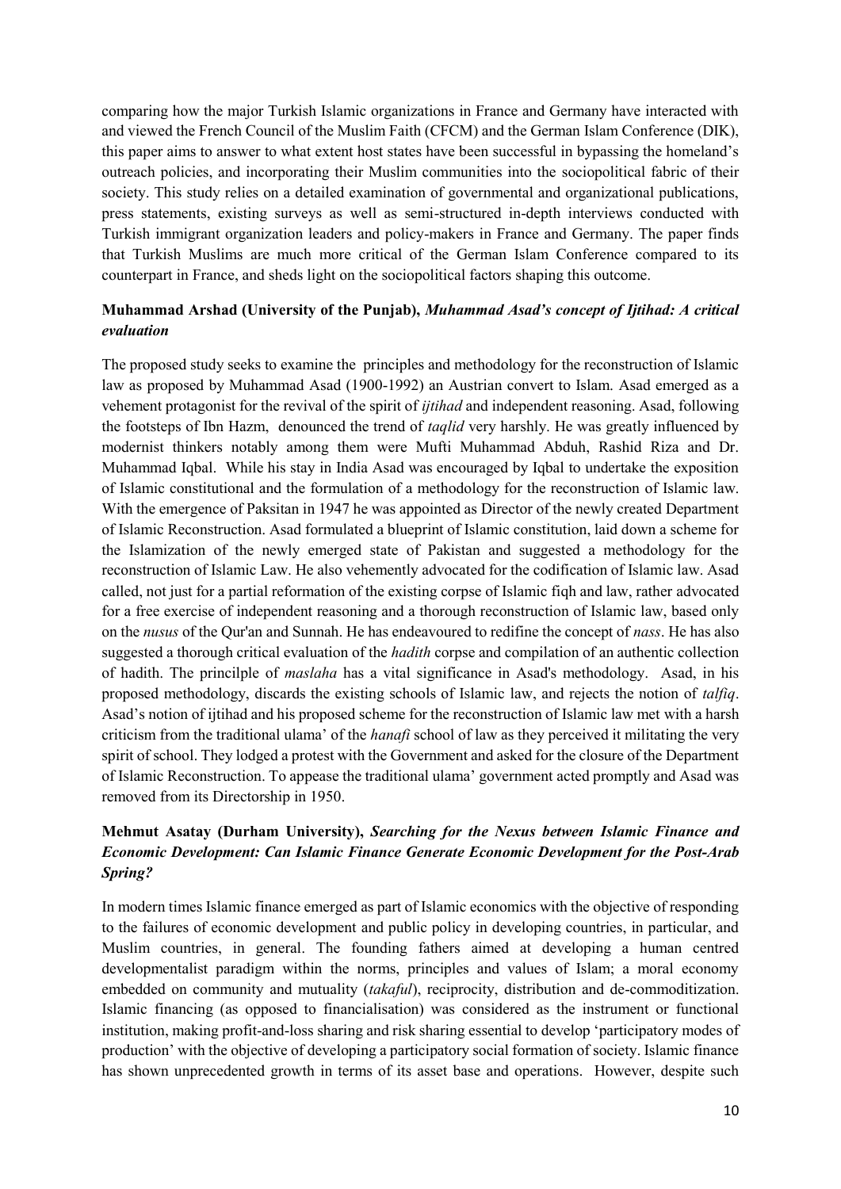comparing how the major Turkish Islamic organizations in France and Germany have interacted with and viewed the French Council of the Muslim Faith (CFCM) and the German Islam Conference (DIK), this paper aims to answer to what extent host states have been successful in bypassing the homeland's outreach policies, and incorporating their Muslim communities into the sociopolitical fabric of their society. This study relies on a detailed examination of governmental and organizational publications, press statements, existing surveys as well as semi-structured in-depth interviews conducted with Turkish immigrant organization leaders and policy-makers in France and Germany. The paper finds that Turkish Muslims are much more critical of the German Islam Conference compared to its counterpart in France, and sheds light on the sociopolitical factors shaping this outcome.

**Muhammad Arshad (University of the Punjab),** ***Muhammad Asad's concept of Ijtihad: A critical evaluation***

The proposed study seeks to examine the principles and methodology for the reconstruction of Islamic law as proposed by Muhammad Asad (1900-1992) an Austrian convert to Islam. Asad emerged as a vehement protagonist for the revival of the spirit of *ijtihad* and independent reasoning. Asad, following the footsteps of Ibn Hazm, denounced the trend of *taqlid* very harshly. He was greatly influenced by modernist thinkers notably among them were Mufti Muhammad Abduh, Rashid Riza and Dr. Muhammad Iqbal. While his stay in India Asad was encouraged by Iqbal to undertake the exposition of Islamic constitutional and the formulation of a methodology for the reconstruction of Islamic law. With the emergence of Paksitan in 1947 he was appointed as Director of the newly created Department of Islamic Reconstruction. Asad formulated a blueprint of Islamic constitution, laid down a scheme for the Islamization of the newly emerged state of Pakistan and suggested a methodology for the reconstruction of Islamic Law. He also vehemently advocated for the codification of Islamic law. Asad called, not just for a partial reformation of the existing corpse of Islamic fiqh and law, rather advocated for a free exercise of independent reasoning and a thorough reconstruction of Islamic law, based only on the *nusus* of the Qur'an and Sunnah. He has endeavoured to redifine the concept of *nass*. He has also suggested a thorough critical evaluation of the *hadith* corpse and compilation of an authentic collection of hadith. The princilple of *maslaha* has a vital significance in Asad's methodology. Asad, in his proposed methodology, discards the existing schools of Islamic law, and rejects the notion of *talfiq*. Asad's notion of ijtihad and his proposed scheme for the reconstruction of Islamic law met with a harsh criticism from the traditional ulama' of the *hanafi* school of law as they perceived it militating the very spirit of school. They lodged a protest with the Government and asked for the closure of the Department of Islamic Reconstruction. To appease the traditional ulama' government acted promptly and Asad was removed from its Directorship in 1950.

**Mehmut Asatay (Durham University),** ***Searching for the Nexus between Islamic Finance and Economic Development: Can Islamic Finance Generate Economic Development for the Post-Arab Spring?***

In modern times Islamic finance emerged as part of Islamic economics with the objective of responding to the failures of economic development and public policy in developing countries, in particular, and Muslim countries, in general. The founding fathers aimed at developing a human centred developmentalist paradigm within the norms, principles and values of Islam; a moral economy embedded on community and mutuality (*takaful*), reciprocity, distribution and de-commoditization. Islamic financing (as opposed to financialisation) was considered as the instrument or functional institution, making profit-and-loss sharing and risk sharing essential to develop 'participatory modes of production' with the objective of developing a participatory social formation of society. Islamic finance has shown unprecedented growth in terms of its asset base and operations. However, despite such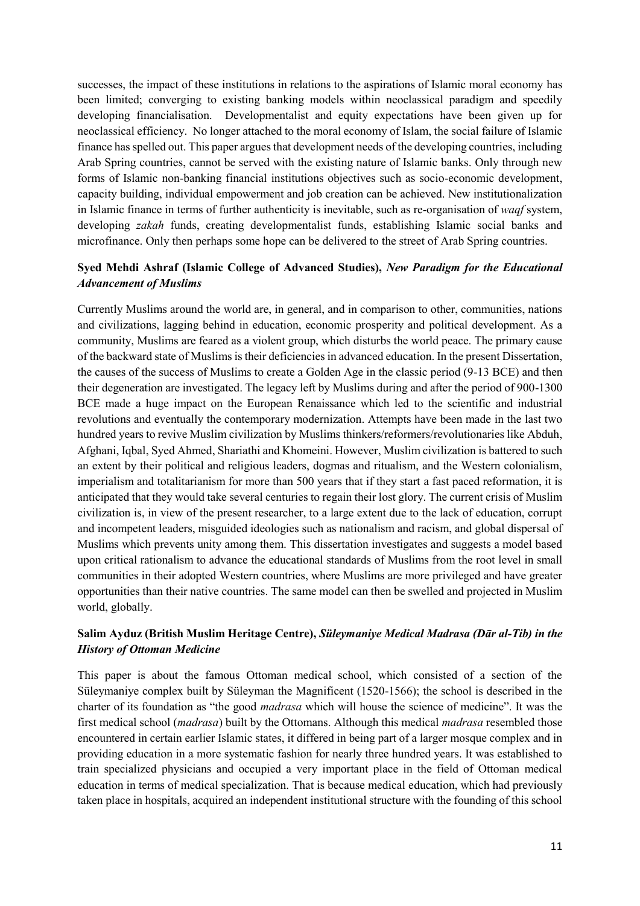successes, the impact of these institutions in relations to the aspirations of Islamic moral economy has been limited; converging to existing banking models within neoclassical paradigm and speedily developing financialisation. Developmentalist and equity expectations have been given up for neoclassical efficiency. No longer attached to the moral economy of Islam, the social failure of Islamic finance has spelled out. This paper argues that development needs of the developing countries, including Arab Spring countries, cannot be served with the existing nature of Islamic banks. Only through new forms of Islamic non-banking financial institutions objectives such as socio-economic development, capacity building, individual empowerment and job creation can be achieved. New institutionalization in Islamic finance in terms of further authenticity is inevitable, such as re-organisation of *waqf* system, developing *zakah* funds, creating developmentalist funds, establishing Islamic social banks and microfinance. Only then perhaps some hope can be delivered to the street of Arab Spring countries.

**Syed Mehdi Ashraf (Islamic College of Advanced Studies),** ***New Paradigm for the Educational Advancement of Muslims***

Currently Muslims around the world are, in general, and in comparison to other, communities, nations and civilizations, lagging behind in education, economic prosperity and political development. As a community, Muslims are feared as a violent group, which disturbs the world peace. The primary cause of the backward state of Muslims is their deficiencies in advanced education. In the present Dissertation, the causes of the success of Muslims to create a Golden Age in the classic period (9-13 BCE) and then their degeneration are investigated. The legacy left by Muslims during and after the period of 900-1300 BCE made a huge impact on the European Renaissance which led to the scientific and industrial revolutions and eventually the contemporary modernization. Attempts have been made in the last two hundred years to revive Muslim civilization by Muslims thinkers/reformers/revolutionaries like Abduh, Afghani, Iqbal, Syed Ahmed, Shariathi and Khomeini. However, Muslim civilization is battered to such an extent by their political and religious leaders, dogmas and ritualism, and the Western colonialism, imperialism and totalitarianism for more than 500 years that if they start a fast paced reformation, it is anticipated that they would take several centuries to regain their lost glory. The current crisis of Muslim civilization is, in view of the present researcher, to a large extent due to the lack of education, corrupt and incompetent leaders, misguided ideologies such as nationalism and racism, and global dispersal of Muslims which prevents unity among them. This dissertation investigates and suggests a model based upon critical rationalism to advance the educational standards of Muslims from the root level in small communities in their adopted Western countries, where Muslims are more privileged and have greater opportunities than their native countries. The same model can then be swelled and projected in Muslim world, globally.

**Salim Ayduz (British Muslim Heritage Centre),** ***Süleymaniye Medical Madrasa (Dār al-Tib) in the History of Ottoman Medicine***

This paper is about the famous Ottoman medical school, which consisted of a section of the Süleymaniye complex built by Süleyman the Magnificent (1520-1566); the school is described in the charter of its foundation as "the good *madrasa* which will house the science of medicine". It was the first medical school (*madrasa*) built by the Ottomans. Although this medical *madrasa* resembled those encountered in certain earlier Islamic states, it differed in being part of a larger mosque complex and in providing education in a more systematic fashion for nearly three hundred years. It was established to train specialized physicians and occupied a very important place in the field of Ottoman medical education in terms of medical specialization. That is because medical education, which had previously taken place in hospitals, acquired an independent institutional structure with the founding of this school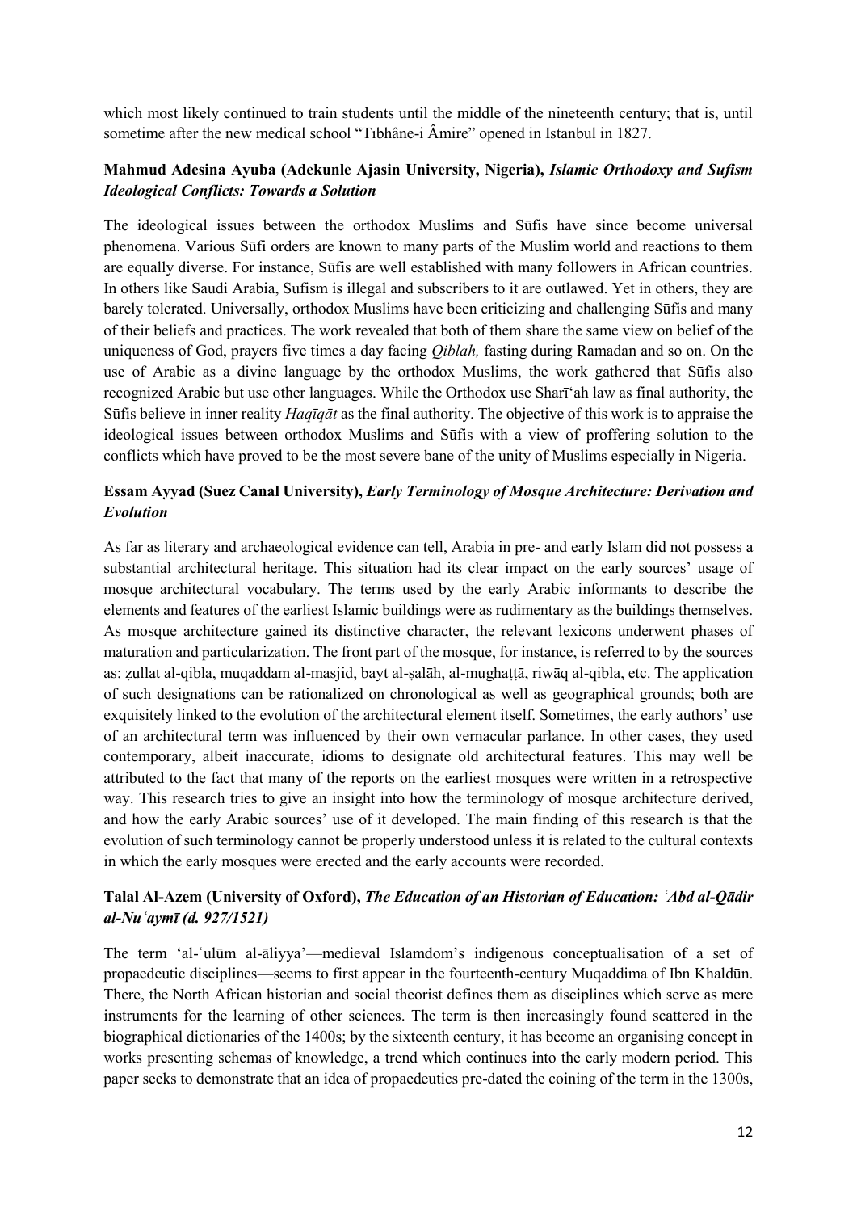which most likely continued to train students until the middle of the nineteenth century; that is, until sometime after the new medical school "Tıbhâne-i Âmire" opened in Istanbul in 1827.

**Mahmud Adesina Ayuba (Adekunle Ajasin University, Nigeria),** ***Islamic Orthodoxy and Sufism Ideological Conflicts: Towards a Solution***

The ideological issues between the orthodox Muslims and Sūfis have since become universal phenomena. Various Sūfi orders are known to many parts of the Muslim world and reactions to them are equally diverse. For instance, Sūfis are well established with many followers in African countries. In others like Saudi Arabia, Sufism is illegal and subscribers to it are outlawed. Yet in others, they are barely tolerated. Universally, orthodox Muslims have been criticizing and challenging Sūfis and many of their beliefs and practices. The work revealed that both of them share the same view on belief of the uniqueness of God, prayers five times a day facing *Qiblah,* fasting during Ramadan and so on. On the use of Arabic as a divine language by the orthodox Muslims, the work gathered that Sūfis also recognized Arabic but use other languages. While the Orthodox use Sharī'ah law as final authority, the Sūfis believe in inner reality *Haqīqāt* as the final authority. The objective of this work is to appraise the ideological issues between orthodox Muslims and Sūfis with a view of proffering solution to the conflicts which have proved to be the most severe bane of the unity of Muslims especially in Nigeria.

**Essam Ayyad (Suez Canal University),** ***Early Terminology of Mosque Architecture: Derivation and Evolution***

As far as literary and archaeological evidence can tell, Arabia in pre- and early Islam did not possess a substantial architectural heritage. This situation had its clear impact on the early sources' usage of mosque architectural vocabulary. The terms used by the early Arabic informants to describe the elements and features of the earliest Islamic buildings were as rudimentary as the buildings themselves. As mosque architecture gained its distinctive character, the relevant lexicons underwent phases of maturation and particularization. The front part of the mosque, for instance, is referred to by the sources as: ẓullat al-qibla, muqaddam al-masjid, bayt al-ṣalāh, al-mughaṭṭā, riwāq al-qibla, etc. The application of such designations can be rationalized on chronological as well as geographical grounds; both are exquisitely linked to the evolution of the architectural element itself. Sometimes, the early authors' use of an architectural term was influenced by their own vernacular parlance. In other cases, they used contemporary, albeit inaccurate, idioms to designate old architectural features. This may well be attributed to the fact that many of the reports on the earliest mosques were written in a retrospective way. This research tries to give an insight into how the terminology of mosque architecture derived, and how the early Arabic sources' use of it developed. The main finding of this research is that the evolution of such terminology cannot be properly understood unless it is related to the cultural contexts in which the early mosques were erected and the early accounts were recorded.

**Talal Al-Azem (University of Oxford),** ***The Education of an Historian of Education: ʿAbd al-Qādir al-Nuʿaymī (d. 927/1521)***

The term 'al-ʿulūm al-āliyya'—medieval Islamdom's indigenous conceptualisation of a set of propaedeutic disciplines—seems to first appear in the fourteenth-century Muqaddima of Ibn Khaldūn. There, the North African historian and social theorist defines them as disciplines which serve as mere instruments for the learning of other sciences. The term is then increasingly found scattered in the biographical dictionaries of the 1400s; by the sixteenth century, it has become an organising concept in works presenting schemas of knowledge, a trend which continues into the early modern period. This paper seeks to demonstrate that an idea of propaedeutics pre-dated the coining of the term in the 1300s,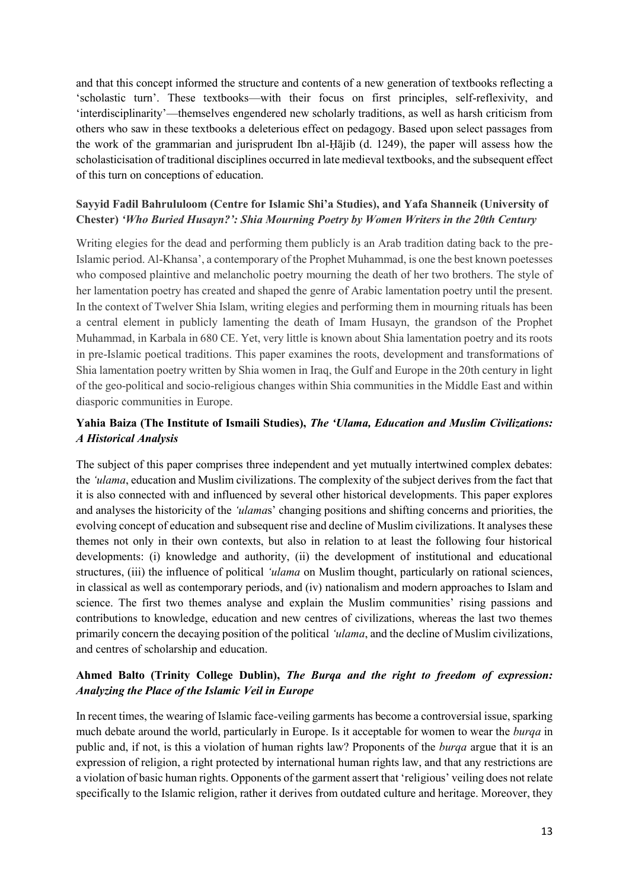and that this concept informed the structure and contents of a new generation of textbooks reflecting a 'scholastic turn'. These textbooks—with their focus on first principles, self-reflexivity, and 'interdisciplinarity'—themselves engendered new scholarly traditions, as well as harsh criticism from others who saw in these textbooks a deleterious effect on pedagogy. Based upon select passages from the work of the grammarian and jurisprudent Ibn al-Ḥājib (d. 1249), the paper will assess how the scholasticisation of traditional disciplines occurred in late medieval textbooks, and the subsequent effect of this turn on conceptions of education.

**Sayyid Fadil Bahrululoom (Centre for Islamic Shi'a Studies), and Yafa Shanneik (University of Chester)** ***'Who Buried Husayn?': Shia Mourning Poetry by Women Writers in the 20th Century***

Writing elegies for the dead and performing them publicly is an Arab tradition dating back to the pre-Islamic period. Al-Khansa', a contemporary of the Prophet Muhammad, is one the best known poetesses who composed plaintive and melancholic poetry mourning the death of her two brothers. The style of her lamentation poetry has created and shaped the genre of Arabic lamentation poetry until the present. In the context of Twelver Shia Islam, writing elegies and performing them in mourning rituals has been a central element in publicly lamenting the death of Imam Husayn, the grandson of the Prophet Muhammad, in Karbala in 680 CE. Yet, very little is known about Shia lamentation poetry and its roots in pre-Islamic poetical traditions. This paper examines the roots, development and transformations of Shia lamentation poetry written by Shia women in Iraq, the Gulf and Europe in the 20th century in light of the geo-political and socio-religious changes within Shia communities in the Middle East and within diasporic communities in Europe.

**Yahia Baiza (The Institute of Ismaili Studies),** ***The 'Ulama, Education and Muslim Civilizations: A Historical Analysis***

The subject of this paper comprises three independent and yet mutually intertwined complex debates: the *'ulama*, education and Muslim civilizations. The complexity of the subject derives from the fact that it is also connected with and influenced by several other historical developments. This paper explores and analyses the historicity of the *'ulama*s' changing positions and shifting concerns and priorities, the evolving concept of education and subsequent rise and decline of Muslim civilizations. It analyses these themes not only in their own contexts, but also in relation to at least the following four historical developments: (i) knowledge and authority, (ii) the development of institutional and educational structures, (iii) the influence of political *'ulama* on Muslim thought, particularly on rational sciences, in classical as well as contemporary periods, and (iv) nationalism and modern approaches to Islam and science. The first two themes analyse and explain the Muslim communities' rising passions and contributions to knowledge, education and new centres of civilizations, whereas the last two themes primarily concern the decaying position of the political *'ulama*, and the decline of Muslim civilizations, and centres of scholarship and education.

**Ahmed Balto (Trinity College Dublin),** ***The Burqa and the right to freedom of expression: Analyzing the Place of the Islamic Veil in Europe***

In recent times, the wearing of Islamic face-veiling garments has become a controversial issue, sparking much debate around the world, particularly in Europe. Is it acceptable for women to wear the *burqa* in public and, if not, is this a violation of human rights law? Proponents of the *burqa* argue that it is an expression of religion, a right protected by international human rights law, and that any restrictions are a violation of basic human rights. Opponents of the garment assert that 'religious' veiling does not relate specifically to the Islamic religion, rather it derives from outdated culture and heritage. Moreover, they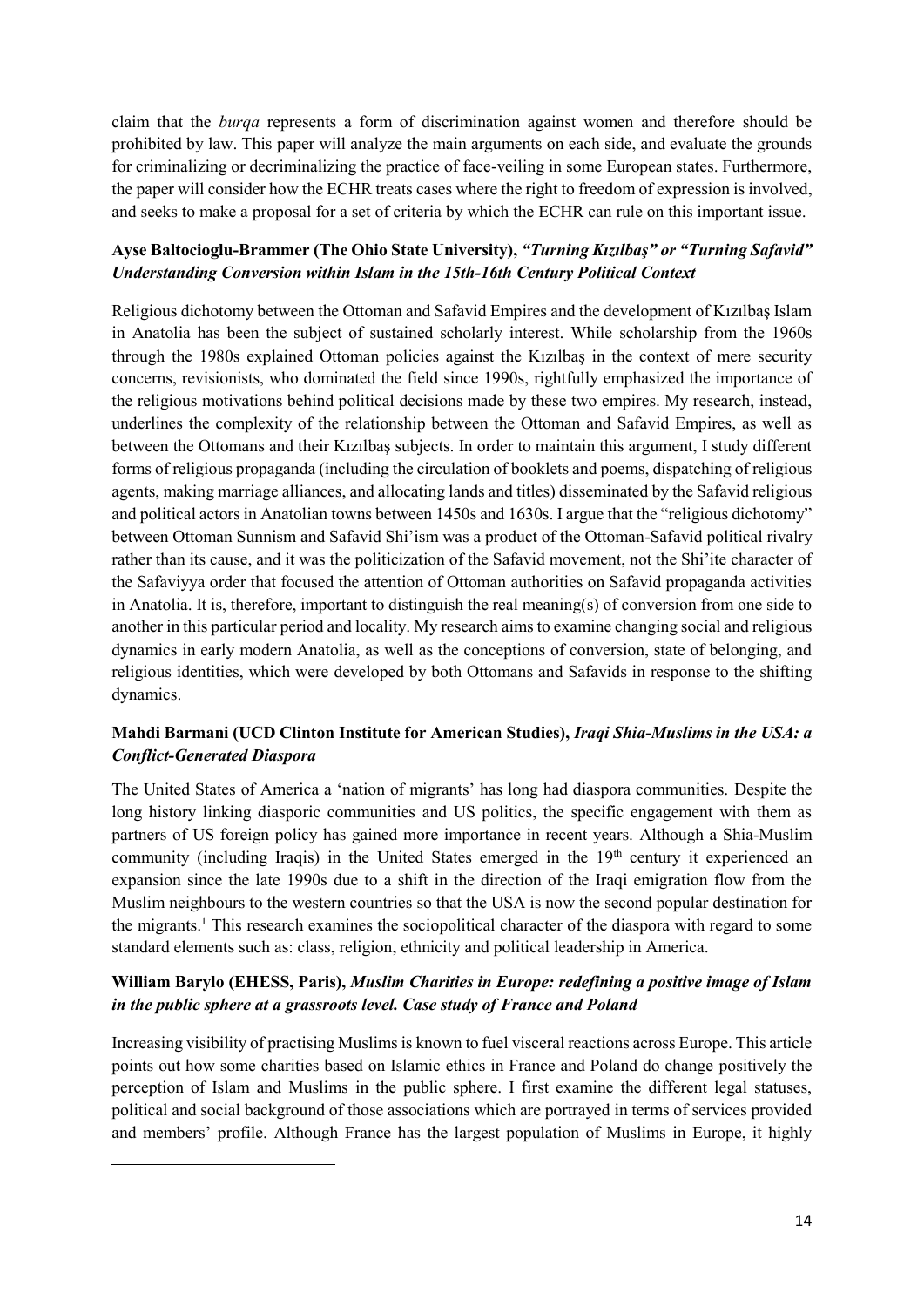claim that the *burqa* represents a form of discrimination against women and therefore should be prohibited by law. This paper will analyze the main arguments on each side, and evaluate the grounds for criminalizing or decriminalizing the practice of face-veiling in some European states. Furthermore, the paper will consider how the ECHR treats cases where the right to freedom of expression is involved, and seeks to make a proposal for a set of criteria by which the ECHR can rule on this important issue.

**Ayse Baltocioglu-Brammer (The Ohio State University),** ***"Turning Kızılbaş" or "Turning Safavid" Understanding Conversion within Islam in the 15th-16th Century Political Context***

Religious dichotomy between the Ottoman and Safavid Empires and the development of Kızılbaş Islam in Anatolia has been the subject of sustained scholarly interest. While scholarship from the 1960s through the 1980s explained Ottoman policies against the Kızılbaş in the context of mere security concerns, revisionists, who dominated the field since 1990s, rightfully emphasized the importance of the religious motivations behind political decisions made by these two empires. My research, instead, underlines the complexity of the relationship between the Ottoman and Safavid Empires, as well as between the Ottomans and their Kızılbaş subjects. In order to maintain this argument, I study different forms of religious propaganda (including the circulation of booklets and poems, dispatching of religious agents, making marriage alliances, and allocating lands and titles) disseminated by the Safavid religious and political actors in Anatolian towns between 1450s and 1630s. I argue that the "religious dichotomy" between Ottoman Sunnism and Safavid Shi'ism was a product of the Ottoman-Safavid political rivalry rather than its cause, and it was the politicization of the Safavid movement, not the Shi'ite character of the Safaviyya order that focused the attention of Ottoman authorities on Safavid propaganda activities in Anatolia. It is, therefore, important to distinguish the real meaning(s) of conversion from one side to another in this particular period and locality. My research aims to examine changing social and religious dynamics in early modern Anatolia, as well as the conceptions of conversion, state of belonging, and religious identities, which were developed by both Ottomans and Safavids in response to the shifting dynamics.

**Mahdi Barmani (UCD Clinton Institute for American Studies),** ***Iraqi Shia-Muslims in the USA: a Conflict-Generated Diaspora***

The United States of America a 'nation of migrants' has long had diaspora communities. Despite the long history linking diasporic communities and US politics, the specific engagement with them as partners of US foreign policy has gained more importance in recent years. Although a Shia-Muslim community (including Iraqis) in the United States emerged in the 19th century it experienced an expansion since the late 1990s due to a shift in the direction of the Iraqi emigration flow from the Muslim neighbours to the western countries so that the USA is now the second popular destination for the migrants.[1] This research examines the sociopolitical character of the diaspora with regard to some standard elements such as: class, religion, ethnicity and political leadership in America.

**William Barylo (EHESS, Paris),** ***Muslim Charities in Europe: redefining a positive image of Islam in the public sphere at a grassroots level. Case study of France and Poland***

Increasing visibility of practising Muslims is known to fuel visceral reactions across Europe. This article points out how some charities based on Islamic ethics in France and Poland do change positively the perception of Islam and Muslims in the public sphere. I first examine the different legal statuses, political and social background of those associations which are portrayed in terms of services provided and members' profile. Although France has the largest population of Muslims in Europe, it highly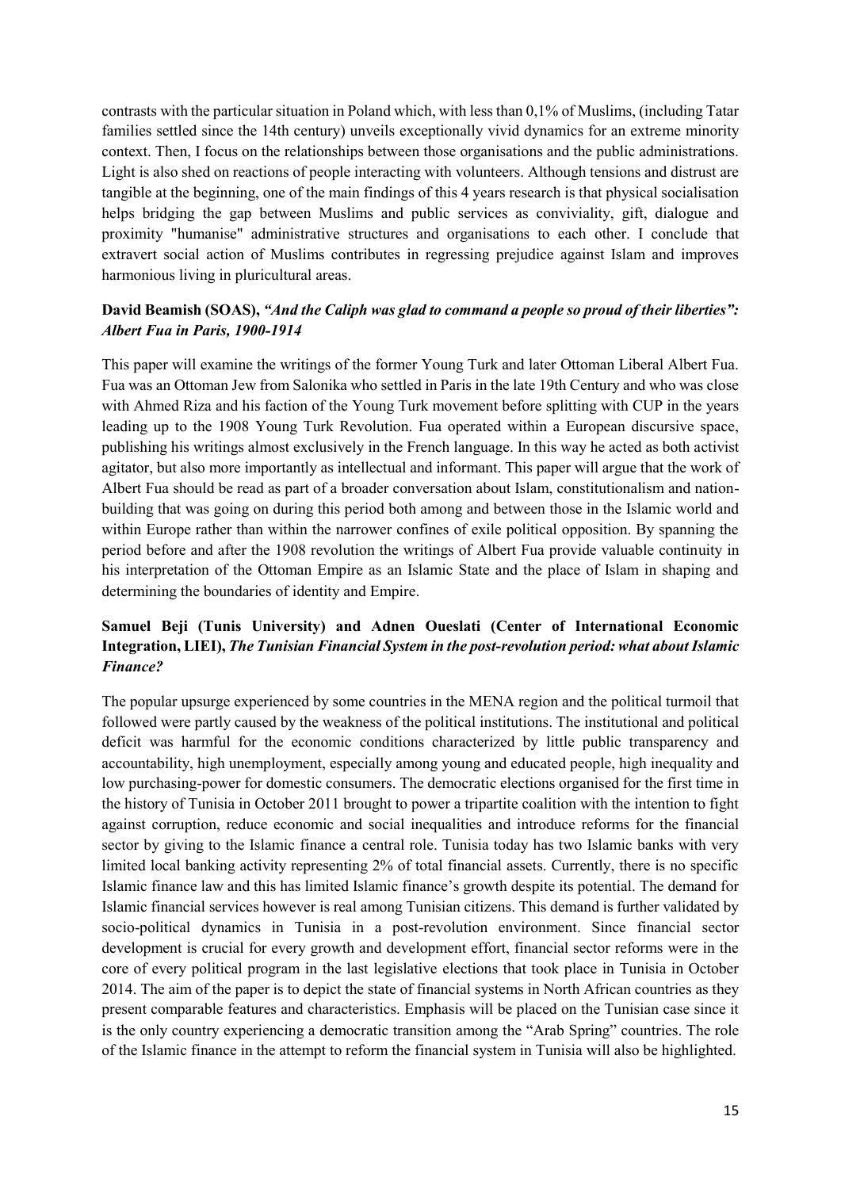contrasts with the particular situation in Poland which, with less than 0,1% of Muslims, (including Tatar families settled since the 14th century) unveils exceptionally vivid dynamics for an extreme minority context. Then, I focus on the relationships between those organisations and the public administrations. Light is also shed on reactions of people interacting with volunteers. Although tensions and distrust are tangible at the beginning, one of the main findings of this 4 years research is that physical socialisation helps bridging the gap between Muslims and public services as conviviality, gift, dialogue and proximity "humanise" administrative structures and organisations to each other. I conclude that extravert social action of Muslims contributes in regressing prejudice against Islam and improves harmonious living in pluricultural areas.

**David Beamish (SOAS),** ***"And the Caliph was glad to command a people so proud of their liberties": Albert Fua in Paris, 1900-1914***

This paper will examine the writings of the former Young Turk and later Ottoman Liberal Albert Fua. Fua was an Ottoman Jew from Salonika who settled in Paris in the late 19th Century and who was close with Ahmed Riza and his faction of the Young Turk movement before splitting with CUP in the years leading up to the 1908 Young Turk Revolution. Fua operated within a European discursive space, publishing his writings almost exclusively in the French language. In this way he acted as both activist agitator, but also more importantly as intellectual and informant. This paper will argue that the work of Albert Fua should be read as part of a broader conversation about Islam, constitutionalism and nation-building that was going on during this period both among and between those in the Islamic world and within Europe rather than within the narrower confines of exile political opposition. By spanning the period before and after the 1908 revolution the writings of Albert Fua provide valuable continuity in his interpretation of the Ottoman Empire as an Islamic State and the place of Islam in shaping and determining the boundaries of identity and Empire.

**Samuel Beji (Tunis University) and Adnen Oueslati (Center of International Economic Integration, LIEI),** ***The Tunisian Financial System in the post-revolution period: what about Islamic Finance?***

The popular upsurge experienced by some countries in the MENA region and the political turmoil that followed were partly caused by the weakness of the political institutions. The institutional and political deficit was harmful for the economic conditions characterized by little public transparency and accountability, high unemployment, especially among young and educated people, high inequality and low purchasing-power for domestic consumers. The democratic elections organised for the first time in the history of Tunisia in October 2011 brought to power a tripartite coalition with the intention to fight against corruption, reduce economic and social inequalities and introduce reforms for the financial sector by giving to the Islamic finance a central role. Tunisia today has two Islamic banks with very limited local banking activity representing 2% of total financial assets. Currently, there is no specific Islamic finance law and this has limited Islamic finance's growth despite its potential. The demand for Islamic financial services however is real among Tunisian citizens. This demand is further validated by socio-political dynamics in Tunisia in a post-revolution environment. Since financial sector development is crucial for every growth and development effort, financial sector reforms were in the core of every political program in the last legislative elections that took place in Tunisia in October 2014. The aim of the paper is to depict the state of financial systems in North African countries as they present comparable features and characteristics. Emphasis will be placed on the Tunisian case since it is the only country experiencing a democratic transition among the "Arab Spring" countries. The role of the Islamic finance in the attempt to reform the financial system in Tunisia will also be highlighted.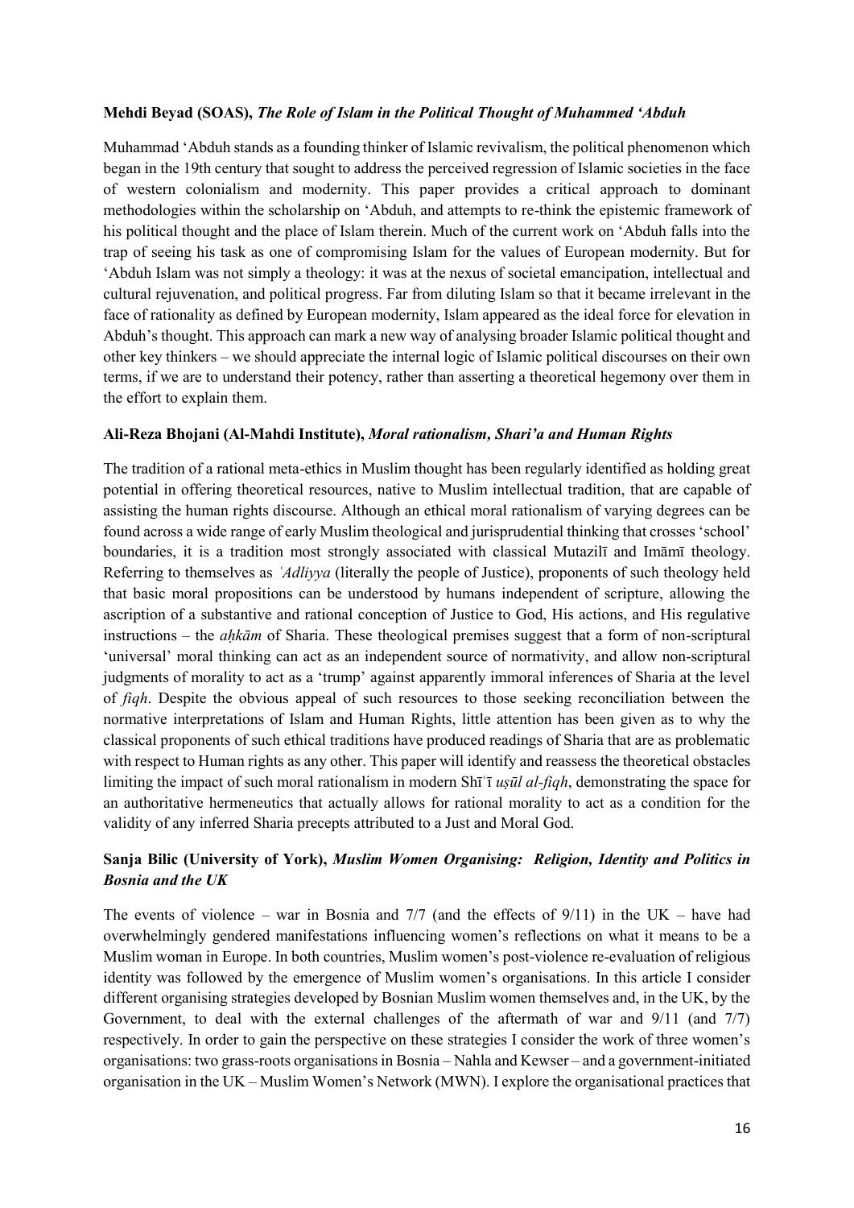**Mehdi Beyad (SOAS),** ***The Role of Islam in the Political Thought of Muhammed ʻAbduh***

Muhammad ʻAbduh stands as a founding thinker of Islamic revivalism, the political phenomenon which began in the 19th century that sought to address the perceived regression of Islamic societies in the face of western colonialism and modernity. This paper provides a critical approach to dominant methodologies within the scholarship on ʻAbduh, and attempts to re-think the epistemic framework of his political thought and the place of Islam therein. Much of the current work on ʻAbduh falls into the trap of seeing his task as one of compromising Islam for the values of European modernity. But for ʻAbduh Islam was not simply a theology: it was at the nexus of societal emancipation, intellectual and cultural rejuvenation, and political progress. Far from diluting Islam so that it became irrelevant in the face of rationality as defined by European modernity, Islam appeared as the ideal force for elevation in Abduh's thought. This approach can mark a new way of analysing broader Islamic political thought and other key thinkers – we should appreciate the internal logic of Islamic political discourses on their own terms, if we are to understand their potency, rather than asserting a theoretical hegemony over them in the effort to explain them.

**Ali-Reza Bhojani (Al-Mahdi Institute),** ***Moral rationalism, Shari'a and Human Rights***

The tradition of a rational meta-ethics in Muslim thought has been regularly identified as holding great potential in offering theoretical resources, native to Muslim intellectual tradition, that are capable of assisting the human rights discourse. Although an ethical moral rationalism of varying degrees can be found across a wide range of early Muslim theological and jurisprudential thinking that crosses 'school' boundaries, it is a tradition most strongly associated with classical Mutazilī and Imāmī theology. Referring to themselves as *ʿAdliyya* (literally the people of Justice), proponents of such theology held that basic moral propositions can be understood by humans independent of scripture, allowing the ascription of a substantive and rational conception of Justice to God, His actions, and His regulative instructions – the *aḥkām* of Sharia. These theological premises suggest that a form of non-scriptural 'universal' moral thinking can act as an independent source of normativity, and allow non-scriptural judgments of morality to act as a 'trump' against apparently immoral inferences of Sharia at the level of *fiqh*. Despite the obvious appeal of such resources to those seeking reconciliation between the normative interpretations of Islam and Human Rights, little attention has been given as to why the classical proponents of such ethical traditions have produced readings of Sharia that are as problematic with respect to Human rights as any other. This paper will identify and reassess the theoretical obstacles limiting the impact of such moral rationalism in modern Shīʿī *uṣūl al-fiqh*, demonstrating the space for an authoritative hermeneutics that actually allows for rational morality to act as a condition for the validity of any inferred Sharia precepts attributed to a Just and Moral God.

**Sanja Bilic (University of York),** ***Muslim Women Organising: Religion, Identity and Politics in Bosnia and the UK***

The events of violence – war in Bosnia and 7/7 (and the effects of 9/11) in the UK – have had overwhelmingly gendered manifestations influencing women's reflections on what it means to be a Muslim woman in Europe. In both countries, Muslim women's post-violence re-evaluation of religious identity was followed by the emergence of Muslim women's organisations. In this article I consider different organising strategies developed by Bosnian Muslim women themselves and, in the UK, by the Government, to deal with the external challenges of the aftermath of war and 9/11 (and 7/7) respectively. In order to gain the perspective on these strategies I consider the work of three women's organisations: two grass-roots organisations in Bosnia – Nahla and Kewser – and a government-initiated organisation in the UK – Muslim Women's Network (MWN). I explore the organisational practices that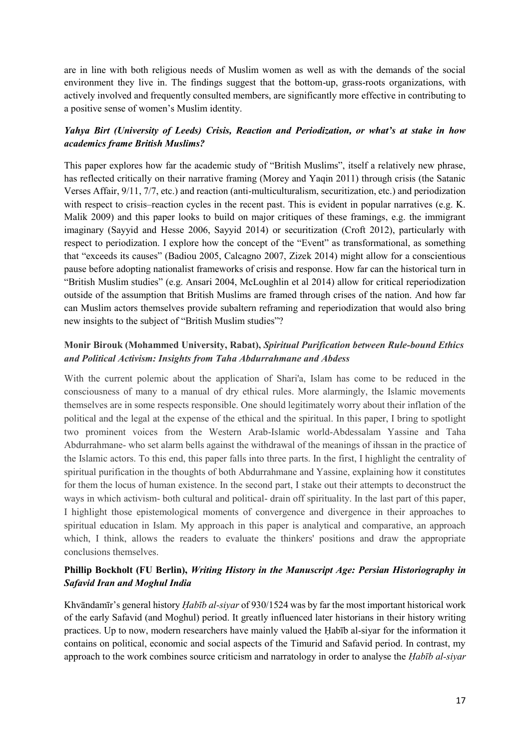are in line with both religious needs of Muslim women as well as with the demands of the social environment they live in. The findings suggest that the bottom-up, grass-roots organizations, with actively involved and frequently consulted members, are significantly more effective in contributing to a positive sense of women's Muslim identity.

### *Yahya Birt (University of Leeds) Crisis, Reaction and Periodization, or what's at stake in how academics frame British Muslims?*

This paper explores how far the academic study of "British Muslims", itself a relatively new phrase, has reflected critically on their narrative framing (Morey and Yaqin 2011) through crisis (the Satanic Verses Affair, 9/11, 7/7, etc.) and reaction (anti-multiculturalism, securitization, etc.) and periodization with respect to crisis–reaction cycles in the recent past. This is evident in popular narratives (e.g. K. Malik 2009) and this paper looks to build on major critiques of these framings, e.g. the immigrant imaginary (Sayyid and Hesse 2006, Sayyid 2014) or securitization (Croft 2012), particularly with respect to periodization. I explore how the concept of the "Event" as transformational, as something that "exceeds its causes" (Badiou 2005, Calcagno 2007, Zizek 2014) might allow for a conscientious pause before adopting nationalist frameworks of crisis and response. How far can the historical turn in "British Muslim studies" (e.g. Ansari 2004, McLoughlin et al 2014) allow for critical reperiodization outside of the assumption that British Muslims are framed through crises of the nation. And how far can Muslim actors themselves provide subaltern reframing and reperiodization that would also bring new insights to the subject of "British Muslim studies"?

### **Monir Birouk (Mohammed University, Rabat),** ***Spiritual Purification between Rule-bound Ethics and Political Activism: Insights from Taha Abdurrahmane and Abdess***

With the current polemic about the application of Shari'a, Islam has come to be reduced in the consciousness of many to a manual of dry ethical rules. More alarmingly, the Islamic movements themselves are in some respects responsible. One should legitimately worry about their inflation of the political and the legal at the expense of the ethical and the spiritual. In this paper, I bring to spotlight two prominent voices from the Western Arab-Islamic world-Abdessalam Yassine and Taha Abdurrahmane- who set alarm bells against the withdrawal of the meanings of ihssan in the practice of the Islamic actors. To this end, this paper falls into three parts. In the first, I highlight the centrality of spiritual purification in the thoughts of both Abdurrahmane and Yassine, explaining how it constitutes for them the locus of human existence. In the second part, I stake out their attempts to deconstruct the ways in which activism- both cultural and political- drain off spirituality. In the last part of this paper, I highlight those epistemological moments of convergence and divergence in their approaches to spiritual education in Islam. My approach in this paper is analytical and comparative, an approach which, I think, allows the readers to evaluate the thinkers' positions and draw the appropriate conclusions themselves.

### **Phillip Bockholt (FU Berlin),** ***Writing History in the Manuscript Age: Persian Historiography in Safavid Iran and Moghul India***

Khvāndamīr's general history *Ḥabīb al-siyar* of 930/1524 was by far the most important historical work of the early Safavid (and Moghul) period. It greatly influenced later historians in their history writing practices. Up to now, modern researchers have mainly valued the Ḥabīb al-siyar for the information it contains on political, economic and social aspects of the Timurid and Safavid period. In contrast, my approach to the work combines source criticism and narratology in order to analyse the *Ḥabīb al-siyar*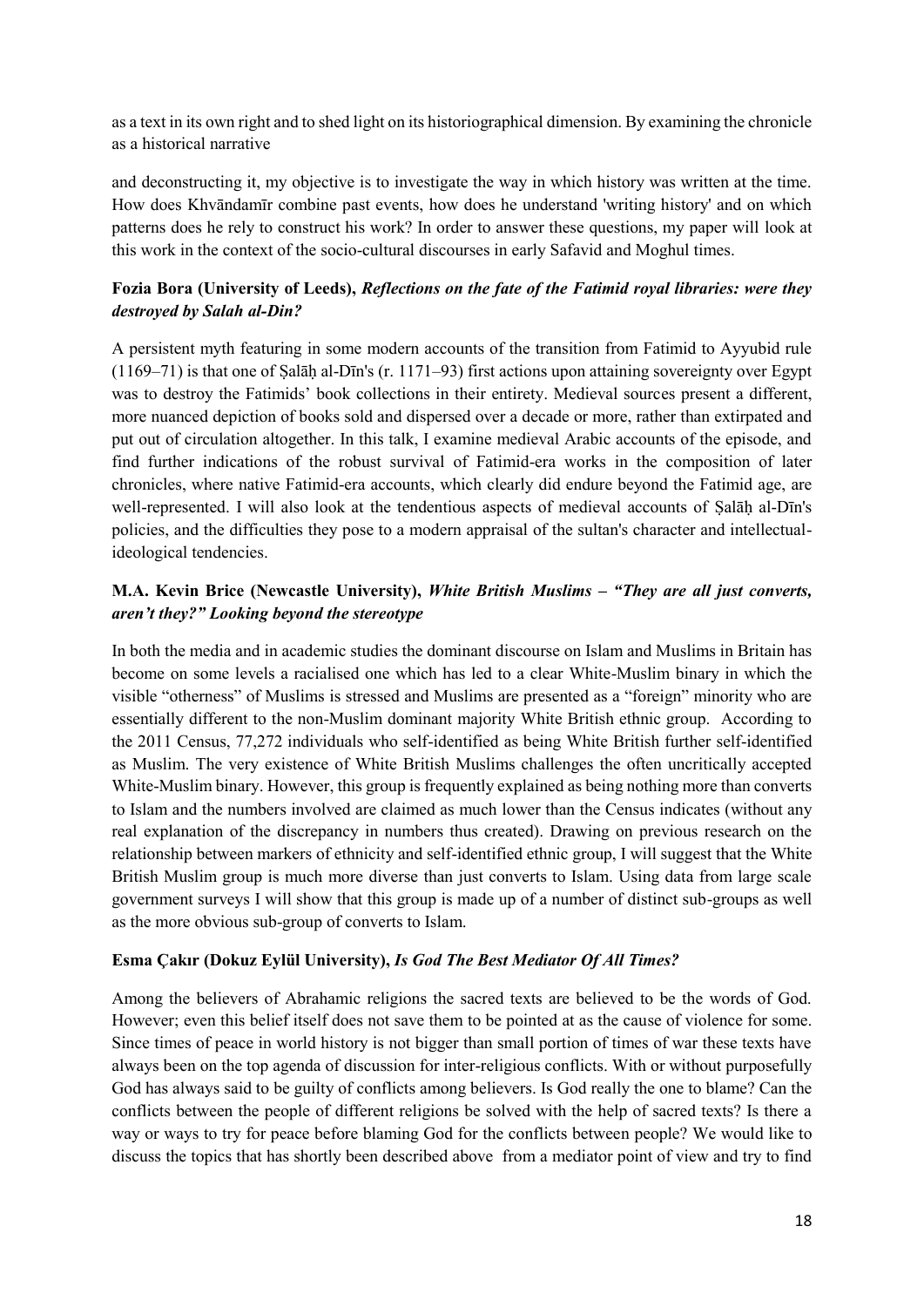as a text in its own right and to shed light on its historiographical dimension. By examining the chronicle as a historical narrative

and deconstructing it, my objective is to investigate the way in which history was written at the time. How does Khvāndamīr combine past events, how does he understand 'writing history' and on which patterns does he rely to construct his work? In order to answer these questions, my paper will look at this work in the context of the socio-cultural discourses in early Safavid and Moghul times.

**Fozia Bora (University of Leeds),** ***Reflections on the fate of the Fatimid royal libraries: were they destroyed by Salah al-Din?***

A persistent myth featuring in some modern accounts of the transition from Fatimid to Ayyubid rule (1169–71) is that one of Ṣalāḥ al-Dīn's (r. 1171–93) first actions upon attaining sovereignty over Egypt was to destroy the Fatimids' book collections in their entirety. Medieval sources present a different, more nuanced depiction of books sold and dispersed over a decade or more, rather than extirpated and put out of circulation altogether. In this talk, I examine medieval Arabic accounts of the episode, and find further indications of the robust survival of Fatimid-era works in the composition of later chronicles, where native Fatimid-era accounts, which clearly did endure beyond the Fatimid age, are well-represented. I will also look at the tendentious aspects of medieval accounts of Ṣalāḥ al-Dīn's policies, and the difficulties they pose to a modern appraisal of the sultan's character and intellectual-ideological tendencies.

**M.A. Kevin Brice (Newcastle University),** ***White British Muslims – "They are all just converts, aren't they?" Looking beyond the stereotype***

In both the media and in academic studies the dominant discourse on Islam and Muslims in Britain has become on some levels a racialised one which has led to a clear White-Muslim binary in which the visible "otherness" of Muslims is stressed and Muslims are presented as a "foreign" minority who are essentially different to the non-Muslim dominant majority White British ethnic group. According to the 2011 Census, 77,272 individuals who self-identified as being White British further self-identified as Muslim. The very existence of White British Muslims challenges the often uncritically accepted White-Muslim binary. However, this group is frequently explained as being nothing more than converts to Islam and the numbers involved are claimed as much lower than the Census indicates (without any real explanation of the discrepancy in numbers thus created). Drawing on previous research on the relationship between markers of ethnicity and self-identified ethnic group, I will suggest that the White British Muslim group is much more diverse than just converts to Islam. Using data from large scale government surveys I will show that this group is made up of a number of distinct sub-groups as well as the more obvious sub-group of converts to Islam.

**Esma Çakır (Dokuz Eylül University),** ***Is God The Best Mediator Of All Times?***

Among the believers of Abrahamic religions the sacred texts are believed to be the words of God. However; even this belief itself does not save them to be pointed at as the cause of violence for some. Since times of peace in world history is not bigger than small portion of times of war these texts have always been on the top agenda of discussion for inter-religious conflicts. With or without purposefully God has always said to be guilty of conflicts among believers. Is God really the one to blame? Can the conflicts between the people of different religions be solved with the help of sacred texts? Is there a way or ways to try for peace before blaming God for the conflicts between people? We would like to discuss the topics that has shortly been described above from a mediator point of view and try to find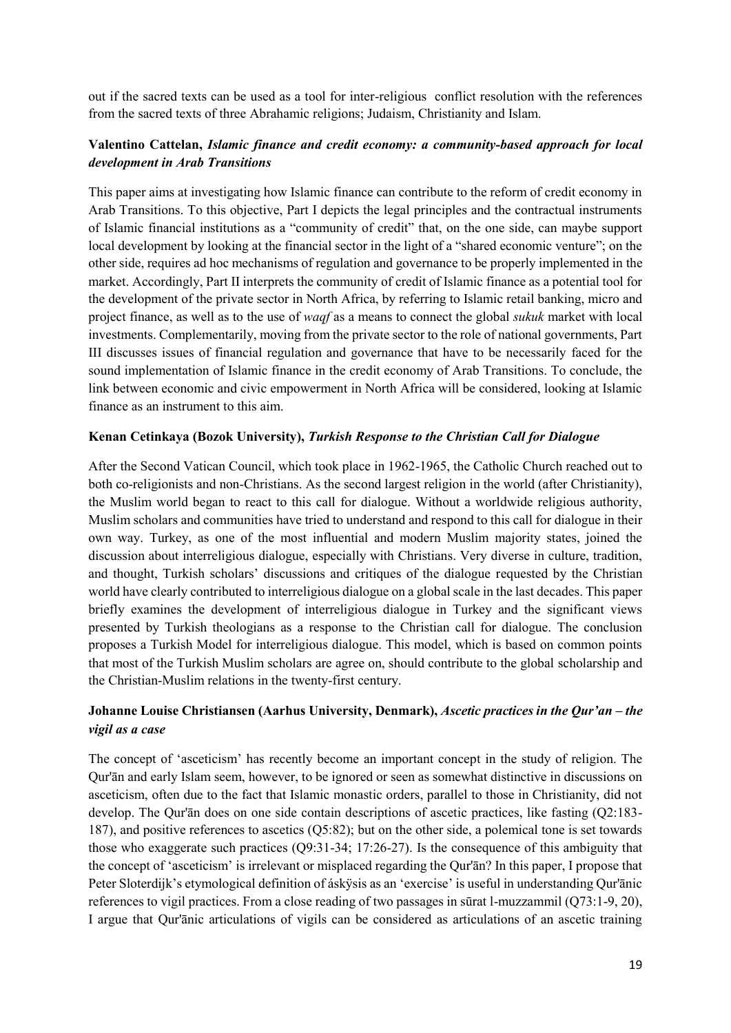out if the sacred texts can be used as a tool for inter-religious conflict resolution with the references from the sacred texts of three Abrahamic religions; Judaism, Christianity and Islam.

**Valentino Cattelan, *Islamic finance and credit economy: a community-based approach for local development in Arab Transitions***

This paper aims at investigating how Islamic finance can contribute to the reform of credit economy in Arab Transitions. To this objective, Part I depicts the legal principles and the contractual instruments of Islamic financial institutions as a "community of credit" that, on the one side, can maybe support local development by looking at the financial sector in the light of a "shared economic venture"; on the other side, requires ad hoc mechanisms of regulation and governance to be properly implemented in the market. Accordingly, Part II interprets the community of credit of Islamic finance as a potential tool for the development of the private sector in North Africa, by referring to Islamic retail banking, micro and project finance, as well as to the use of *waqf* as a means to connect the global *sukuk* market with local investments. Complementarily, moving from the private sector to the role of national governments, Part III discusses issues of financial regulation and governance that have to be necessarily faced for the sound implementation of Islamic finance in the credit economy of Arab Transitions. To conclude, the link between economic and civic empowerment in North Africa will be considered, looking at Islamic finance as an instrument to this aim.

**Kenan Cetinkaya (Bozok University), *Turkish Response to the Christian Call for Dialogue***

After the Second Vatican Council, which took place in 1962-1965, the Catholic Church reached out to both co-religionists and non-Christians. As the second largest religion in the world (after Christianity), the Muslim world began to react to this call for dialogue. Without a worldwide religious authority, Muslim scholars and communities have tried to understand and respond to this call for dialogue in their own way. Turkey, as one of the most influential and modern Muslim majority states, joined the discussion about interreligious dialogue, especially with Christians. Very diverse in culture, tradition, and thought, Turkish scholars' discussions and critiques of the dialogue requested by the Christian world have clearly contributed to interreligious dialogue on a global scale in the last decades. This paper briefly examines the development of interreligious dialogue in Turkey and the significant views presented by Turkish theologians as a response to the Christian call for dialogue. The conclusion proposes a Turkish Model for interreligious dialogue. This model, which is based on common points that most of the Turkish Muslim scholars are agree on, should contribute to the global scholarship and the Christian-Muslim relations in the twenty-first century.

**Johanne Louise Christiansen (Aarhus University, Denmark), *Ascetic practices in the Qur'an – the vigil as a case***

The concept of 'asceticism' has recently become an important concept in the study of religion. The Qur'ān and early Islam seem, however, to be ignored or seen as somewhat distinctive in discussions on asceticism, often due to the fact that Islamic monastic orders, parallel to those in Christianity, did not develop. The Qur'ān does on one side contain descriptions of ascetic practices, like fasting (Q2:183-187), and positive references to ascetics (Q5:82); but on the other side, a polemical tone is set towards those who exaggerate such practices (Q9:31-34; 17:26-27). Is the consequence of this ambiguity that the concept of 'asceticism' is irrelevant or misplaced regarding the Qur'ān? In this paper, I propose that Peter Sloterdijk's etymological definition of áskÿsis as an 'exercise' is useful in understanding Qur'ānic references to vigil practices. From a close reading of two passages in sūrat l-muzzammil (Q73:1-9, 20), I argue that Qur'ānic articulations of vigils can be considered as articulations of an ascetic training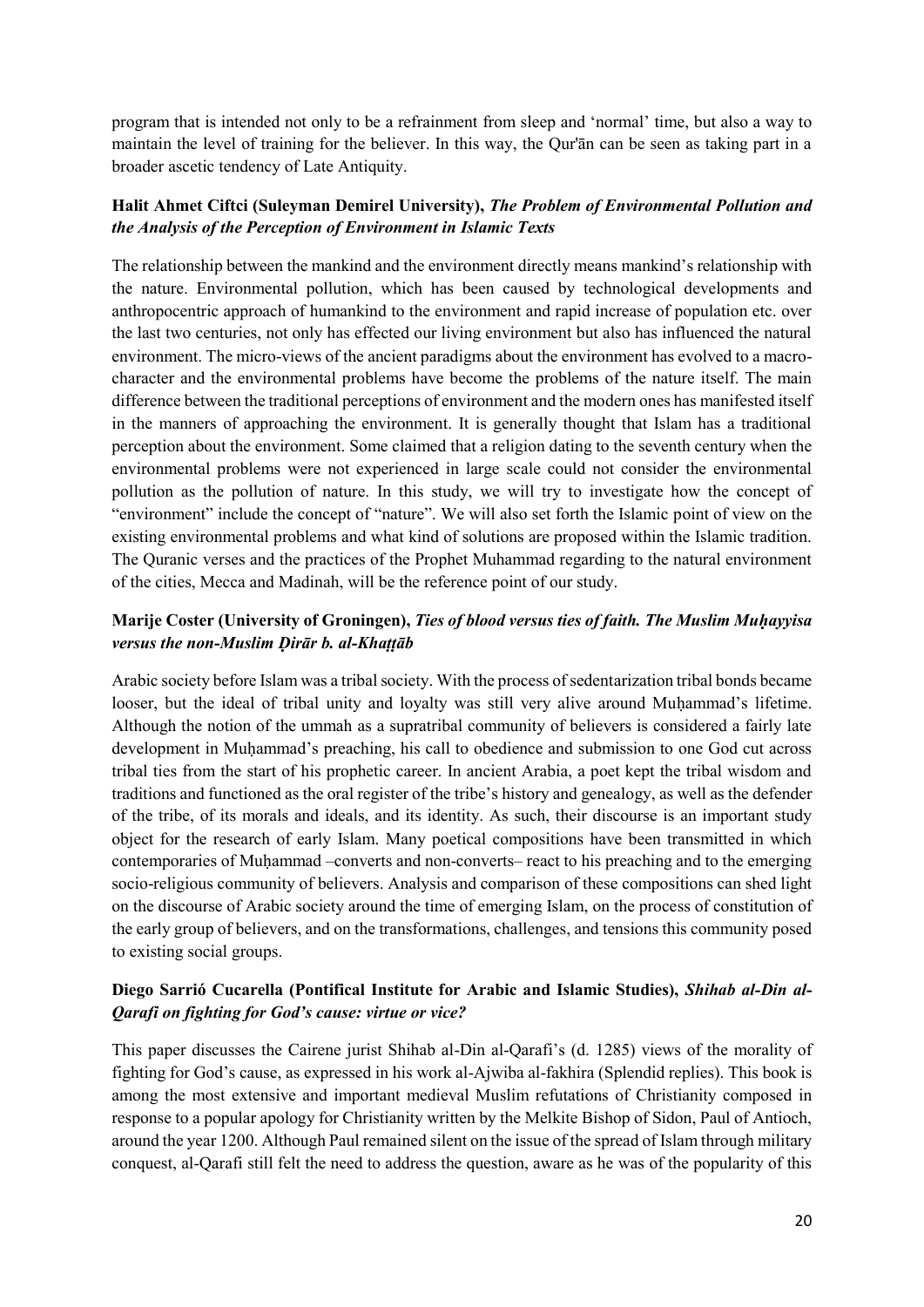program that is intended not only to be a refrainment from sleep and 'normal' time, but also a way to maintain the level of training for the believer. In this way, the Qur'ān can be seen as taking part in a broader ascetic tendency of Late Antiquity.

**Halit Ahmet Ciftci (Suleyman Demirel University),** ***The Problem of Environmental Pollution and the Analysis of the Perception of Environment in Islamic Texts***

The relationship between the mankind and the environment directly means mankind's relationship with the nature. Environmental pollution, which has been caused by technological developments and anthropocentric approach of humankind to the environment and rapid increase of population etc. over the last two centuries, not only has effected our living environment but also has influenced the natural environment. The micro-views of the ancient paradigms about the environment has evolved to a macro-character and the environmental problems have become the problems of the nature itself. The main difference between the traditional perceptions of environment and the modern ones has manifested itself in the manners of approaching the environment. It is generally thought that Islam has a traditional perception about the environment. Some claimed that a religion dating to the seventh century when the environmental problems were not experienced in large scale could not consider the environmental pollution as the pollution of nature. In this study, we will try to investigate how the concept of "environment" include the concept of "nature". We will also set forth the Islamic point of view on the existing environmental problems and what kind of solutions are proposed within the Islamic tradition. The Quranic verses and the practices of the Prophet Muhammad regarding to the natural environment of the cities, Mecca and Madinah, will be the reference point of our study.

**Marije Coster (University of Groningen),** ***Ties of blood versus ties of faith. The Muslim Muḥayyisa versus the non-Muslim Ḍirār b. al-Khaṭṭāb***

Arabic society before Islam was a tribal society. With the process of sedentarization tribal bonds became looser, but the ideal of tribal unity and loyalty was still very alive around Muḥammad's lifetime. Although the notion of the ummah as a supratribal community of believers is considered a fairly late development in Muḥammad's preaching, his call to obedience and submission to one God cut across tribal ties from the start of his prophetic career. In ancient Arabia, a poet kept the tribal wisdom and traditions and functioned as the oral register of the tribe's history and genealogy, as well as the defender of the tribe, of its morals and ideals, and its identity. As such, their discourse is an important study object for the research of early Islam. Many poetical compositions have been transmitted in which contemporaries of Muḥammad –converts and non-converts– react to his preaching and to the emerging socio-religious community of believers. Analysis and comparison of these compositions can shed light on the discourse of Arabic society around the time of emerging Islam, on the process of constitution of the early group of believers, and on the transformations, challenges, and tensions this community posed to existing social groups.

**Diego Sarrió Cucarella (Pontifical Institute for Arabic and Islamic Studies),** ***Shihab al-Din al-Qarafi on fighting for God's cause: virtue or vice?***

This paper discusses the Cairene jurist Shihab al-Din al-Qarafi's (d. 1285) views of the morality of fighting for God's cause, as expressed in his work al-Ajwiba al-fakhira (Splendid replies). This book is among the most extensive and important medieval Muslim refutations of Christianity composed in response to a popular apology for Christianity written by the Melkite Bishop of Sidon, Paul of Antioch, around the year 1200. Although Paul remained silent on the issue of the spread of Islam through military conquest, al-Qarafi still felt the need to address the question, aware as he was of the popularity of this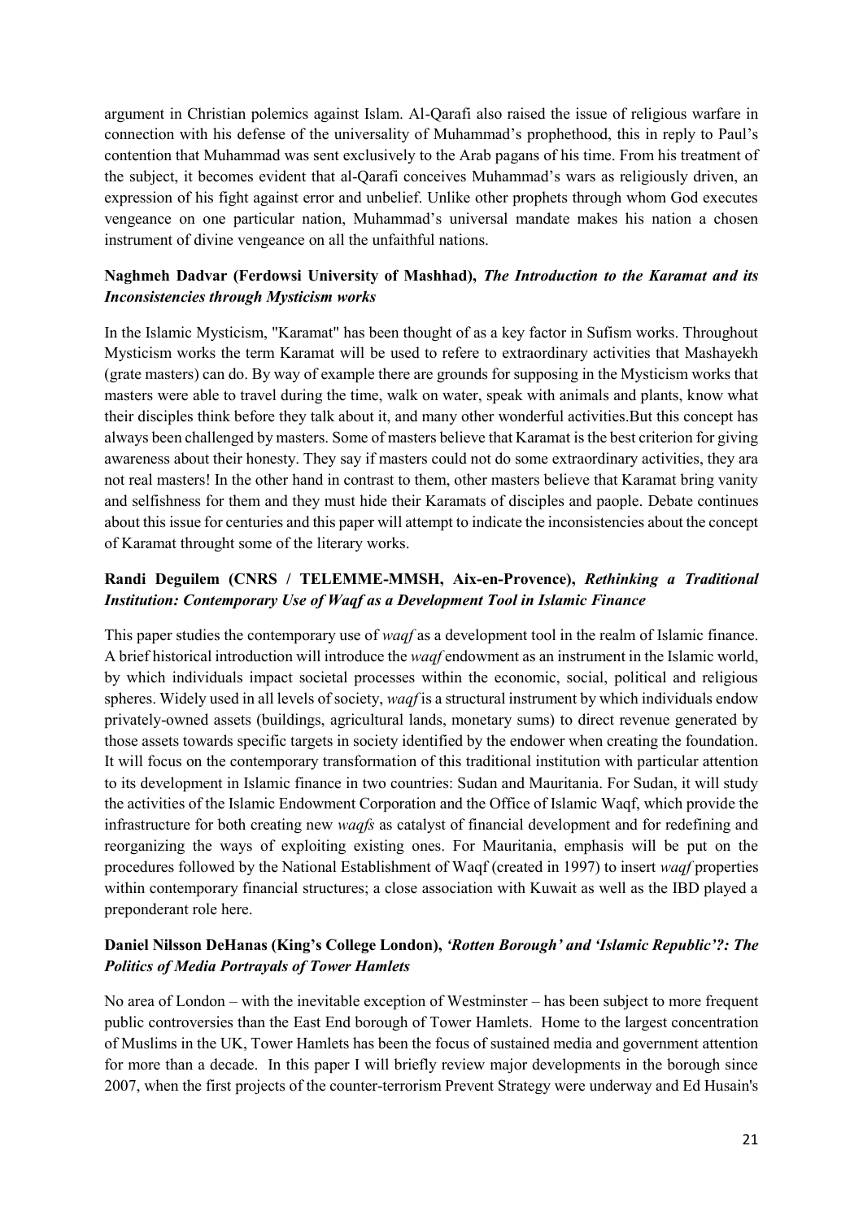argument in Christian polemics against Islam. Al-Qarafi also raised the issue of religious warfare in connection with his defense of the universality of Muhammad's prophethood, this in reply to Paul's contention that Muhammad was sent exclusively to the Arab pagans of his time. From his treatment of the subject, it becomes evident that al-Qarafi conceives Muhammad's wars as religiously driven, an expression of his fight against error and unbelief. Unlike other prophets through whom God executes vengeance on one particular nation, Muhammad's universal mandate makes his nation a chosen instrument of divine vengeance on all the unfaithful nations.

**Naghmeh Dadvar (Ferdowsi University of Mashhad), *The Introduction to the Karamat and its Inconsistencies through Mysticism works***

In the Islamic Mysticism, "Karamat" has been thought of as a key factor in Sufism works. Throughout Mysticism works the term Karamat will be used to refere to extraordinary activities that Mashayekh (grate masters) can do. By way of example there are grounds for supposing in the Mysticism works that masters were able to travel during the time, walk on water, speak with animals and plants, know what their disciples think before they talk about it, and many other wonderful activities.But this concept has always been challenged by masters. Some of masters believe that Karamat is the best criterion for giving awareness about their honesty. They say if masters could not do some extraordinary activities, they ara not real masters! In the other hand in contrast to them, other masters believe that Karamat bring vanity and selfishness for them and they must hide their Karamats of disciples and paople. Debate continues about this issue for centuries and this paper will attempt to indicate the inconsistencies about the concept of Karamat throught some of the literary works.

**Randi Deguilem (CNRS / TELEMME-MMSH, Aix-en-Provence), *Rethinking a Traditional Institution: Contemporary Use of Waqf as a Development Tool in Islamic Finance***

This paper studies the contemporary use of *waqf* as a development tool in the realm of Islamic finance. A brief historical introduction will introduce the *waqf* endowment as an instrument in the Islamic world, by which individuals impact societal processes within the economic, social, political and religious spheres. Widely used in all levels of society, *waqf* is a structural instrument by which individuals endow privately-owned assets (buildings, agricultural lands, monetary sums) to direct revenue generated by those assets towards specific targets in society identified by the endower when creating the foundation. It will focus on the contemporary transformation of this traditional institution with particular attention to its development in Islamic finance in two countries: Sudan and Mauritania. For Sudan, it will study the activities of the Islamic Endowment Corporation and the Office of Islamic Waqf, which provide the infrastructure for both creating new *waqfs* as catalyst of financial development and for redefining and reorganizing the ways of exploiting existing ones. For Mauritania, emphasis will be put on the procedures followed by the National Establishment of Waqf (created in 1997) to insert *waqf* properties within contemporary financial structures; a close association with Kuwait as well as the IBD played a preponderant role here.

**Daniel Nilsson DeHanas (King's College London), *'Rotten Borough' and 'Islamic Republic'?: The Politics of Media Portrayals of Tower Hamlets***

No area of London – with the inevitable exception of Westminster – has been subject to more frequent public controversies than the East End borough of Tower Hamlets. Home to the largest concentration of Muslims in the UK, Tower Hamlets has been the focus of sustained media and government attention for more than a decade. In this paper I will briefly review major developments in the borough since 2007, when the first projects of the counter-terrorism Prevent Strategy were underway and Ed Husain's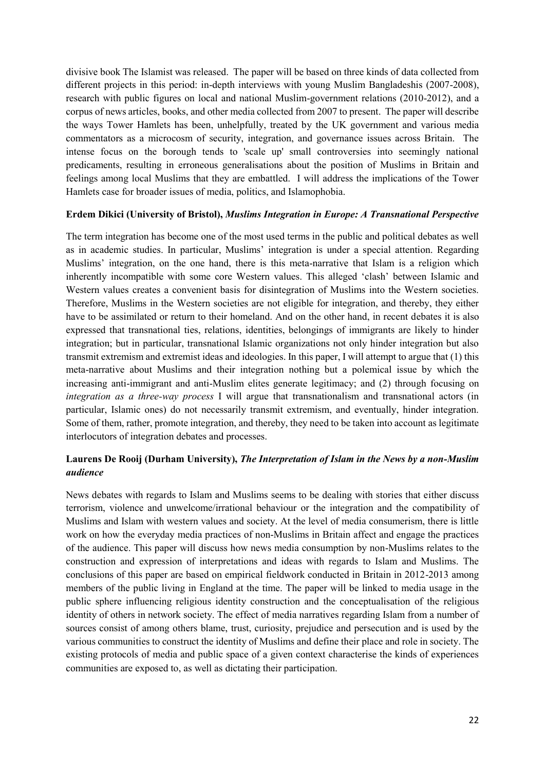divisive book The Islamist was released. The paper will be based on three kinds of data collected from different projects in this period: in-depth interviews with young Muslim Bangladeshis (2007-2008), research with public figures on local and national Muslim-government relations (2010-2012), and a corpus of news articles, books, and other media collected from 2007 to present. The paper will describe the ways Tower Hamlets has been, unhelpfully, treated by the UK government and various media commentators as a microcosm of security, integration, and governance issues across Britain. The intense focus on the borough tends to 'scale up' small controversies into seemingly national predicaments, resulting in erroneous generalisations about the position of Muslims in Britain and feelings among local Muslims that they are embattled. I will address the implications of the Tower Hamlets case for broader issues of media, politics, and Islamophobia.

**Erdem Dikici (University of Bristol),** ***Muslims Integration in Europe: A Transnational Perspective***

The term integration has become one of the most used terms in the public and political debates as well as in academic studies. In particular, Muslims' integration is under a special attention. Regarding Muslims' integration, on the one hand, there is this meta-narrative that Islam is a religion which inherently incompatible with some core Western values. This alleged 'clash' between Islamic and Western values creates a convenient basis for disintegration of Muslims into the Western societies. Therefore, Muslims in the Western societies are not eligible for integration, and thereby, they either have to be assimilated or return to their homeland. And on the other hand, in recent debates it is also expressed that transnational ties, relations, identities, belongings of immigrants are likely to hinder integration; but in particular, transnational Islamic organizations not only hinder integration but also transmit extremism and extremist ideas and ideologies. In this paper, I will attempt to argue that (1) this meta-narrative about Muslims and their integration nothing but a polemical issue by which the increasing anti-immigrant and anti-Muslim elites generate legitimacy; and (2) through focusing on *integration as a three-way process* I will argue that transnationalism and transnational actors (in particular, Islamic ones) do not necessarily transmit extremism, and eventually, hinder integration. Some of them, rather, promote integration, and thereby, they need to be taken into account as legitimate interlocutors of integration debates and processes.

**Laurens De Rooij (Durham University),** ***The Interpretation of Islam in the News by a non-Muslim audience***

News debates with regards to Islam and Muslims seems to be dealing with stories that either discuss terrorism, violence and unwelcome/irrational behaviour or the integration and the compatibility of Muslims and Islam with western values and society. At the level of media consumerism, there is little work on how the everyday media practices of non-Muslims in Britain affect and engage the practices of the audience. This paper will discuss how news media consumption by non-Muslims relates to the construction and expression of interpretations and ideas with regards to Islam and Muslims. The conclusions of this paper are based on empirical fieldwork conducted in Britain in 2012-2013 among members of the public living in England at the time. The paper will be linked to media usage in the public sphere influencing religious identity construction and the conceptualisation of the religious identity of others in network society. The effect of media narratives regarding Islam from a number of sources consist of among others blame, trust, curiosity, prejudice and persecution and is used by the various communities to construct the identity of Muslims and define their place and role in society. The existing protocols of media and public space of a given context characterise the kinds of experiences communities are exposed to, as well as dictating their participation.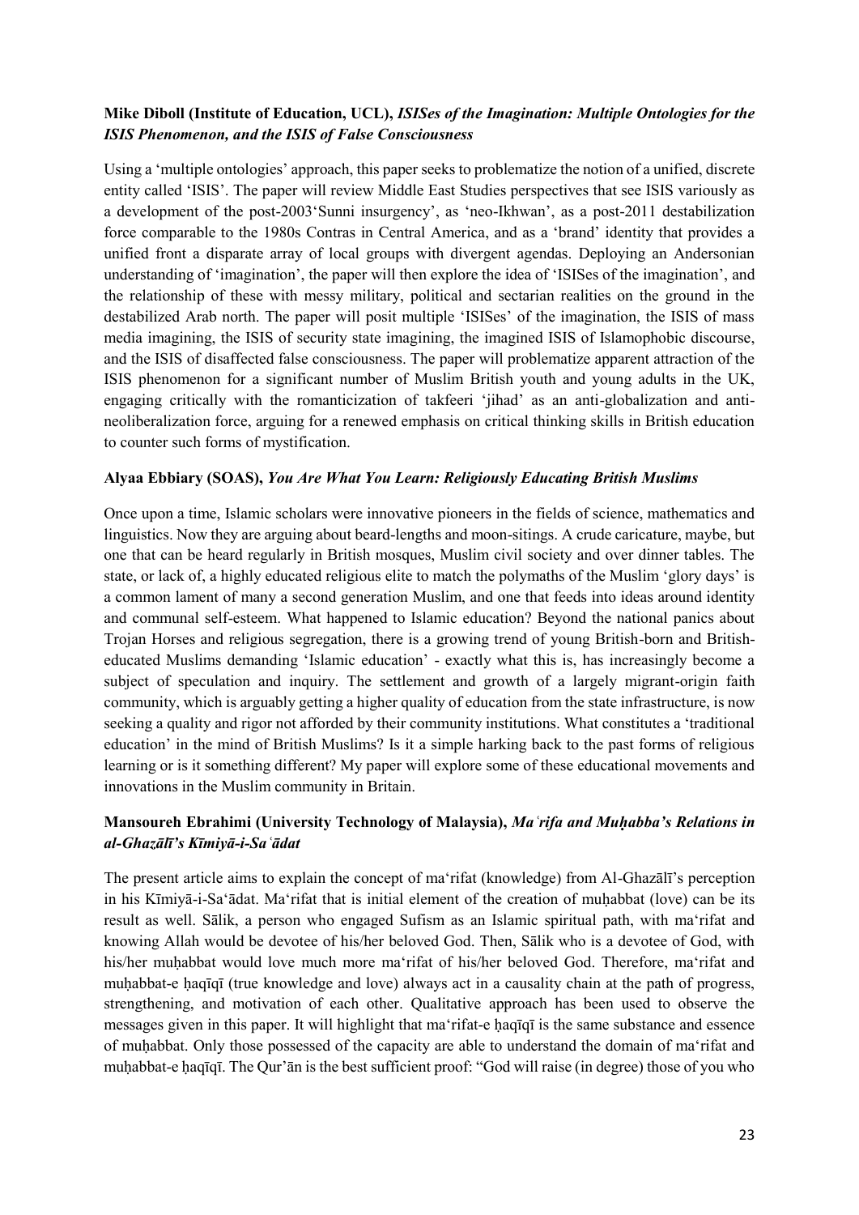**Mike Diboll (Institute of Education, UCL),** ***ISISes of the Imagination: Multiple Ontologies for the ISIS Phenomenon, and the ISIS of False Consciousness***

Using a 'multiple ontologies' approach, this paper seeks to problematize the notion of a unified, discrete entity called 'ISIS'. The paper will review Middle East Studies perspectives that see ISIS variously as a development of the post-2003'Sunni insurgency', as 'neo-Ikhwan', as a post-2011 destabilization force comparable to the 1980s Contras in Central America, and as a 'brand' identity that provides a unified front a disparate array of local groups with divergent agendas. Deploying an Andersonian understanding of 'imagination', the paper will then explore the idea of 'ISISes of the imagination', and the relationship of these with messy military, political and sectarian realities on the ground in the destabilized Arab north. The paper will posit multiple 'ISISes' of the imagination, the ISIS of mass media imagining, the ISIS of security state imagining, the imagined ISIS of Islamophobic discourse, and the ISIS of disaffected false consciousness. The paper will problematize apparent attraction of the ISIS phenomenon for a significant number of Muslim British youth and young adults in the UK, engaging critically with the romanticization of takfeeri 'jihad' as an anti-globalization and anti-neoliberalization force, arguing for a renewed emphasis on critical thinking skills in British education to counter such forms of mystification.

**Alyaa Ebbiary (SOAS),** ***You Are What You Learn: Religiously Educating British Muslims***

Once upon a time, Islamic scholars were innovative pioneers in the fields of science, mathematics and linguistics. Now they are arguing about beard-lengths and moon-sitings. A crude caricature, maybe, but one that can be heard regularly in British mosques, Muslim civil society and over dinner tables. The state, or lack of, a highly educated religious elite to match the polymaths of the Muslim 'glory days' is a common lament of many a second generation Muslim, and one that feeds into ideas around identity and communal self-esteem. What happened to Islamic education? Beyond the national panics about Trojan Horses and religious segregation, there is a growing trend of young British-born and British-educated Muslims demanding 'Islamic education' - exactly what this is, has increasingly become a subject of speculation and inquiry. The settlement and growth of a largely migrant-origin faith community, which is arguably getting a higher quality of education from the state infrastructure, is now seeking a quality and rigor not afforded by their community institutions. What constitutes a 'traditional education' in the mind of British Muslims? Is it a simple harking back to the past forms of religious learning or is it something different? My paper will explore some of these educational movements and innovations in the Muslim community in Britain.

**Mansoureh Ebrahimi (University Technology of Malaysia),** ***Maʿrifa and Muḥabba's Relations in al-Ghazālī's Kīmiyā-i-Saʿādat***

The present article aims to explain the concept of ma'rifat (knowledge) from Al-Ghazālī's perception in his Kīmiyā-i-Sa'ādat. Ma'rifat that is initial element of the creation of muḥabbat (love) can be its result as well. Sālik, a person who engaged Sufism as an Islamic spiritual path, with ma'rifat and knowing Allah would be devotee of his/her beloved God. Then, Sālik who is a devotee of God, with his/her muḥabbat would love much more ma'rifat of his/her beloved God. Therefore, ma'rifat and muḥabbat-e ḥaqīqī (true knowledge and love) always act in a causality chain at the path of progress, strengthening, and motivation of each other. Qualitative approach has been used to observe the messages given in this paper. It will highlight that ma'rifat-e ḥaqīqī is the same substance and essence of muḥabbat. Only those possessed of the capacity are able to understand the domain of ma'rifat and muḥabbat-e ḥaqīqī. The Qur'ān is the best sufficient proof: "God will raise (in degree) those of you who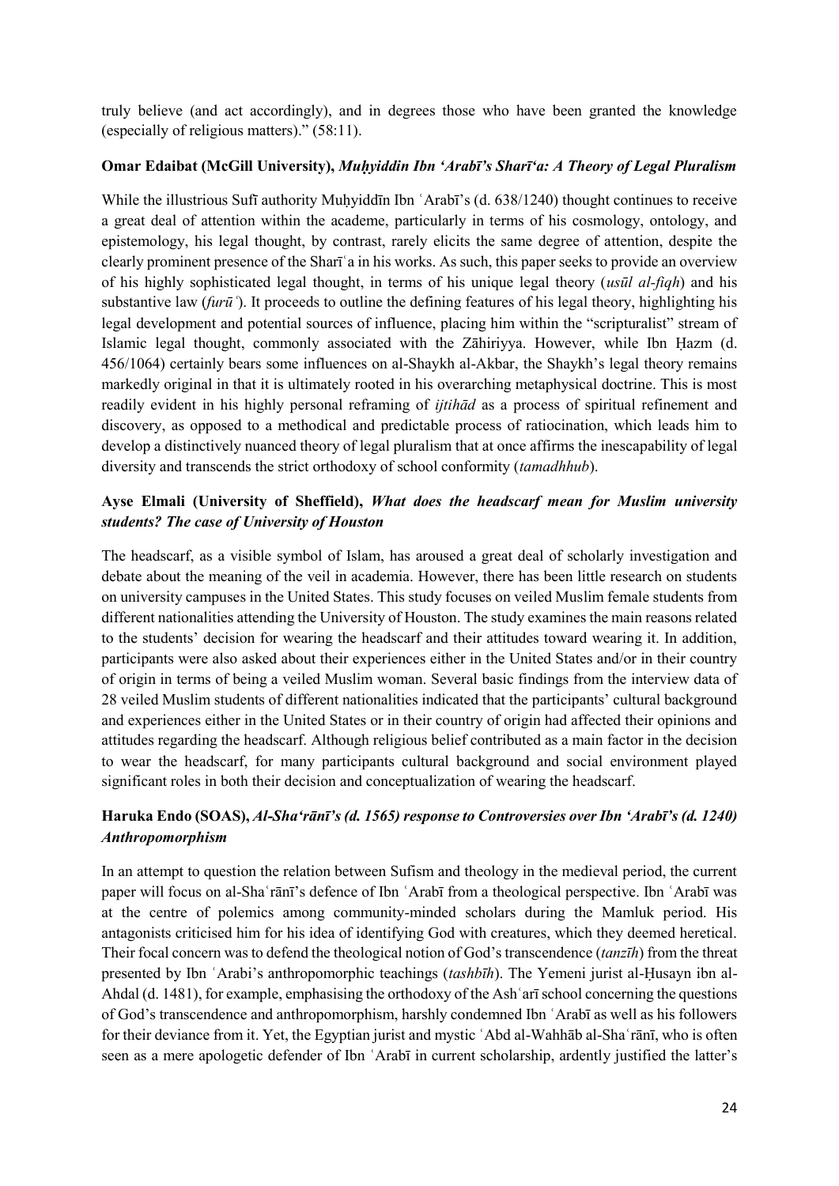truly believe (and act accordingly), and in degrees those who have been granted the knowledge (especially of religious matters)." (58:11).

**Omar Edaibat (McGill University),** ***Muḥyiddin Ibn ʻArabī's Sharīʻa: A Theory of Legal Pluralism***

While the illustrious Sufī authority Muḥyiddīn Ibn ʿArabī's (d. 638/1240) thought continues to receive a great deal of attention within the academe, particularly in terms of his cosmology, ontology, and epistemology, his legal thought, by contrast, rarely elicits the same degree of attention, despite the clearly prominent presence of the Sharīʿa in his works. As such, this paper seeks to provide an overview of his highly sophisticated legal thought, in terms of his unique legal theory (*usūl al-fiqh*) and his substantive law (*furūʿ*). It proceeds to outline the defining features of his legal theory, highlighting his legal development and potential sources of influence, placing him within the "scripturalist" stream of Islamic legal thought, commonly associated with the Zāhiriyya. However, while Ibn Ḥazm (d. 456/1064) certainly bears some influences on al-Shaykh al-Akbar, the Shaykh's legal theory remains markedly original in that it is ultimately rooted in his overarching metaphysical doctrine. This is most readily evident in his highly personal reframing of *ijtihād* as a process of spiritual refinement and discovery, as opposed to a methodical and predictable process of ratiocination, which leads him to develop a distinctively nuanced theory of legal pluralism that at once affirms the inescapability of legal diversity and transcends the strict orthodoxy of school conformity (*tamadhhub*).

**Ayse Elmali (University of Sheffield),** ***What does the headscarf mean for Muslim university students? The case of University of Houston***

The headscarf, as a visible symbol of Islam, has aroused a great deal of scholarly investigation and debate about the meaning of the veil in academia. However, there has been little research on students on university campuses in the United States. This study focuses on veiled Muslim female students from different nationalities attending the University of Houston. The study examines the main reasons related to the students' decision for wearing the headscarf and their attitudes toward wearing it. In addition, participants were also asked about their experiences either in the United States and/or in their country of origin in terms of being a veiled Muslim woman. Several basic findings from the interview data of 28 veiled Muslim students of different nationalities indicated that the participants' cultural background and experiences either in the United States or in their country of origin had affected their opinions and attitudes regarding the headscarf. Although religious belief contributed as a main factor in the decision to wear the headscarf, for many participants cultural background and social environment played significant roles in both their decision and conceptualization of wearing the headscarf.

**Haruka Endo (SOAS),** ***Al-Shaʻrānī's (d. 1565) response to Controversies over Ibn ʻArabī's (d. 1240) Anthropomorphism***

In an attempt to question the relation between Sufism and theology in the medieval period, the current paper will focus on al-Shaʿrānī's defence of Ibn ʿArabī from a theological perspective. Ibn ʿArabī was at the centre of polemics among community-minded scholars during the Mamluk period. His antagonists criticised him for his idea of identifying God with creatures, which they deemed heretical. Their focal concern was to defend the theological notion of God's transcendence (*tanzīh*) from the threat presented by Ibn ʿArabi's anthropomorphic teachings (*tashbīh*). The Yemeni jurist al-Ḥusayn ibn al-Ahdal (d. 1481), for example, emphasising the orthodoxy of the Ashʿarī school concerning the questions of God's transcendence and anthropomorphism, harshly condemned Ibn ʿArabī as well as his followers for their deviance from it. Yet, the Egyptian jurist and mystic ʿAbd al-Wahhāb al-Shaʿrānī, who is often seen as a mere apologetic defender of Ibn ʿArabī in current scholarship, ardently justified the latter's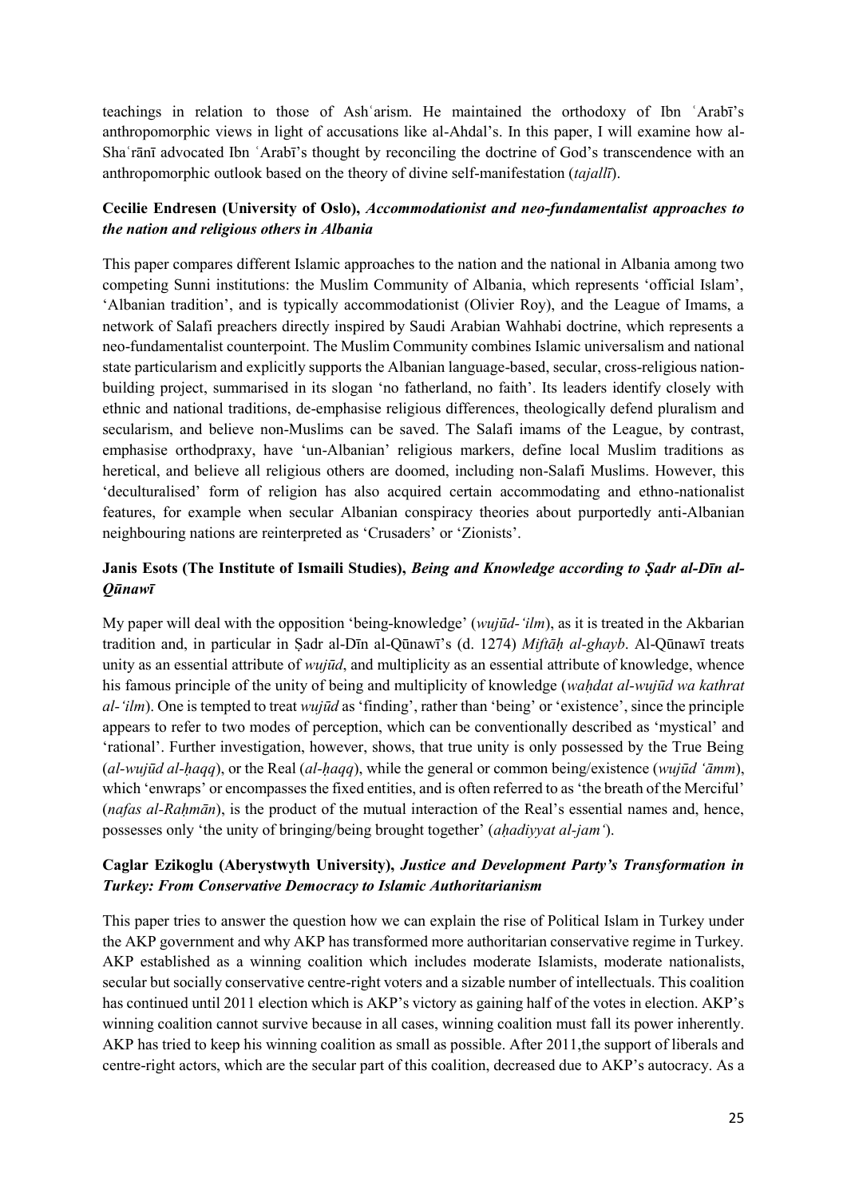teachings in relation to those of Ashʿarism. He maintained the orthodoxy of Ibn ʿArabī's anthropomorphic views in light of accusations like al-Ahdal's. In this paper, I will examine how al-Shaʿrānī advocated Ibn ʿArabī's thought by reconciling the doctrine of God's transcendence with an anthropomorphic outlook based on the theory of divine self-manifestation (*tajallī*).

**Cecilie Endresen (University of Oslo),** ***Accommodationist and neo-fundamentalist approaches to the nation and religious others in Albania***

This paper compares different Islamic approaches to the nation and the national in Albania among two competing Sunni institutions: the Muslim Community of Albania, which represents 'official Islam', 'Albanian tradition', and is typically accommodationist (Olivier Roy), and the League of Imams, a network of Salafi preachers directly inspired by Saudi Arabian Wahhabi doctrine, which represents a neo-fundamentalist counterpoint. The Muslim Community combines Islamic universalism and national state particularism and explicitly supports the Albanian language-based, secular, cross-religious nation-building project, summarised in its slogan 'no fatherland, no faith'. Its leaders identify closely with ethnic and national traditions, de-emphasise religious differences, theologically defend pluralism and secularism, and believe non-Muslims can be saved. The Salafi imams of the League, by contrast, emphasise orthopraxy, have 'un-Albanian' religious markers, define local Muslim traditions as heretical, and believe all religious others are doomed, including non-Salafi Muslims. However, this 'deculturalised' form of religion has also acquired certain accommodating and ethno-nationalist features, for example when secular Albanian conspiracy theories about purportedly anti-Albanian neighbouring nations are reinterpreted as 'Crusaders' or 'Zionists'.

**Janis Esots (The Institute of Ismaili Studies),** ***Being and Knowledge according to Ṣadr al-Dīn al-Qūnawī***

My paper will deal with the opposition 'being-knowledge' (*wujūd-'ilm*), as it is treated in the Akbarian tradition and, in particular in Ṣadr al-Dīn al-Qūnawī's (d. 1274) *Miftāḥ al-ghayb*. Al-Qūnawī treats unity as an essential attribute of *wujūd*, and multiplicity as an essential attribute of knowledge, whence his famous principle of the unity of being and multiplicity of knowledge (*waḥdat al-wujūd wa kathrat al-'ilm*). One is tempted to treat *wujūd* as 'finding', rather than 'being' or 'existence', since the principle appears to refer to two modes of perception, which can be conventionally described as 'mystical' and 'rational'. Further investigation, however, shows, that true unity is only possessed by the True Being (*al-wujūd al-ḥaqq*), or the Real (*al-ḥaqq*), while the general or common being/existence (*wujūd 'āmm*), which 'enwraps' or encompasses the fixed entities, and is often referred to as 'the breath of the Merciful' (*nafas al-Raḥmān*), is the product of the mutual interaction of the Real's essential names and, hence, possesses only 'the unity of bringing/being brought together' (*aḥadiyyat al-jam'*).

**Caglar Ezikoglu (Aberystwyth University),** ***Justice and Development Party's Transformation in Turkey: From Conservative Democracy to Islamic Authoritarianism***

This paper tries to answer the question how we can explain the rise of Political Islam in Turkey under the AKP government and why AKP has transformed more authoritarian conservative regime in Turkey. AKP established as a winning coalition which includes moderate Islamists, moderate nationalists, secular but socially conservative centre-right voters and a sizable number of intellectuals. This coalition has continued until 2011 election which is AKP's victory as gaining half of the votes in election. AKP's winning coalition cannot survive because in all cases, winning coalition must fall its power inherently. AKP has tried to keep his winning coalition as small as possible. After 2011,the support of liberals and centre-right actors, which are the secular part of this coalition, decreased due to AKP's autocracy. As a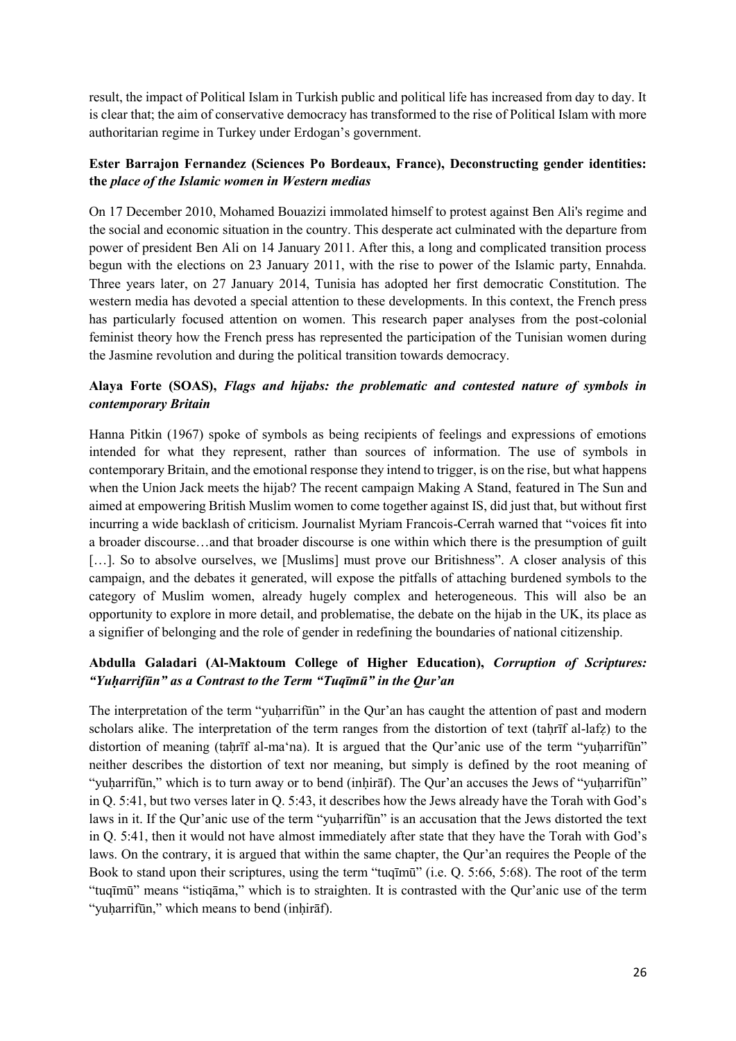result, the impact of Political Islam in Turkish public and political life has increased from day to day. It is clear that; the aim of conservative democracy has transformed to the rise of Political Islam with more authoritarian regime in Turkey under Erdogan's government.

### Ester Barrajon Fernandez (Sciences Po Bordeaux, France), Deconstructing gender identities: the *place of the Islamic women in Western medias*

On 17 December 2010, Mohamed Bouazizi immolated himself to protest against Ben Ali's regime and the social and economic situation in the country. This desperate act culminated with the departure from power of president Ben Ali on 14 January 2011. After this, a long and complicated transition process begun with the elections on 23 January 2011, with the rise to power of the Islamic party, Ennahda. Three years later, on 27 January 2014, Tunisia has adopted her first democratic Constitution. The western media has devoted a special attention to these developments. In this context, the French press has particularly focused attention on women. This research paper analyses from the post-colonial feminist theory how the French press has represented the participation of the Tunisian women during the Jasmine revolution and during the political transition towards democracy.

### Alaya Forte (SOAS), *Flags and hijabs: the problematic and contested nature of symbols in contemporary Britain*

Hanna Pitkin (1967) spoke of symbols as being recipients of feelings and expressions of emotions intended for what they represent, rather than sources of information. The use of symbols in contemporary Britain, and the emotional response they intend to trigger, is on the rise, but what happens when the Union Jack meets the hijab? The recent campaign Making A Stand, featured in The Sun and aimed at empowering British Muslim women to come together against IS, did just that, but without first incurring a wide backlash of criticism. Journalist Myriam Francois-Cerrah warned that "voices fit into a broader discourse…and that broader discourse is one within which there is the presumption of guilt […]. So to absolve ourselves, we [Muslims] must prove our Britishness". A closer analysis of this campaign, and the debates it generated, will expose the pitfalls of attaching burdened symbols to the category of Muslim women, already hugely complex and heterogeneous. This will also be an opportunity to explore in more detail, and problematise, the debate on the hijab in the UK, its place as a signifier of belonging and the role of gender in redefining the boundaries of national citizenship.

### Abdulla Galadari (Al-Maktoum College of Higher Education), *Corruption of Scriptures: "Yuḥarrifūn" as a Contrast to the Term "Tuqīmū" in the Qur'an*

The interpretation of the term "yuḥarrifūn" in the Qur'an has caught the attention of past and modern scholars alike. The interpretation of the term ranges from the distortion of text (taḥrīf al-lafẓ) to the distortion of meaning (taḥrīf al-ma'na). It is argued that the Qur'anic use of the term "yuḥarrifūn" neither describes the distortion of text nor meaning, but simply is defined by the root meaning of "yuḥarrifūn," which is to turn away or to bend (inḥirāf). The Qur'an accuses the Jews of "yuḥarrifūn" in Q. 5:41, but two verses later in Q. 5:43, it describes how the Jews already have the Torah with God's laws in it. If the Qur'anic use of the term "yuḥarrifūn" is an accusation that the Jews distorted the text in Q. 5:41, then it would not have almost immediately after state that they have the Torah with God's laws. On the contrary, it is argued that within the same chapter, the Qur'an requires the People of the Book to stand upon their scriptures, using the term "tuqīmū" (i.e. Q. 5:66, 5:68). The root of the term "tuqīmū" means "istiqāma," which is to straighten. It is contrasted with the Qur'anic use of the term "yuḥarrifūn," which means to bend (inḥirāf).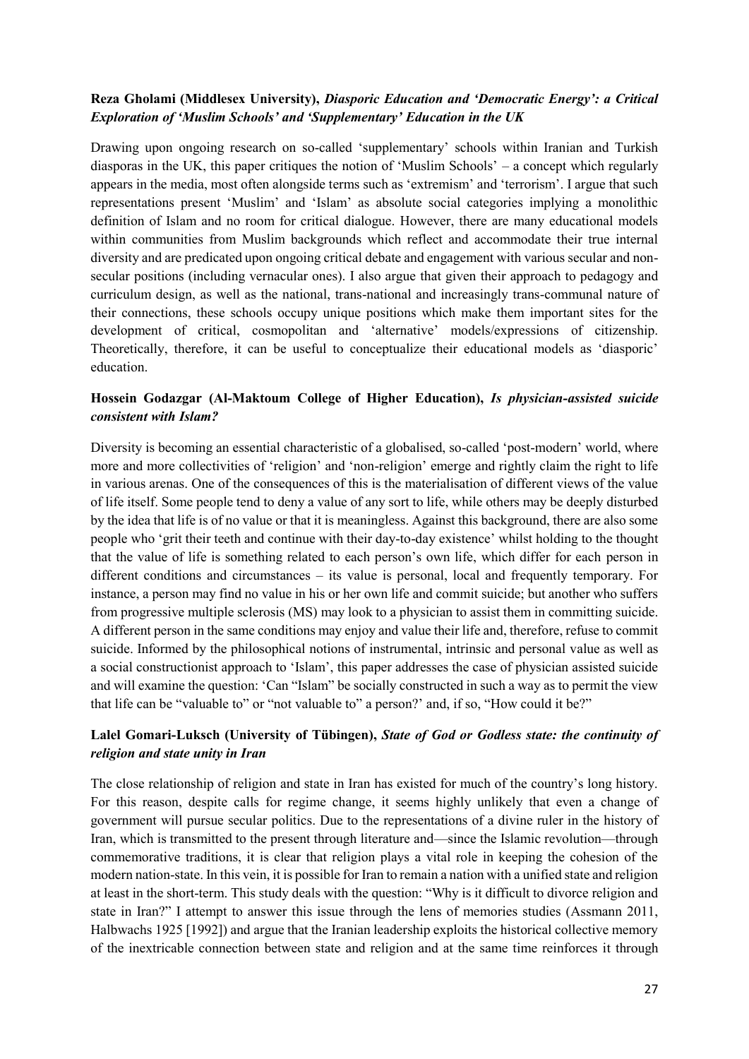**Reza Gholami (Middlesex University),** ***Diasporic Education and 'Democratic Energy': a Critical Exploration of 'Muslim Schools' and 'Supplementary' Education in the UK***

Drawing upon ongoing research on so-called 'supplementary' schools within Iranian and Turkish diasporas in the UK, this paper critiques the notion of 'Muslim Schools' – a concept which regularly appears in the media, most often alongside terms such as 'extremism' and 'terrorism'. I argue that such representations present 'Muslim' and 'Islam' as absolute social categories implying a monolithic definition of Islam and no room for critical dialogue. However, there are many educational models within communities from Muslim backgrounds which reflect and accommodate their true internal diversity and are predicated upon ongoing critical debate and engagement with various secular and non-secular positions (including vernacular ones). I also argue that given their approach to pedagogy and curriculum design, as well as the national, trans-national and increasingly trans-communal nature of their connections, these schools occupy unique positions which make them important sites for the development of critical, cosmopolitan and 'alternative' models/expressions of citizenship. Theoretically, therefore, it can be useful to conceptualize their educational models as 'diasporic' education.

**Hossein Godazgar (Al-Maktoum College of Higher Education),** ***Is physician-assisted suicide consistent with Islam?***

Diversity is becoming an essential characteristic of a globalised, so-called 'post-modern' world, where more and more collectivities of 'religion' and 'non-religion' emerge and rightly claim the right to life in various arenas. One of the consequences of this is the materialisation of different views of the value of life itself. Some people tend to deny a value of any sort to life, while others may be deeply disturbed by the idea that life is of no value or that it is meaningless. Against this background, there are also some people who 'grit their teeth and continue with their day-to-day existence' whilst holding to the thought that the value of life is something related to each person's own life, which differ for each person in different conditions and circumstances – its value is personal, local and frequently temporary. For instance, a person may find no value in his or her own life and commit suicide; but another who suffers from progressive multiple sclerosis (MS) may look to a physician to assist them in committing suicide. A different person in the same conditions may enjoy and value their life and, therefore, refuse to commit suicide. Informed by the philosophical notions of instrumental, intrinsic and personal value as well as a social constructionist approach to 'Islam', this paper addresses the case of physician assisted suicide and will examine the question: 'Can "Islam" be socially constructed in such a way as to permit the view that life can be "valuable to" or "not valuable to" a person?' and, if so, "How could it be?"

**Lalel Gomari-Luksch (University of Tübingen),** ***State of God or Godless state: the continuity of religion and state unity in Iran***

The close relationship of religion and state in Iran has existed for much of the country's long history. For this reason, despite calls for regime change, it seems highly unlikely that even a change of government will pursue secular politics. Due to the representations of a divine ruler in the history of Iran, which is transmitted to the present through literature and—since the Islamic revolution—through commemorative traditions, it is clear that religion plays a vital role in keeping the cohesion of the modern nation-state. In this vein, it is possible for Iran to remain a nation with a unified state and religion at least in the short-term. This study deals with the question: "Why is it difficult to divorce religion and state in Iran?" I attempt to answer this issue through the lens of memories studies (Assmann 2011, Halbwachs 1925 [1992]) and argue that the Iranian leadership exploits the historical collective memory of the inextricable connection between state and religion and at the same time reinforces it through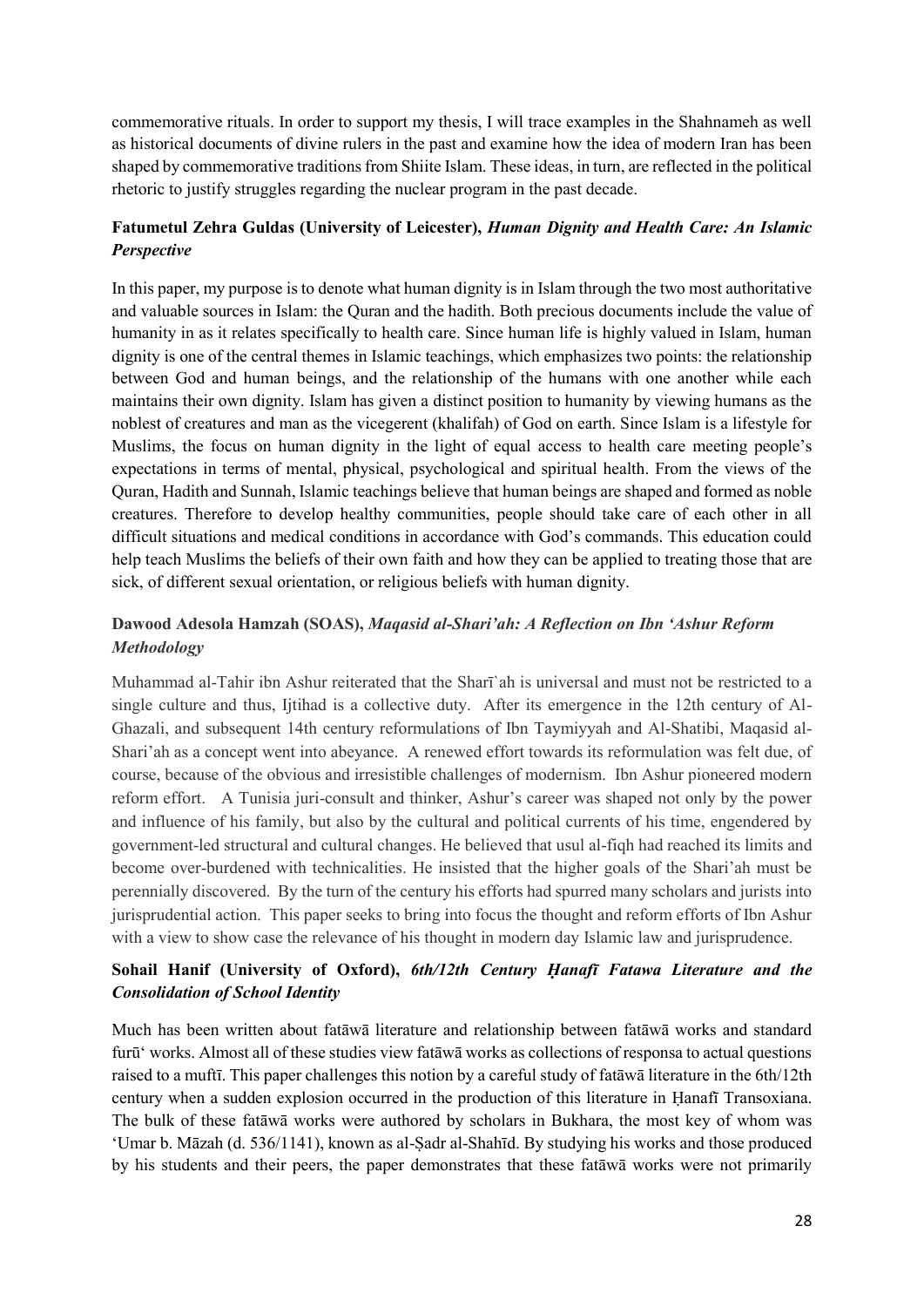commemorative rituals. In order to support my thesis, I will trace examples in the Shahnameh as well as historical documents of divine rulers in the past and examine how the idea of modern Iran has been shaped by commemorative traditions from Shiite Islam. These ideas, in turn, are reflected in the political rhetoric to justify struggles regarding the nuclear program in the past decade.

**Fatumetul Zehra Guldas (University of Leicester),** ***Human Dignity and Health Care: An Islamic Perspective***

In this paper, my purpose is to denote what human dignity is in Islam through the two most authoritative and valuable sources in Islam: the Quran and the hadith. Both precious documents include the value of humanity in as it relates specifically to health care. Since human life is highly valued in Islam, human dignity is one of the central themes in Islamic teachings, which emphasizes two points: the relationship between God and human beings, and the relationship of the humans with one another while each maintains their own dignity. Islam has given a distinct position to humanity by viewing humans as the noblest of creatures and man as the vicegerent (khalifah) of God on earth. Since Islam is a lifestyle for Muslims, the focus on human dignity in the light of equal access to health care meeting people's expectations in terms of mental, physical, psychological and spiritual health. From the views of the Quran, Hadith and Sunnah, Islamic teachings believe that human beings are shaped and formed as noble creatures. Therefore to develop healthy communities, people should take care of each other in all difficult situations and medical conditions in accordance with God's commands. This education could help teach Muslims the beliefs of their own faith and how they can be applied to treating those that are sick, of different sexual orientation, or religious beliefs with human dignity.

**Dawood Adesola Hamzah (SOAS),** ***Maqasid al-Shari'ah: A Reflection on Ibn 'Ashur Reform Methodology***

Muhammad al-Tahir ibn Ashur reiterated that the Sharī`ah is universal and must not be restricted to a single culture and thus, Ijtihad is a collective duty. After its emergence in the 12th century of Al-Ghazali, and subsequent 14th century reformulations of Ibn Taymiyyah and Al-Shatibi, Maqasid al-Shari'ah as a concept went into abeyance. A renewed effort towards its reformulation was felt due, of course, because of the obvious and irresistible challenges of modernism. Ibn Ashur pioneered modern reform effort. A Tunisia juri-consult and thinker, Ashur's career was shaped not only by the power and influence of his family, but also by the cultural and political currents of his time, engendered by government-led structural and cultural changes. He believed that usul al-fiqh had reached its limits and become over-burdened with technicalities. He insisted that the higher goals of the Shari'ah must be perennially discovered. By the turn of the century his efforts had spurred many scholars and jurists into jurisprudential action. This paper seeks to bring into focus the thought and reform efforts of Ibn Ashur with a view to show case the relevance of his thought in modern day Islamic law and jurisprudence.

**Sohail Hanif (University of Oxford),** ***6th/12th Century Ḥanafī Fatawa Literature and the Consolidation of School Identity***

Much has been written about fatāwā literature and relationship between fatāwā works and standard furū' works. Almost all of these studies view fatāwā works as collections of responsa to actual questions raised to a muftī. This paper challenges this notion by a careful study of fatāwā literature in the 6th/12th century when a sudden explosion occurred in the production of this literature in Ḥanafī Transoxiana. The bulk of these fatāwā works were authored by scholars in Bukhara, the most key of whom was 'Umar b. Māzah (d. 536/1141), known as al-Ṣadr al-Shahīd. By studying his works and those produced by his students and their peers, the paper demonstrates that these fatāwā works were not primarily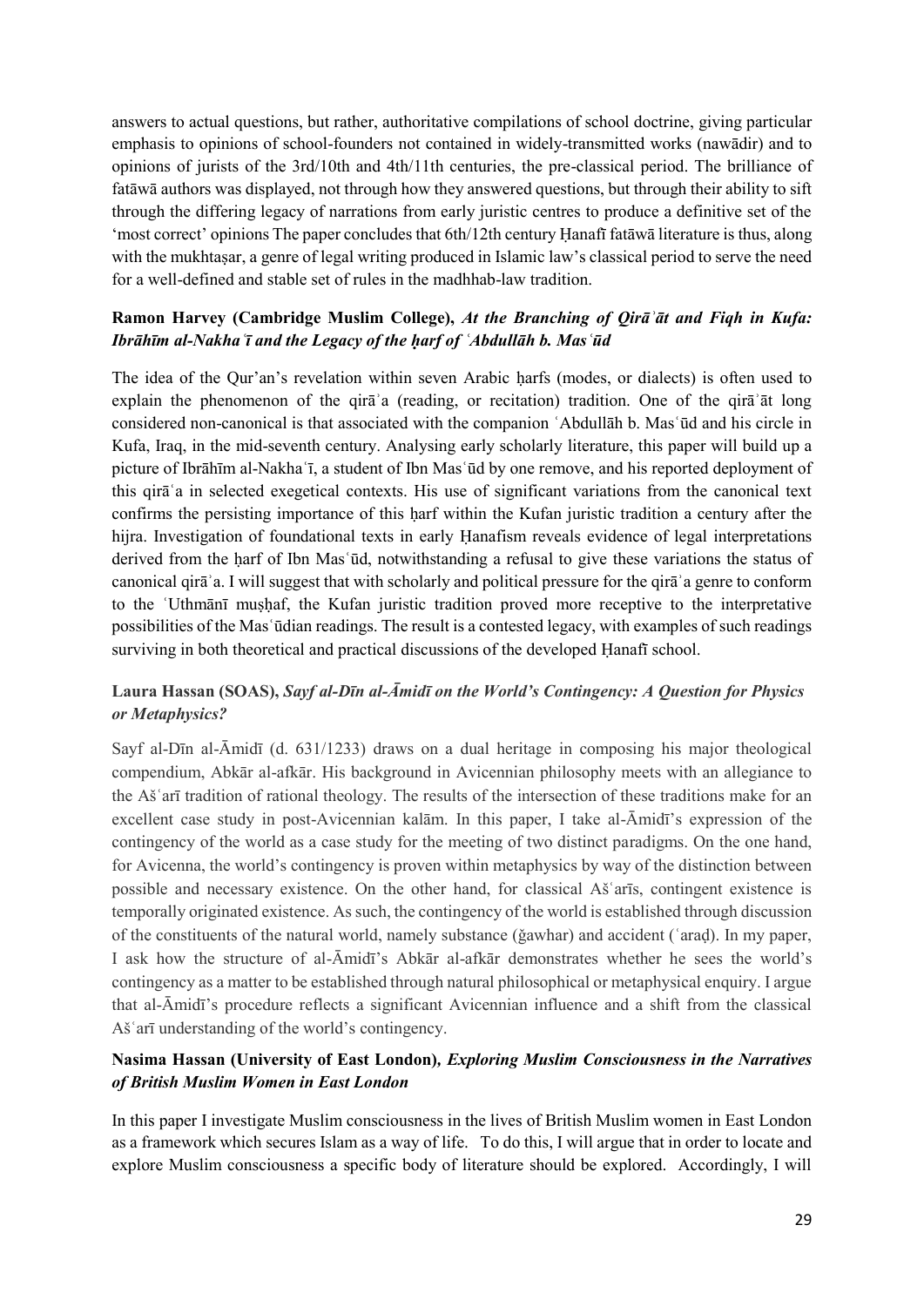answers to actual questions, but rather, authoritative compilations of school doctrine, giving particular emphasis to opinions of school-founders not contained in widely-transmitted works (nawādir) and to opinions of jurists of the 3rd/10th and 4th/11th centuries, the pre-classical period. The brilliance of fatāwā authors was displayed, not through how they answered questions, but through their ability to sift through the differing legacy of narrations from early juristic centres to produce a definitive set of the 'most correct' opinions The paper concludes that 6th/12th century Ḥanafī fatāwā literature is thus, along with the mukhtaṣar, a genre of legal writing produced in Islamic law's classical period to serve the need for a well-defined and stable set of rules in the madhhab-law tradition.

**Ramon Harvey (Cambridge Muslim College),** ***At the Branching of Qirāʾāt and Fiqh in Kufa: Ibrāhīm al-Nakhaʿī and the Legacy of the ḥarf of ʿAbdullāh b. Masʿūd***

The idea of the Qur'an's revelation within seven Arabic ḥarfs (modes, or dialects) is often used to explain the phenomenon of the qirāʾa (reading, or recitation) tradition. One of the qirāʾāt long considered non-canonical is that associated with the companion ʿAbdullāh b. Masʿūd and his circle in Kufa, Iraq, in the mid-seventh century. Analysing early scholarly literature, this paper will build up a picture of Ibrāhīm al-Nakhaʿī, a student of Ibn Masʿūd by one remove, and his reported deployment of this qirāʿa in selected exegetical contexts. His use of significant variations from the canonical text confirms the persisting importance of this ḥarf within the Kufan juristic tradition a century after the hijra. Investigation of foundational texts in early Ḥanafism reveals evidence of legal interpretations derived from the ḥarf of Ibn Masʿūd, notwithstanding a refusal to give these variations the status of canonical qirāʾa. I will suggest that with scholarly and political pressure for the qirāʾa genre to conform to the ʿUthmānī muṣḥaf, the Kufan juristic tradition proved more receptive to the interpretative possibilities of the Masʿūdian readings. The result is a contested legacy, with examples of such readings surviving in both theoretical and practical discussions of the developed Ḥanafī school.

**Laura Hassan (SOAS),** ***Sayf al-Dīn al-Āmidī on the World's Contingency: A Question for Physics or Metaphysics?***

Sayf al-Dīn al-Āmidī (d. 631/1233) draws on a dual heritage in composing his major theological compendium, Abkār al-afkār. His background in Avicennian philosophy meets with an allegiance to the Ašʿarī tradition of rational theology. The results of the intersection of these traditions make for an excellent case study in post-Avicennian kalām. In this paper, I take al-Āmidī's expression of the contingency of the world as a case study for the meeting of two distinct paradigms. On the one hand, for Avicenna, the world's contingency is proven within metaphysics by way of the distinction between possible and necessary existence. On the other hand, for classical Ašʿarīs, contingent existence is temporally originated existence. As such, the contingency of the world is established through discussion of the constituents of the natural world, namely substance (ǧawhar) and accident (ʿaraḍ). In my paper, I ask how the structure of al-Āmidī's Abkār al-afkār demonstrates whether he sees the world's contingency as a matter to be established through natural philosophical or metaphysical enquiry. I argue that al-Āmidī's procedure reflects a significant Avicennian influence and a shift from the classical Ašʿarī understanding of the world's contingency.

**Nasima Hassan (University of East London),** ***Exploring Muslim Consciousness in the Narratives of British Muslim Women in East London***

In this paper I investigate Muslim consciousness in the lives of British Muslim women in East London as a framework which secures Islam as a way of life. To do this, I will argue that in order to locate and explore Muslim consciousness a specific body of literature should be explored. Accordingly, I will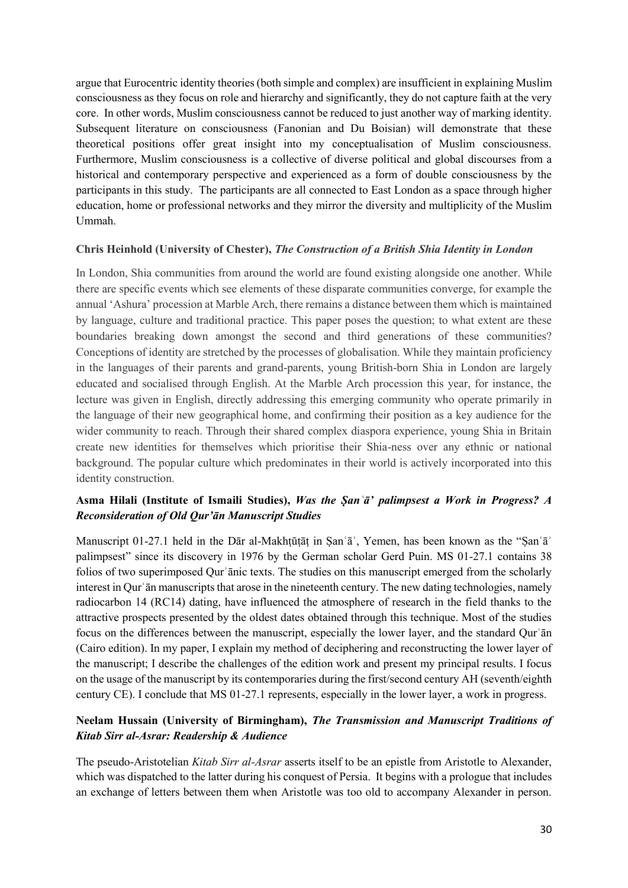argue that Eurocentric identity theories (both simple and complex) are insufficient in explaining Muslim consciousness as they focus on role and hierarchy and significantly, they do not capture faith at the very core. In other words, Muslim consciousness cannot be reduced to just another way of marking identity. Subsequent literature on consciousness (Fanonian and Du Boisian) will demonstrate that these theoretical positions offer great insight into my conceptualisation of Muslim consciousness. Furthermore, Muslim consciousness is a collective of diverse political and global discourses from a historical and contemporary perspective and experienced as a form of double consciousness by the participants in this study. The participants are all connected to East London as a space through higher education, home or professional networks and they mirror the diversity and multiplicity of the Muslim Ummah.

**Chris Heinhold (University of Chester), *The Construction of a British Shia Identity in London***

In London, Shia communities from around the world are found existing alongside one another. While there are specific events which see elements of these disparate communities converge, for example the annual 'Ashura' procession at Marble Arch, there remains a distance between them which is maintained by language, culture and traditional practice. This paper poses the question; to what extent are these boundaries breaking down amongst the second and third generations of these communities? Conceptions of identity are stretched by the processes of globalisation. While they maintain proficiency in the languages of their parents and grand-parents, young British-born Shia in London are largely educated and socialised through English. At the Marble Arch procession this year, for instance, the lecture was given in English, directly addressing this emerging community who operate primarily in the language of their new geographical home, and confirming their position as a key audience for the wider community to reach. Through their shared complex diaspora experience, young Shia in Britain create new identities for themselves which prioritise their Shia-ness over any ethnic or national background. The popular culture which predominates in their world is actively incorporated into this identity construction.

**Asma Hilali (Institute of Ismaili Studies), *Was the Ṣanʿā' palimpsest a Work in Progress? A Reconsideration of Old Qur'ān Manuscript Studies***

Manuscript 01-27.1 held in the Dār al-Makhṭūṭāṭ in Ṣanʿāʾ, Yemen, has been known as the "Ṣanʿāʾ palimpsest" since its discovery in 1976 by the German scholar Gerd Puin. MS 01-27.1 contains 38 folios of two superimposed Qurʾānic texts. The studies on this manuscript emerged from the scholarly interest in Qurʾān manuscripts that arose in the nineteenth century. The new dating technologies, namely radiocarbon 14 (RC14) dating, have influenced the atmosphere of research in the field thanks to the attractive prospects presented by the oldest dates obtained through this technique. Most of the studies focus on the differences between the manuscript, especially the lower layer, and the standard Qurʾān (Cairo edition). In my paper, I explain my method of deciphering and reconstructing the lower layer of the manuscript; I describe the challenges of the edition work and present my principal results. I focus on the usage of the manuscript by its contemporaries during the first/second century AH (seventh/eighth century CE). I conclude that MS 01-27.1 represents, especially in the lower layer, a work in progress.

**Neelam Hussain (University of Birmingham), *The Transmission and Manuscript Traditions of Kitab Sirr al-Asrar: Readership & Audience***

The pseudo-Aristotelian *Kitab Sirr al-Asrar* asserts itself to be an epistle from Aristotle to Alexander, which was dispatched to the latter during his conquest of Persia. It begins with a prologue that includes an exchange of letters between them when Aristotle was too old to accompany Alexander in person.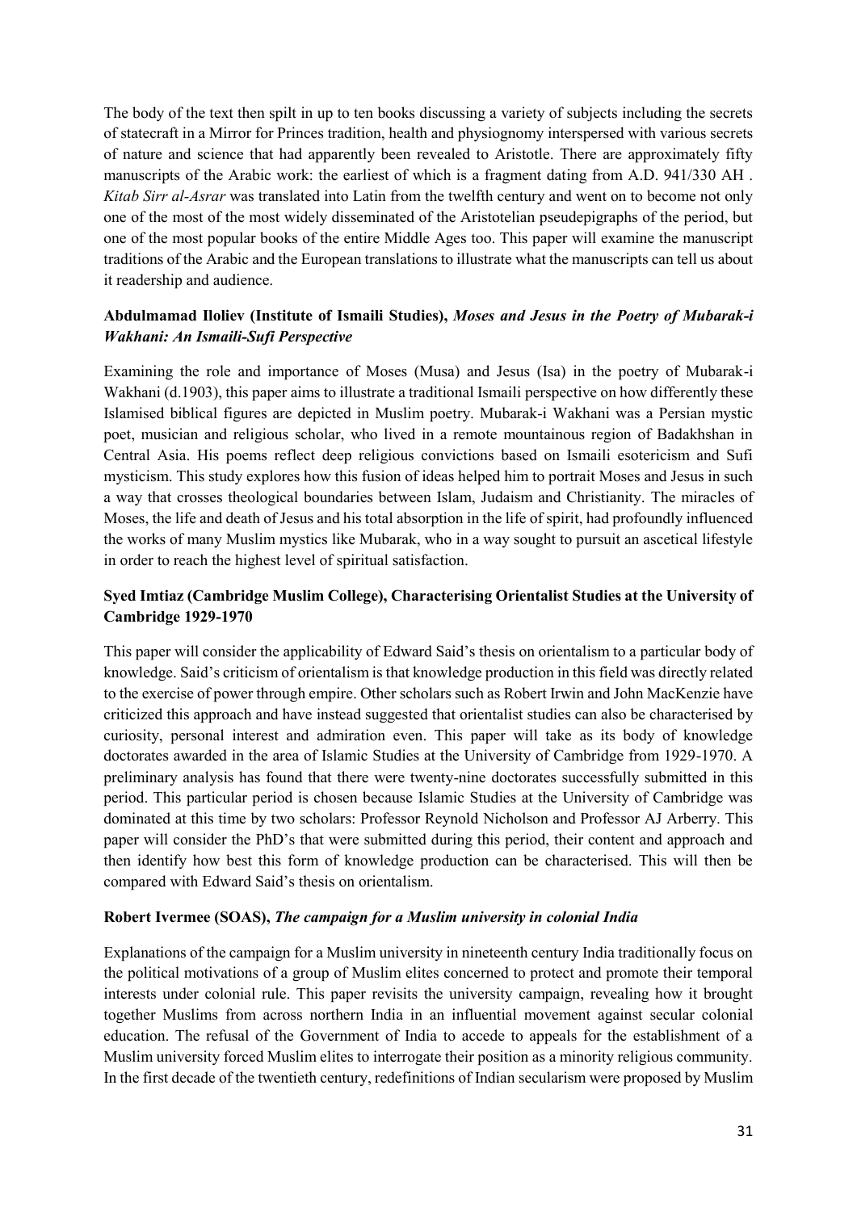The body of the text then spilt in up to ten books discussing a variety of subjects including the secrets of statecraft in a Mirror for Princes tradition, health and physiognomy interspersed with various secrets of nature and science that had apparently been revealed to Aristotle. There are approximately fifty manuscripts of the Arabic work: the earliest of which is a fragment dating from A.D. 941/330 AH . *Kitab Sirr al-Asrar* was translated into Latin from the twelfth century and went on to become not only one of the most of the most widely disseminated of the Aristotelian pseudepigraphs of the period, but one of the most popular books of the entire Middle Ages too. This paper will examine the manuscript traditions of the Arabic and the European translations to illustrate what the manuscripts can tell us about it readership and audience.

**Abdulmamad Iloliev (Institute of Ismaili Studies),** ***Moses and Jesus in the Poetry of Mubarak-i Wakhani: An Ismaili-Sufi Perspective***

Examining the role and importance of Moses (Musa) and Jesus (Isa) in the poetry of Mubarak-i Wakhani (d.1903), this paper aims to illustrate a traditional Ismaili perspective on how differently these Islamised biblical figures are depicted in Muslim poetry. Mubarak-i Wakhani was a Persian mystic poet, musician and religious scholar, who lived in a remote mountainous region of Badakhshan in Central Asia. His poems reflect deep religious convictions based on Ismaili esotericism and Sufi mysticism. This study explores how this fusion of ideas helped him to portrait Moses and Jesus in such a way that crosses theological boundaries between Islam, Judaism and Christianity. The miracles of Moses, the life and death of Jesus and his total absorption in the life of spirit, had profoundly influenced the works of many Muslim mystics like Mubarak, who in a way sought to pursuit an ascetical lifestyle in order to reach the highest level of spiritual satisfaction.

**Syed Imtiaz (Cambridge Muslim College), Characterising Orientalist Studies at the University of Cambridge 1929-1970**

This paper will consider the applicability of Edward Said's thesis on orientalism to a particular body of knowledge. Said's criticism of orientalism is that knowledge production in this field was directly related to the exercise of power through empire. Other scholars such as Robert Irwin and John MacKenzie have criticized this approach and have instead suggested that orientalist studies can also be characterised by curiosity, personal interest and admiration even. This paper will take as its body of knowledge doctorates awarded in the area of Islamic Studies at the University of Cambridge from 1929-1970. A preliminary analysis has found that there were twenty-nine doctorates successfully submitted in this period. This particular period is chosen because Islamic Studies at the University of Cambridge was dominated at this time by two scholars: Professor Reynold Nicholson and Professor AJ Arberry. This paper will consider the PhD's that were submitted during this period, their content and approach and then identify how best this form of knowledge production can be characterised. This will then be compared with Edward Said's thesis on orientalism.

**Robert Ivermee (SOAS),** ***The campaign for a Muslim university in colonial India***

Explanations of the campaign for a Muslim university in nineteenth century India traditionally focus on the political motivations of a group of Muslim elites concerned to protect and promote their temporal interests under colonial rule. This paper revisits the university campaign, revealing how it brought together Muslims from across northern India in an influential movement against secular colonial education. The refusal of the Government of India to accede to appeals for the establishment of a Muslim university forced Muslim elites to interrogate their position as a minority religious community. In the first decade of the twentieth century, redefinitions of Indian secularism were proposed by Muslim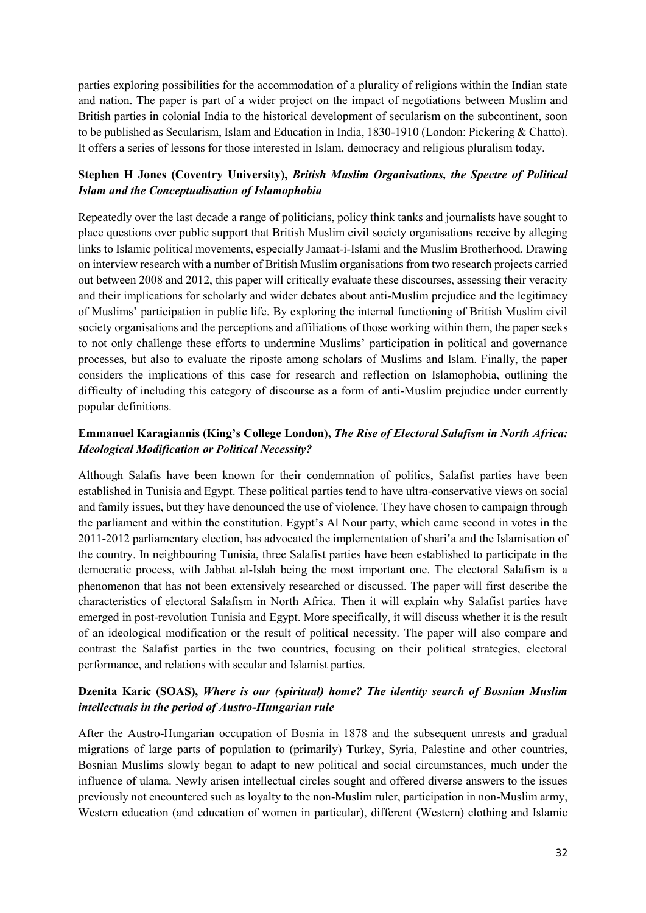parties exploring possibilities for the accommodation of a plurality of religions within the Indian state and nation. The paper is part of a wider project on the impact of negotiations between Muslim and British parties in colonial India to the historical development of secularism on the subcontinent, soon to be published as Secularism, Islam and Education in India, 1830-1910 (London: Pickering & Chatto). It offers a series of lessons for those interested in Islam, democracy and religious pluralism today.

**Stephen H Jones (Coventry University),** ***British Muslim Organisations, the Spectre of Political Islam and the Conceptualisation of Islamophobia***

Repeatedly over the last decade a range of politicians, policy think tanks and journalists have sought to place questions over public support that British Muslim civil society organisations receive by alleging links to Islamic political movements, especially Jamaat-i-Islami and the Muslim Brotherhood. Drawing on interview research with a number of British Muslim organisations from two research projects carried out between 2008 and 2012, this paper will critically evaluate these discourses, assessing their veracity and their implications for scholarly and wider debates about anti-Muslim prejudice and the legitimacy of Muslims' participation in public life. By exploring the internal functioning of British Muslim civil society organisations and the perceptions and affiliations of those working within them, the paper seeks to not only challenge these efforts to undermine Muslims' participation in political and governance processes, but also to evaluate the riposte among scholars of Muslims and Islam. Finally, the paper considers the implications of this case for research and reflection on Islamophobia, outlining the difficulty of including this category of discourse as a form of anti-Muslim prejudice under currently popular definitions.

**Emmanuel Karagiannis (King's College London),** ***The Rise of Electoral Salafism in North Africa: Ideological Modification or Political Necessity?***

Although Salafis have been known for their condemnation of politics, Salafist parties have been established in Tunisia and Egypt. These political parties tend to have ultra-conservative views on social and family issues, but they have denounced the use of violence. They have chosen to campaign through the parliament and within the constitution. Egypt's Al Nour party, which came second in votes in the 2011-2012 parliamentary election, has advocated the implementation of shariʻa and the Islamisation of the country. In neighbouring Tunisia, three Salafist parties have been established to participate in the democratic process, with Jabhat al-Islah being the most important one. The electoral Salafism is a phenomenon that has not been extensively researched or discussed. The paper will first describe the characteristics of electoral Salafism in North Africa. Then it will explain why Salafist parties have emerged in post-revolution Tunisia and Egypt. More specifically, it will discuss whether it is the result of an ideological modification or the result of political necessity. The paper will also compare and contrast the Salafist parties in the two countries, focusing on their political strategies, electoral performance, and relations with secular and Islamist parties.

**Dzenita Karic (SOAS),** ***Where is our (spiritual) home? The identity search of Bosnian Muslim intellectuals in the period of Austro-Hungarian rule***

After the Austro-Hungarian occupation of Bosnia in 1878 and the subsequent unrests and gradual migrations of large parts of population to (primarily) Turkey, Syria, Palestine and other countries, Bosnian Muslims slowly began to adapt to new political and social circumstances, much under the influence of ulama. Newly arisen intellectual circles sought and offered diverse answers to the issues previously not encountered such as loyalty to the non-Muslim ruler, participation in non-Muslim army, Western education (and education of women in particular), different (Western) clothing and Islamic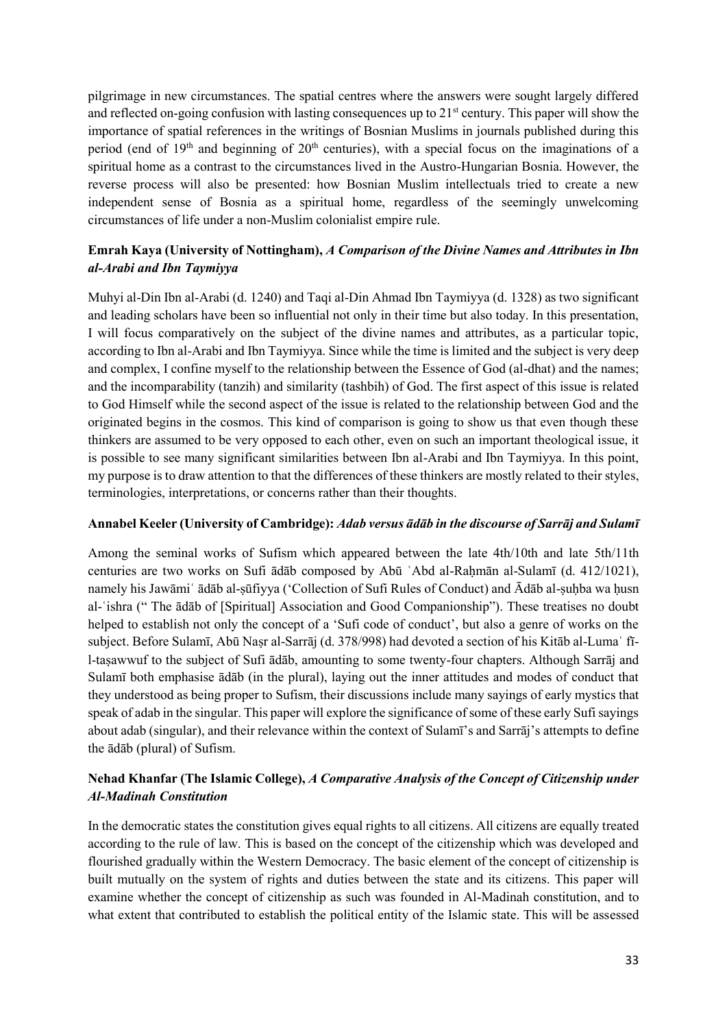pilgrimage in new circumstances. The spatial centres where the answers were sought largely differed and reflected on-going confusion with lasting consequences up to 21st century. This paper will show the importance of spatial references in the writings of Bosnian Muslims in journals published during this period (end of 19th and beginning of 20th centuries), with a special focus on the imaginations of a spiritual home as a contrast to the circumstances lived in the Austro-Hungarian Bosnia. However, the reverse process will also be presented: how Bosnian Muslim intellectuals tried to create a new independent sense of Bosnia as a spiritual home, regardless of the seemingly unwelcoming circumstances of life under a non-Muslim colonialist empire rule.

**Emrah Kaya (University of Nottingham),** ***A Comparison of the Divine Names and Attributes in Ibn al-Arabi and Ibn Taymiyya***

Muhyi al-Din Ibn al-Arabi (d. 1240) and Taqi al-Din Ahmad Ibn Taymiyya (d. 1328) as two significant and leading scholars have been so influential not only in their time but also today. In this presentation, I will focus comparatively on the subject of the divine names and attributes, as a particular topic, according to Ibn al-Arabi and Ibn Taymiyya. Since while the time is limited and the subject is very deep and complex, I confine myself to the relationship between the Essence of God (al-dhat) and the names; and the incomparability (tanzih) and similarity (tashbih) of God. The first aspect of this issue is related to God Himself while the second aspect of the issue is related to the relationship between God and the originated begins in the cosmos. This kind of comparison is going to show us that even though these thinkers are assumed to be very opposed to each other, even on such an important theological issue, it is possible to see many significant similarities between Ibn al-Arabi and Ibn Taymiyya. In this point, my purpose is to draw attention to that the differences of these thinkers are mostly related to their styles, terminologies, interpretations, or concerns rather than their thoughts.

**Annabel Keeler (University of Cambridge):** ***Adab versus ādāb in the discourse of Sarrāj and Sulamī***

Among the seminal works of Sufism which appeared between the late 4th/10th and late 5th/11th centuries are two works on Sufi ādāb composed by Abū ʿAbd al-Raḥmān al-Sulamī (d. 412/1021), namely his Jawāmiʿ ādāb al-ṣūfiyya ('Collection of Sufi Rules of Conduct) and Ādāb al-ṣuḥba wa ḥusn al-ʿishra (" The ādāb of [Spiritual] Association and Good Companionship"). These treatises no doubt helped to establish not only the concept of a 'Sufi code of conduct', but also a genre of works on the subject. Before Sulamī, Abū Naṣr al-Sarrāj (d. 378/998) had devoted a section of his Kitāb al-Lumaʿ fī-l-taṣawwuf to the subject of Sufi ādāb, amounting to some twenty-four chapters. Although Sarrāj and Sulamī both emphasise ādāb (in the plural), laying out the inner attitudes and modes of conduct that they understood as being proper to Sufism, their discussions include many sayings of early mystics that speak of adab in the singular. This paper will explore the significance of some of these early Sufi sayings about adab (singular), and their relevance within the context of Sulamī's and Sarrāj's attempts to define the ādāb (plural) of Sufism.

**Nehad Khanfar (The Islamic College),** ***A Comparative Analysis of the Concept of Citizenship under Al-Madinah Constitution***

In the democratic states the constitution gives equal rights to all citizens. All citizens are equally treated according to the rule of law. This is based on the concept of the citizenship which was developed and flourished gradually within the Western Democracy. The basic element of the concept of citizenship is built mutually on the system of rights and duties between the state and its citizens. This paper will examine whether the concept of citizenship as such was founded in Al-Madinah constitution, and to what extent that contributed to establish the political entity of the Islamic state. This will be assessed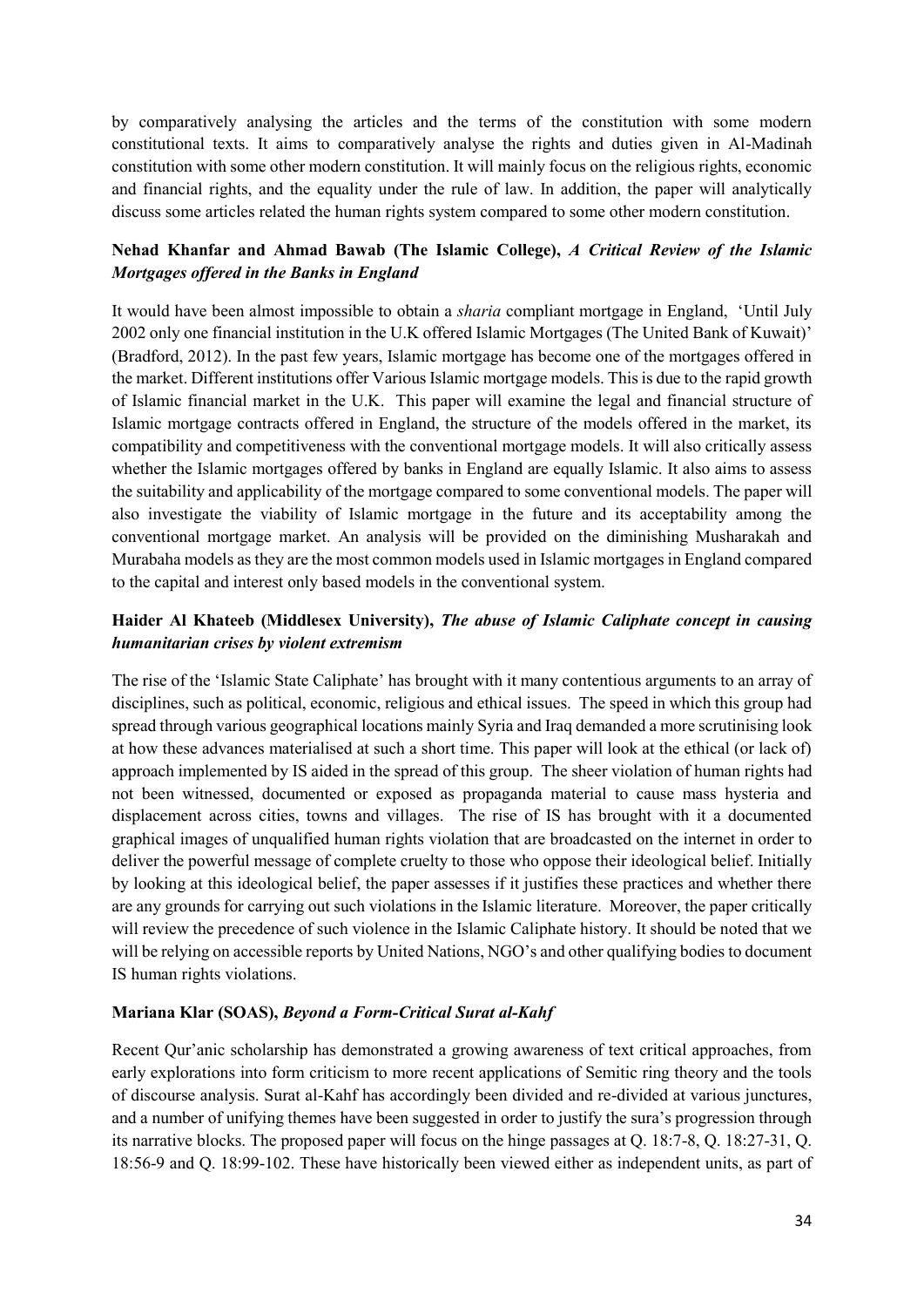by comparatively analysing the articles and the terms of the constitution with some modern constitutional texts. It aims to comparatively analyse the rights and duties given in Al-Madinah constitution with some other modern constitution. It will mainly focus on the religious rights, economic and financial rights, and the equality under the rule of law. In addition, the paper will analytically discuss some articles related the human rights system compared to some other modern constitution.

**Nehad Khanfar and Ahmad Bawab (The Islamic College),** ***A Critical Review of the Islamic Mortgages offered in the Banks in England***

It would have been almost impossible to obtain a *sharia* compliant mortgage in England, 'Until July 2002 only one financial institution in the U.K offered Islamic Mortgages (The United Bank of Kuwait)' (Bradford, 2012). In the past few years, Islamic mortgage has become one of the mortgages offered in the market. Different institutions offer Various Islamic mortgage models. This is due to the rapid growth of Islamic financial market in the U.K. This paper will examine the legal and financial structure of Islamic mortgage contracts offered in England, the structure of the models offered in the market, its compatibility and competitiveness with the conventional mortgage models. It will also critically assess whether the Islamic mortgages offered by banks in England are equally Islamic. It also aims to assess the suitability and applicability of the mortgage compared to some conventional models. The paper will also investigate the viability of Islamic mortgage in the future and its acceptability among the conventional mortgage market. An analysis will be provided on the diminishing Musharakah and Murabaha models as they are the most common models used in Islamic mortgages in England compared to the capital and interest only based models in the conventional system.

**Haider Al Khateeb (Middlesex University),** ***The abuse of Islamic Caliphate concept in causing humanitarian crises by violent extremism***

The rise of the 'Islamic State Caliphate' has brought with it many contentious arguments to an array of disciplines, such as political, economic, religious and ethical issues. The speed in which this group had spread through various geographical locations mainly Syria and Iraq demanded a more scrutinising look at how these advances materialised at such a short time. This paper will look at the ethical (or lack of) approach implemented by IS aided in the spread of this group. The sheer violation of human rights had not been witnessed, documented or exposed as propaganda material to cause mass hysteria and displacement across cities, towns and villages. The rise of IS has brought with it a documented graphical images of unqualified human rights violation that are broadcasted on the internet in order to deliver the powerful message of complete cruelty to those who oppose their ideological belief. Initially by looking at this ideological belief, the paper assesses if it justifies these practices and whether there are any grounds for carrying out such violations in the Islamic literature. Moreover, the paper critically will review the precedence of such violence in the Islamic Caliphate history. It should be noted that we will be relying on accessible reports by United Nations, NGO's and other qualifying bodies to document IS human rights violations.

**Mariana Klar (SOAS),** ***Beyond a Form-Critical Surat al-Kahf***

Recent Qur'anic scholarship has demonstrated a growing awareness of text critical approaches, from early explorations into form criticism to more recent applications of Semitic ring theory and the tools of discourse analysis. Surat al-Kahf has accordingly been divided and re-divided at various junctures, and a number of unifying themes have been suggested in order to justify the sura's progression through its narrative blocks. The proposed paper will focus on the hinge passages at Q. 18:7-8, Q. 18:27-31, Q. 18:56-9 and Q. 18:99-102. These have historically been viewed either as independent units, as part of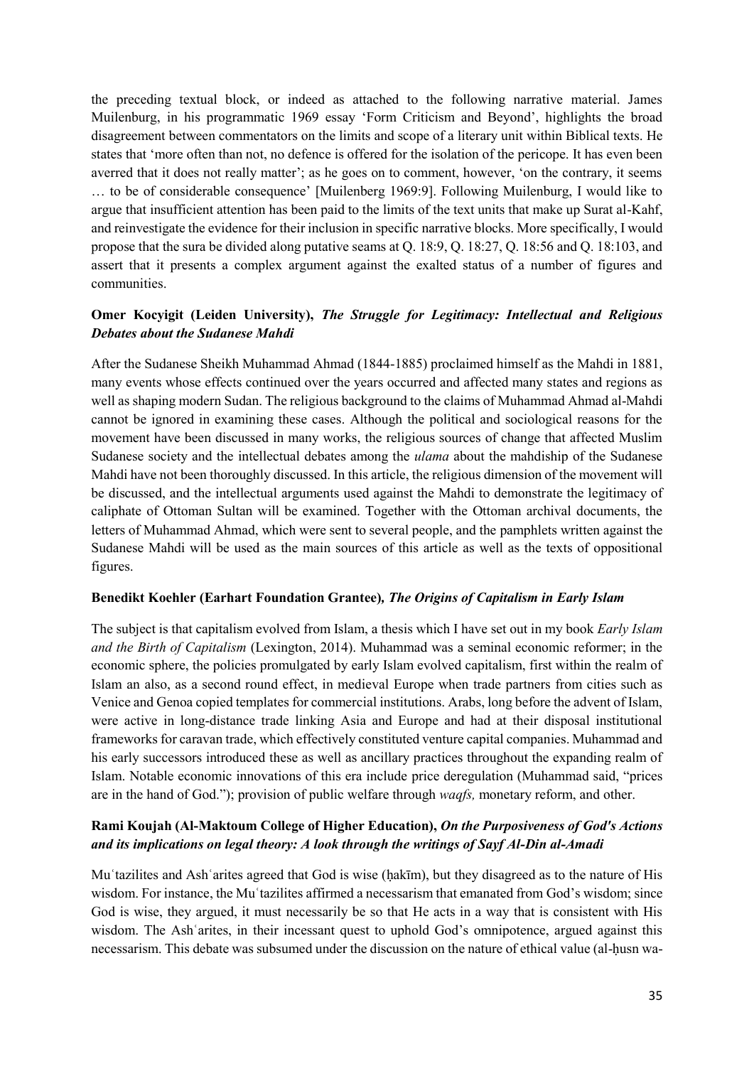the preceding textual block, or indeed as attached to the following narrative material. James Muilenburg, in his programmatic 1969 essay 'Form Criticism and Beyond', highlights the broad disagreement between commentators on the limits and scope of a literary unit within Biblical texts. He states that 'more often than not, no defence is offered for the isolation of the pericope. It has even been averred that it does not really matter'; as he goes on to comment, however, 'on the contrary, it seems … to be of considerable consequence' [Muilenberg 1969:9]. Following Muilenburg, I would like to argue that insufficient attention has been paid to the limits of the text units that make up Surat al-Kahf, and reinvestigate the evidence for their inclusion in specific narrative blocks. More specifically, I would propose that the sura be divided along putative seams at Q. 18:9, Q. 18:27, Q. 18:56 and Q. 18:103, and assert that it presents a complex argument against the exalted status of a number of figures and communities.

**Omer Kocyigit (Leiden University),** ***The Struggle for Legitimacy: Intellectual and Religious Debates about the Sudanese Mahdi***

After the Sudanese Sheikh Muhammad Ahmad (1844-1885) proclaimed himself as the Mahdi in 1881, many events whose effects continued over the years occurred and affected many states and regions as well as shaping modern Sudan. The religious background to the claims of Muhammad Ahmad al-Mahdi cannot be ignored in examining these cases. Although the political and sociological reasons for the movement have been discussed in many works, the religious sources of change that affected Muslim Sudanese society and the intellectual debates among the *ulama* about the mahdiship of the Sudanese Mahdi have not been thoroughly discussed. In this article, the religious dimension of the movement will be discussed, and the intellectual arguments used against the Mahdi to demonstrate the legitimacy of caliphate of Ottoman Sultan will be examined. Together with the Ottoman archival documents, the letters of Muhammad Ahmad, which were sent to several people, and the pamphlets written against the Sudanese Mahdi will be used as the main sources of this article as well as the texts of oppositional figures.

**Benedikt Koehler (Earhart Foundation Grantee),** ***The Origins of Capitalism in Early Islam***

The subject is that capitalism evolved from Islam, a thesis which I have set out in my book *Early Islam and the Birth of Capitalism* (Lexington, 2014). Muhammad was a seminal economic reformer; in the economic sphere, the policies promulgated by early Islam evolved capitalism, first within the realm of Islam an also, as a second round effect, in medieval Europe when trade partners from cities such as Venice and Genoa copied templates for commercial institutions. Arabs, long before the advent of Islam, were active in long-distance trade linking Asia and Europe and had at their disposal institutional frameworks for caravan trade, which effectively constituted venture capital companies. Muhammad and his early successors introduced these as well as ancillary practices throughout the expanding realm of Islam. Notable economic innovations of this era include price deregulation (Muhammad said, "prices are in the hand of God."); provision of public welfare through *waqfs,* monetary reform, and other.

**Rami Koujah (Al-Maktoum College of Higher Education),** ***On the Purposiveness of God's Actions and its implications on legal theory: A look through the writings of Sayf Al-Din al-Amadi***

Muʿtazilites and Ashʿarites agreed that God is wise (ḥakīm), but they disagreed as to the nature of His wisdom. For instance, the Muʿtazilites affirmed a necessarism that emanated from God's wisdom; since God is wise, they argued, it must necessarily be so that He acts in a way that is consistent with His wisdom. The Ashʿarites, in their incessant quest to uphold God's omnipotence, argued against this necessarism. This debate was subsumed under the discussion on the nature of ethical value (al-ḥusn wa-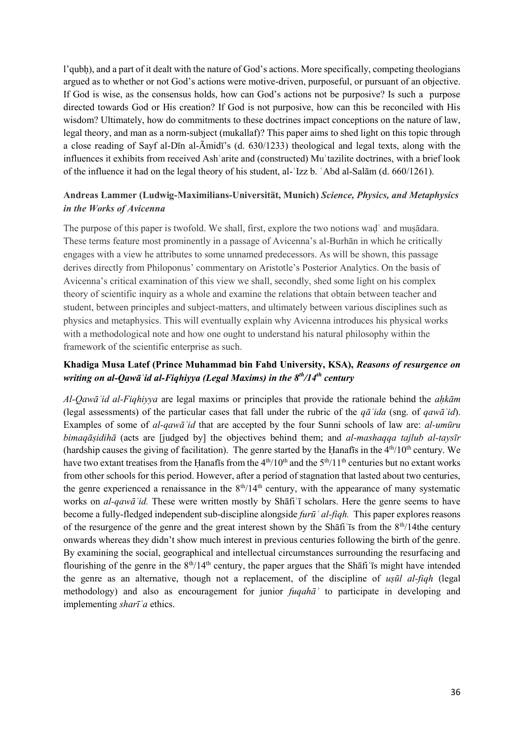l'qubḥ), and a part of it dealt with the nature of God's actions. More specifically, competing theologians argued as to whether or not God's actions were motive-driven, purposeful, or pursuant of an objective. If God is wise, as the consensus holds, how can God's actions not be purposive? Is such a purpose directed towards God or His creation? If God is not purposive, how can this be reconciled with His wisdom? Ultimately, how do commitments to these doctrines impact conceptions on the nature of law, legal theory, and man as a norm-subject (mukallaf)? This paper aims to shed light on this topic through a close reading of Sayf al-Dīn al-Āmidī's (d. 630/1233) theological and legal texts, along with the influences it exhibits from received Ashʿarite and (constructed) Muʿtazilite doctrines, with a brief look of the influence it had on the legal theory of his student, al-ʿIzz b. ʿAbd al-Salām (d. 660/1261).

**Andreas Lammer (Ludwig-Maximilians-Universität, Munich)** ***Science, Physics, and Metaphysics in the Works of Avicenna***

The purpose of this paper is twofold. We shall, first, explore the two notions waḍʿ and muṣādara. These terms feature most prominently in a passage of Avicenna's al-Burhān in which he critically engages with a view he attributes to some unnamed predecessors. As will be shown, this passage derives directly from Philoponus' commentary on Aristotle's Posterior Analytics. On the basis of Avicenna's critical examination of this view we shall, secondly, shed some light on his complex theory of scientific inquiry as a whole and examine the relations that obtain between teacher and student, between principles and subject-matters, and ultimately between various disciplines such as physics and metaphysics. This will eventually explain why Avicenna introduces his physical works with a methodological note and how one ought to understand his natural philosophy within the framework of the scientific enterprise as such.

**Khadiga Musa Latef (Prince Muhammad bin Fahd University, KSA),** ***Reasons of resurgence on writing on al-Qawāʿid al-Fiqhiyya (Legal Maxims) in the 8th/14th century***

*Al-Qawāʿid al-Fiqhiyya* are legal maxims or principles that provide the rationale behind the *aḥkām* (legal assessments) of the particular cases that fall under the rubric of the *qāʿida* (sng. of *qawāʿid*). Examples of some of *al-qawāʿid* that are accepted by the four Sunni schools of law are: *al-umūru bimaqāṣidihā* (acts are [judged by] the objectives behind them; and *al-mashaqqa tajlub al-taysīr* (hardship causes the giving of facilitation). The genre started by the Ḥanafīs in the 4th/10th century. We have two extant treatises from the Ḥanafīs from the 4th/10th and the 5th/11th centuries but no extant works from other schools for this period. However, after a period of stagnation that lasted about two centuries, the genre experienced a renaissance in the 8th/14th century, with the appearance of many systematic works on *al-qawāʿid.* These were written mostly by Shāfiʿī scholars. Here the genre seems to have become a fully-fledged independent sub-discipline alongside *furūʿ al-fiqh.* This paper explores reasons of the resurgence of the genre and the great interest shown by the Shāfiʿīs from the 8th/14the century onwards whereas they didn't show much interest in previous centuries following the birth of the genre. By examining the social, geographical and intellectual circumstances surrounding the resurfacing and flourishing of the genre in the 8th/14th century, the paper argues that the Shāfiʿīs might have intended the genre as an alternative, though not a replacement, of the discipline of *uṣūl al-fiqh* (legal methodology) and also as encouragement for junior *fuqahāʾ* to participate in developing and implementing *sharīʿa* ethics.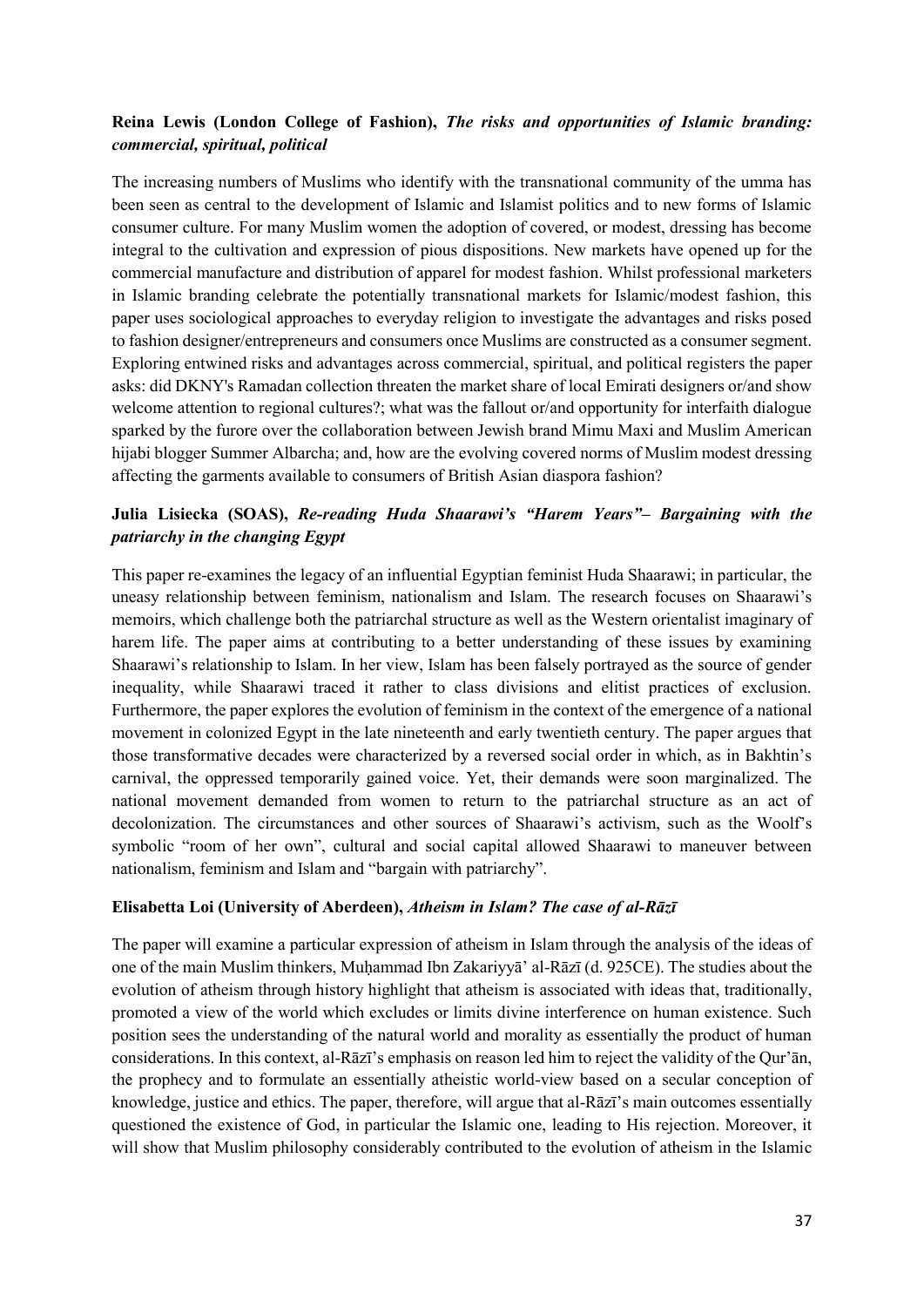**Reina Lewis (London College of Fashion),** ***The risks and opportunities of Islamic branding: commercial, spiritual, political***

The increasing numbers of Muslims who identify with the transnational community of the umma has been seen as central to the development of Islamic and Islamist politics and to new forms of Islamic consumer culture. For many Muslim women the adoption of covered, or modest, dressing has become integral to the cultivation and expression of pious dispositions. New markets have opened up for the commercial manufacture and distribution of apparel for modest fashion. Whilst professional marketers in Islamic branding celebrate the potentially transnational markets for Islamic/modest fashion, this paper uses sociological approaches to everyday religion to investigate the advantages and risks posed to fashion designer/entrepreneurs and consumers once Muslims are constructed as a consumer segment. Exploring entwined risks and advantages across commercial, spiritual, and political registers the paper asks: did DKNY's Ramadan collection threaten the market share of local Emirati designers or/and show welcome attention to regional cultures?; what was the fallout or/and opportunity for interfaith dialogue sparked by the furore over the collaboration between Jewish brand Mimu Maxi and Muslim American hijabi blogger Summer Albarcha; and, how are the evolving covered norms of Muslim modest dressing affecting the garments available to consumers of British Asian diaspora fashion?

**Julia Lisiecka (SOAS),** ***Re-reading Huda Shaarawi's "Harem Years"– Bargaining with the patriarchy in the changing Egypt***

This paper re-examines the legacy of an influential Egyptian feminist Huda Shaarawi; in particular, the uneasy relationship between feminism, nationalism and Islam. The research focuses on Shaarawi's memoirs, which challenge both the patriarchal structure as well as the Western orientalist imaginary of harem life. The paper aims at contributing to a better understanding of these issues by examining Shaarawi's relationship to Islam. In her view, Islam has been falsely portrayed as the source of gender inequality, while Shaarawi traced it rather to class divisions and elitist practices of exclusion. Furthermore, the paper explores the evolution of feminism in the context of the emergence of a national movement in colonized Egypt in the late nineteenth and early twentieth century. The paper argues that those transformative decades were characterized by a reversed social order in which, as in Bakhtin's carnival, the oppressed temporarily gained voice. Yet, their demands were soon marginalized. The national movement demanded from women to return to the patriarchal structure as an act of decolonization. The circumstances and other sources of Shaarawi's activism, such as the Woolf's symbolic "room of her own", cultural and social capital allowed Shaarawi to maneuver between nationalism, feminism and Islam and "bargain with patriarchy".

**Elisabetta Loi (University of Aberdeen),** ***Atheism in Islam? The case of al-Rāzī***

The paper will examine a particular expression of atheism in Islam through the analysis of the ideas of one of the main Muslim thinkers, Muḥammad Ibn Zakariyyā' al-Rāzī (d. 925CE). The studies about the evolution of atheism through history highlight that atheism is associated with ideas that, traditionally, promoted a view of the world which excludes or limits divine interference on human existence. Such position sees the understanding of the natural world and morality as essentially the product of human considerations. In this context, al-Rāzī's emphasis on reason led him to reject the validity of the Qur'ān, the prophecy and to formulate an essentially atheistic world-view based on a secular conception of knowledge, justice and ethics. The paper, therefore, will argue that al-Rāzī's main outcomes essentially questioned the existence of God, in particular the Islamic one, leading to His rejection. Moreover, it will show that Muslim philosophy considerably contributed to the evolution of atheism in the Islamic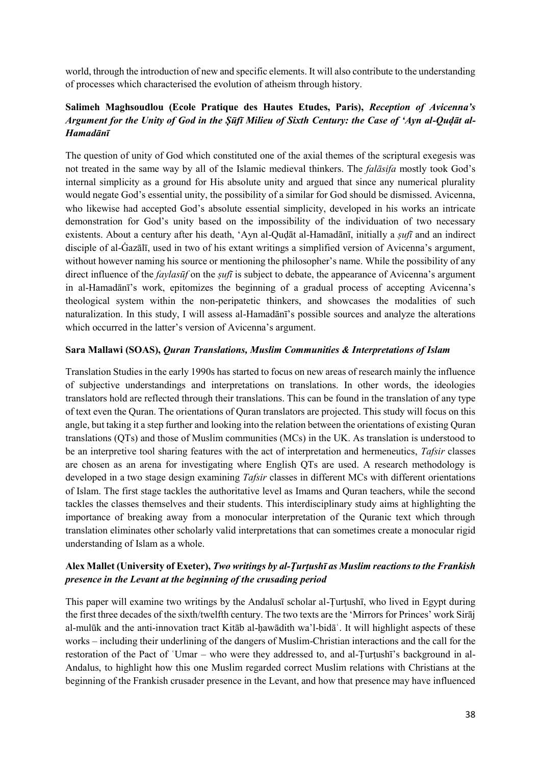world, through the introduction of new and specific elements. It will also contribute to the understanding of processes which characterised the evolution of atheism through history.

**Salimeh Maghsoudlou (Ecole Pratique des Hautes Etudes, Paris),** ***Reception of Avicenna's Argument for the Unity of God in the Ṣūfī Milieu of Sixth Century: the Case of 'Ayn al-Quḍāt al-Hamadānī***

The question of unity of God which constituted one of the axial themes of the scriptural exegesis was not treated in the same way by all of the Islamic medieval thinkers. The *falāsifa* mostly took God's internal simplicity as a ground for His absolute unity and argued that since any numerical plurality would negate God's essential unity, the possibility of a similar for God should be dismissed. Avicenna, who likewise had accepted God's absolute essential simplicity, developed in his works an intricate demonstration for God's unity based on the impossibility of the individuation of two necessary existents. About a century after his death, 'Ayn al-Quḍāt al-Hamadānī, initially a *ṣufī* and an indirect disciple of al-Ġazālī, used in two of his extant writings a simplified version of Avicenna's argument, without however naming his source or mentioning the philosopher's name. While the possibility of any direct influence of the *faylasūf* on the *ṣufī* is subject to debate, the appearance of Avicenna's argument in al-Hamadānī's work, epitomizes the beginning of a gradual process of accepting Avicenna's theological system within the non-peripatetic thinkers, and showcases the modalities of such naturalization. In this study, I will assess al-Hamadānī's possible sources and analyze the alterations which occurred in the latter's version of Avicenna's argument.

**Sara Mallawi (SOAS),** ***Quran Translations, Muslim Communities & Interpretations of Islam***

Translation Studies in the early 1990s has started to focus on new areas of research mainly the influence of subjective understandings and interpretations on translations. In other words, the ideologies translators hold are reflected through their translations. This can be found in the translation of any type of text even the Quran. The orientations of Quran translators are projected. This study will focus on this angle, but taking it a step further and looking into the relation between the orientations of existing Quran translations (QTs) and those of Muslim communities (MCs) in the UK. As translation is understood to be an interpretive tool sharing features with the act of interpretation and hermeneutics, *Tafsir* classes are chosen as an arena for investigating where English QTs are used. A research methodology is developed in a two stage design examining *Tafsir* classes in different MCs with different orientations of Islam. The first stage tackles the authoritative level as Imams and Quran teachers, while the second tackles the classes themselves and their students. This interdisciplinary study aims at highlighting the importance of breaking away from a monocular interpretation of the Quranic text which through translation eliminates other scholarly valid interpretations that can sometimes create a monocular rigid understanding of Islam as a whole.

**Alex Mallet (University of Exeter),** ***Two writings by al-Ṭurṭushī as Muslim reactions to the Frankish presence in the Levant at the beginning of the crusading period***

This paper will examine two writings by the Andalusī scholar al-Ṭurṭushī, who lived in Egypt during the first three decades of the sixth/twelfth century. The two texts are the 'Mirrors for Princes' work Sirāj al-mulūk and the anti-innovation tract Kitāb al-ḥawādith wa'l-bidāʿ. It will highlight aspects of these works – including their underlining of the dangers of Muslim-Christian interactions and the call for the restoration of the Pact of ʿUmar – who were they addressed to, and al-Ṭurṭushī's background in al-Andalus, to highlight how this one Muslim regarded correct Muslim relations with Christians at the beginning of the Frankish crusader presence in the Levant, and how that presence may have influenced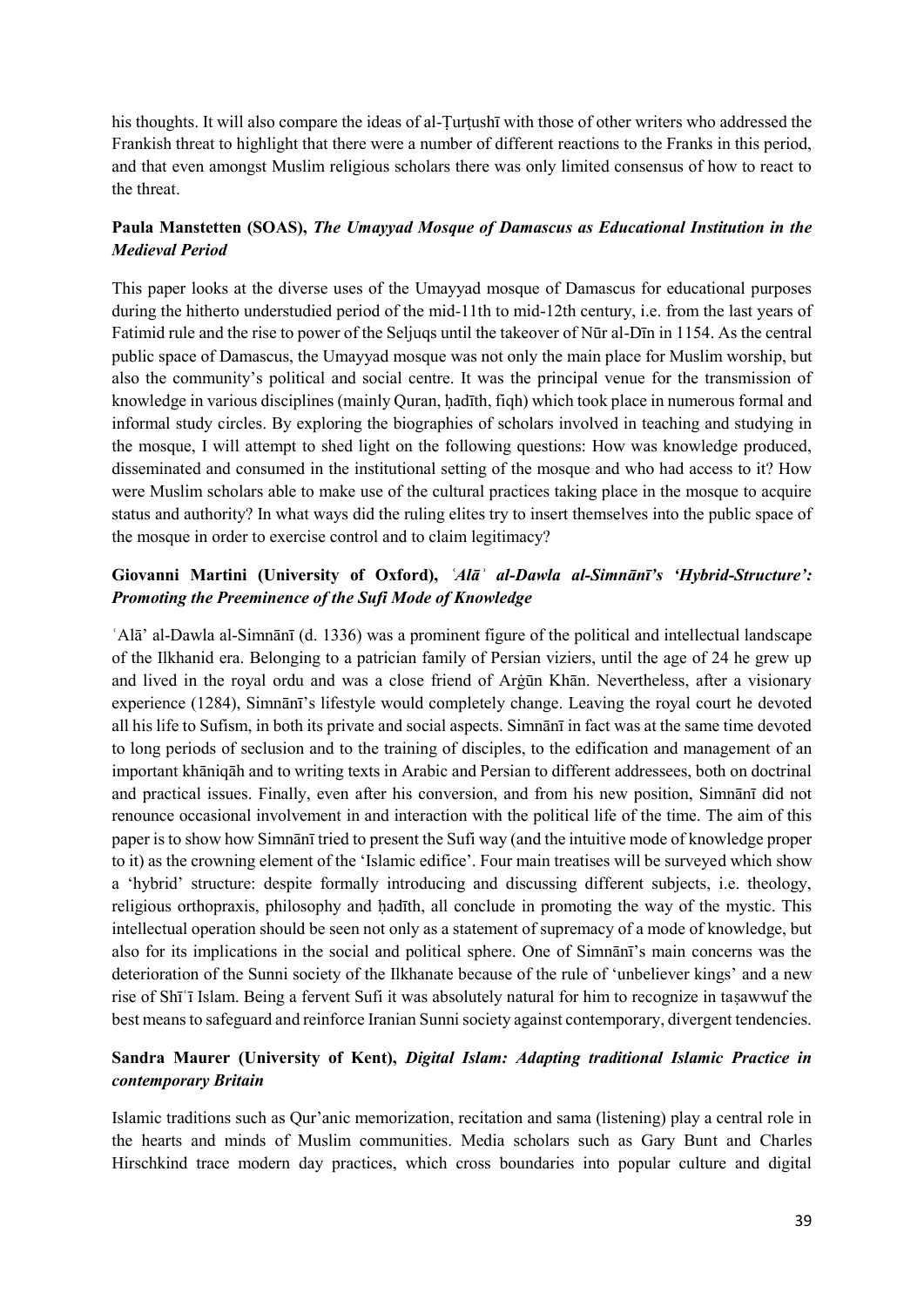his thoughts. It will also compare the ideas of al-Ṭurṭushī with those of other writers who addressed the Frankish threat to highlight that there were a number of different reactions to the Franks in this period, and that even amongst Muslim religious scholars there was only limited consensus of how to react to the threat.

**Paula Manstetten (SOAS),** ***The Umayyad Mosque of Damascus as Educational Institution in the Medieval Period***

This paper looks at the diverse uses of the Umayyad mosque of Damascus for educational purposes during the hitherto understudied period of the mid-11th to mid-12th century, i.e. from the last years of Fatimid rule and the rise to power of the Seljuqs until the takeover of Nūr al-Dīn in 1154. As the central public space of Damascus, the Umayyad mosque was not only the main place for Muslim worship, but also the community's political and social centre. It was the principal venue for the transmission of knowledge in various disciplines (mainly Quran, ḥadīth, fiqh) which took place in numerous formal and informal study circles. By exploring the biographies of scholars involved in teaching and studying in the mosque, I will attempt to shed light on the following questions: How was knowledge produced, disseminated and consumed in the institutional setting of the mosque and who had access to it? How were Muslim scholars able to make use of the cultural practices taking place in the mosque to acquire status and authority? In what ways did the ruling elites try to insert themselves into the public space of the mosque in order to exercise control and to claim legitimacy?

**Giovanni Martini (University of Oxford),** ***ʿAlāʾ al-Dawla al-Simnānī's 'Hybrid-Structure': Promoting the Preeminence of the Sufi Mode of Knowledge***

ʿAlā' al-Dawla al-Simnānī (d. 1336) was a prominent figure of the political and intellectual landscape of the Ilkhanid era. Belonging to a patrician family of Persian viziers, until the age of 24 he grew up and lived in the royal ordu and was a close friend of Arġūn Khān. Nevertheless, after a visionary experience (1284), Simnānī's lifestyle would completely change. Leaving the royal court he devoted all his life to Sufism, in both its private and social aspects. Simnānī in fact was at the same time devoted to long periods of seclusion and to the training of disciples, to the edification and management of an important khāniqāh and to writing texts in Arabic and Persian to different addressees, both on doctrinal and practical issues. Finally, even after his conversion, and from his new position, Simnānī did not renounce occasional involvement in and interaction with the political life of the time. The aim of this paper is to show how Simnānī tried to present the Sufi way (and the intuitive mode of knowledge proper to it) as the crowning element of the 'Islamic edifice'. Four main treatises will be surveyed which show a 'hybrid' structure: despite formally introducing and discussing different subjects, i.e. theology, religious orthopraxis, philosophy and ḥadīth, all conclude in promoting the way of the mystic. This intellectual operation should be seen not only as a statement of supremacy of a mode of knowledge, but also for its implications in the social and political sphere. One of Simnānī's main concerns was the deterioration of the Sunni society of the Ilkhanate because of the rule of 'unbeliever kings' and a new rise of Shīʿī Islam. Being a fervent Sufi it was absolutely natural for him to recognize in taṣawwuf the best means to safeguard and reinforce Iranian Sunni society against contemporary, divergent tendencies.

**Sandra Maurer (University of Kent),** ***Digital Islam: Adapting traditional Islamic Practice in contemporary Britain***

Islamic traditions such as Qur'anic memorization, recitation and sama (listening) play a central role in the hearts and minds of Muslim communities. Media scholars such as Gary Bunt and Charles Hirschkind trace modern day practices, which cross boundaries into popular culture and digital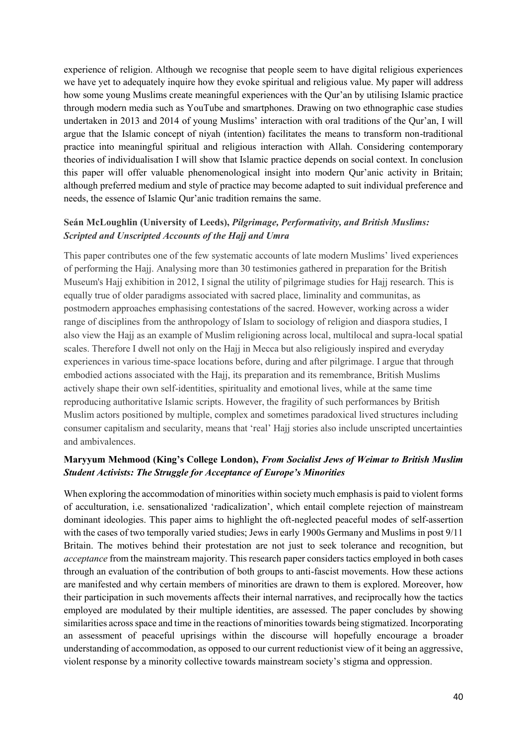experience of religion. Although we recognise that people seem to have digital religious experiences we have yet to adequately inquire how they evoke spiritual and religious value. My paper will address how some young Muslims create meaningful experiences with the Qur'an by utilising Islamic practice through modern media such as YouTube and smartphones. Drawing on two ethnographic case studies undertaken in 2013 and 2014 of young Muslims' interaction with oral traditions of the Qur'an, I will argue that the Islamic concept of niyah (intention) facilitates the means to transform non-traditional practice into meaningful spiritual and religious interaction with Allah. Considering contemporary theories of individualisation I will show that Islamic practice depends on social context. In conclusion this paper will offer valuable phenomenological insight into modern Qur'anic activity in Britain; although preferred medium and style of practice may become adapted to suit individual preference and needs, the essence of Islamic Qur'anic tradition remains the same.

**Seán McLoughlin (University of Leeds),** ***Pilgrimage, Performativity, and British Muslims: Scripted and Unscripted Accounts of the Hajj and Umra***

This paper contributes one of the few systematic accounts of late modern Muslims' lived experiences of performing the Hajj. Analysing more than 30 testimonies gathered in preparation for the British Museum's Hajj exhibition in 2012, I signal the utility of pilgrimage studies for Hajj research. This is equally true of older paradigms associated with sacred place, liminality and communitas, as postmodern approaches emphasising contestations of the sacred. However, working across a wider range of disciplines from the anthropology of Islam to sociology of religion and diaspora studies, I also view the Hajj as an example of Muslim religioning across local, multilocal and supra-local spatial scales. Therefore I dwell not only on the Hajj in Mecca but also religiously inspired and everyday experiences in various time-space locations before, during and after pilgrimage. I argue that through embodied actions associated with the Hajj, its preparation and its remembrance, British Muslims actively shape their own self-identities, spirituality and emotional lives, while at the same time reproducing authoritative Islamic scripts. However, the fragility of such performances by British Muslim actors positioned by multiple, complex and sometimes paradoxical lived structures including consumer capitalism and secularity, means that 'real' Hajj stories also include unscripted uncertainties and ambivalences.

**Maryyum Mehmood (King's College London),** ***From Socialist Jews of Weimar to British Muslim Student Activists: The Struggle for Acceptance of Europe's Minorities***

When exploring the accommodation of minorities within society much emphasis is paid to violent forms of acculturation, i.e. sensationalized 'radicalization', which entail complete rejection of mainstream dominant ideologies. This paper aims to highlight the oft-neglected peaceful modes of self-assertion with the cases of two temporally varied studies; Jews in early 1900s Germany and Muslims in post 9/11 Britain. The motives behind their protestation are not just to seek tolerance and recognition, but *acceptance* from the mainstream majority. This research paper considers tactics employed in both cases through an evaluation of the contribution of both groups to anti-fascist movements. How these actions are manifested and why certain members of minorities are drawn to them is explored. Moreover, how their participation in such movements affects their internal narratives, and reciprocally how the tactics employed are modulated by their multiple identities, are assessed. The paper concludes by showing similarities across space and time in the reactions of minorities towards being stigmatized. Incorporating an assessment of peaceful uprisings within the discourse will hopefully encourage a broader understanding of accommodation, as opposed to our current reductionist view of it being an aggressive, violent response by a minority collective towards mainstream society's stigma and oppression.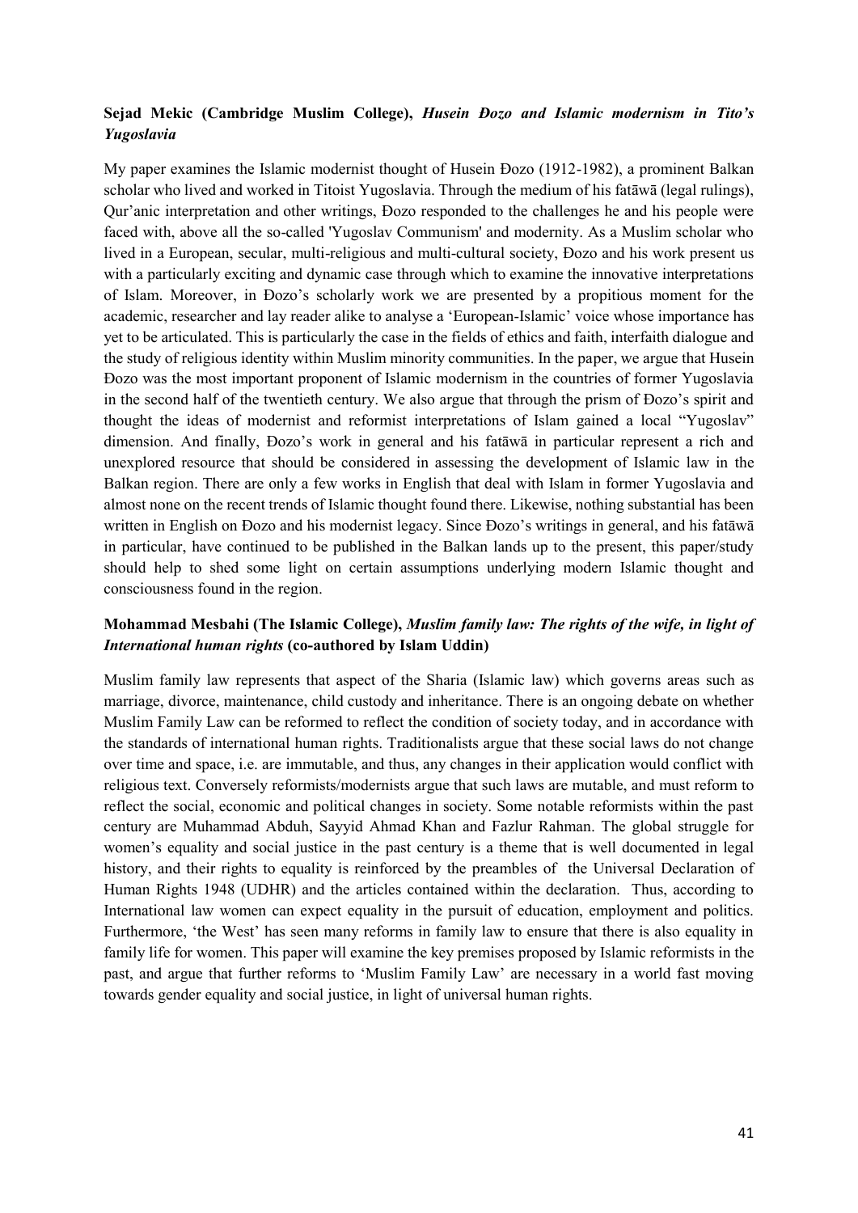**Sejad Mekic (Cambridge Muslim College),** ***Husein Đozo and Islamic modernism in Tito's Yugoslavia***

My paper examines the Islamic modernist thought of Husein Đozo (1912-1982), a prominent Balkan scholar who lived and worked in Titoist Yugoslavia. Through the medium of his fatāwā (legal rulings), Qur'anic interpretation and other writings, Đozo responded to the challenges he and his people were faced with, above all the so-called 'Yugoslav Communism' and modernity. As a Muslim scholar who lived in a European, secular, multi-religious and multi-cultural society, Đozo and his work present us with a particularly exciting and dynamic case through which to examine the innovative interpretations of Islam. Moreover, in Đozo's scholarly work we are presented by a propitious moment for the academic, researcher and lay reader alike to analyse a 'European-Islamic' voice whose importance has yet to be articulated. This is particularly the case in the fields of ethics and faith, interfaith dialogue and the study of religious identity within Muslim minority communities. In the paper, we argue that Husein Đozo was the most important proponent of Islamic modernism in the countries of former Yugoslavia in the second half of the twentieth century. We also argue that through the prism of Đozo's spirit and thought the ideas of modernist and reformist interpretations of Islam gained a local "Yugoslav" dimension. And finally, Đozo's work in general and his fatāwā in particular represent a rich and unexplored resource that should be considered in assessing the development of Islamic law in the Balkan region. There are only a few works in English that deal with Islam in former Yugoslavia and almost none on the recent trends of Islamic thought found there. Likewise, nothing substantial has been written in English on Đozo and his modernist legacy. Since Đozo's writings in general, and his fatāwā in particular, have continued to be published in the Balkan lands up to the present, this paper/study should help to shed some light on certain assumptions underlying modern Islamic thought and consciousness found in the region.

**Mohammad Mesbahi (The Islamic College),** ***Muslim family law: The rights of the wife, in light of International human rights*** **(co-authored by Islam Uddin)**

Muslim family law represents that aspect of the Sharia (Islamic law) which governs areas such as marriage, divorce, maintenance, child custody and inheritance. There is an ongoing debate on whether Muslim Family Law can be reformed to reflect the condition of society today, and in accordance with the standards of international human rights. Traditionalists argue that these social laws do not change over time and space, i.e. are immutable, and thus, any changes in their application would conflict with religious text. Conversely reformists/modernists argue that such laws are mutable, and must reform to reflect the social, economic and political changes in society. Some notable reformists within the past century are Muhammad Abduh, Sayyid Ahmad Khan and Fazlur Rahman. The global struggle for women's equality and social justice in the past century is a theme that is well documented in legal history, and their rights to equality is reinforced by the preambles of the Universal Declaration of Human Rights 1948 (UDHR) and the articles contained within the declaration. Thus, according to International law women can expect equality in the pursuit of education, employment and politics. Furthermore, 'the West' has seen many reforms in family law to ensure that there is also equality in family life for women. This paper will examine the key premises proposed by Islamic reformists in the past, and argue that further reforms to 'Muslim Family Law' are necessary in a world fast moving towards gender equality and social justice, in light of universal human rights.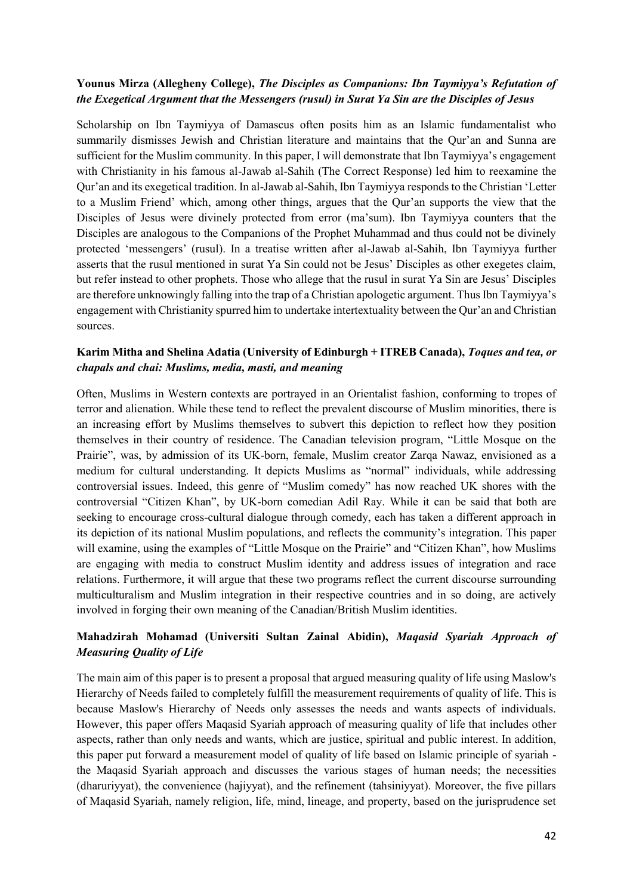**Younus Mirza (Allegheny College),** ***The Disciples as Companions: Ibn Taymiyya's Refutation of the Exegetical Argument that the Messengers (rusul) in Surat Ya Sin are the Disciples of Jesus***

Scholarship on Ibn Taymiyya of Damascus often posits him as an Islamic fundamentalist who summarily dismisses Jewish and Christian literature and maintains that the Qur'an and Sunna are sufficient for the Muslim community. In this paper, I will demonstrate that Ibn Taymiyya's engagement with Christianity in his famous al-Jawab al-Sahih (The Correct Response) led him to reexamine the Qur'an and its exegetical tradition. In al-Jawab al-Sahih, Ibn Taymiyya responds to the Christian 'Letter to a Muslim Friend' which, among other things, argues that the Qur'an supports the view that the Disciples of Jesus were divinely protected from error (ma'sum). Ibn Taymiyya counters that the Disciples are analogous to the Companions of the Prophet Muhammad and thus could not be divinely protected 'messengers' (rusul). In a treatise written after al-Jawab al-Sahih, Ibn Taymiyya further asserts that the rusul mentioned in surat Ya Sin could not be Jesus' Disciples as other exegetes claim, but refer instead to other prophets. Those who allege that the rusul in surat Ya Sin are Jesus' Disciples are therefore unknowingly falling into the trap of a Christian apologetic argument. Thus Ibn Taymiyya's engagement with Christianity spurred him to undertake intertextuality between the Qur'an and Christian sources.

**Karim Mitha and Shelina Adatia (University of Edinburgh + ITREB Canada),** ***Toques and tea, or chapals and chai: Muslims, media, masti, and meaning***

Often, Muslims in Western contexts are portrayed in an Orientalist fashion, conforming to tropes of terror and alienation. While these tend to reflect the prevalent discourse of Muslim minorities, there is an increasing effort by Muslims themselves to subvert this depiction to reflect how they position themselves in their country of residence. The Canadian television program, "Little Mosque on the Prairie", was, by admission of its UK-born, female, Muslim creator Zarqa Nawaz, envisioned as a medium for cultural understanding. It depicts Muslims as "normal" individuals, while addressing controversial issues. Indeed, this genre of "Muslim comedy" has now reached UK shores with the controversial "Citizen Khan", by UK-born comedian Adil Ray. While it can be said that both are seeking to encourage cross-cultural dialogue through comedy, each has taken a different approach in its depiction of its national Muslim populations, and reflects the community's integration. This paper will examine, using the examples of "Little Mosque on the Prairie" and "Citizen Khan", how Muslims are engaging with media to construct Muslim identity and address issues of integration and race relations. Furthermore, it will argue that these two programs reflect the current discourse surrounding multiculturalism and Muslim integration in their respective countries and in so doing, are actively involved in forging their own meaning of the Canadian/British Muslim identities.

**Mahadzirah Mohamad (Universiti Sultan Zainal Abidin),** ***Maqasid Syariah Approach of Measuring Quality of Life***

The main aim of this paper is to present a proposal that argued measuring quality of life using Maslow's Hierarchy of Needs failed to completely fulfill the measurement requirements of quality of life. This is because Maslow's Hierarchy of Needs only assesses the needs and wants aspects of individuals. However, this paper offers Maqasid Syariah approach of measuring quality of life that includes other aspects, rather than only needs and wants, which are justice, spiritual and public interest. In addition, this paper put forward a measurement model of quality of life based on Islamic principle of syariah - the Maqasid Syariah approach and discusses the various stages of human needs; the necessities (dharuriyyat), the convenience (hajiyyat), and the refinement (tahsiniyyat). Moreover, the five pillars of Maqasid Syariah, namely religion, life, mind, lineage, and property, based on the jurisprudence set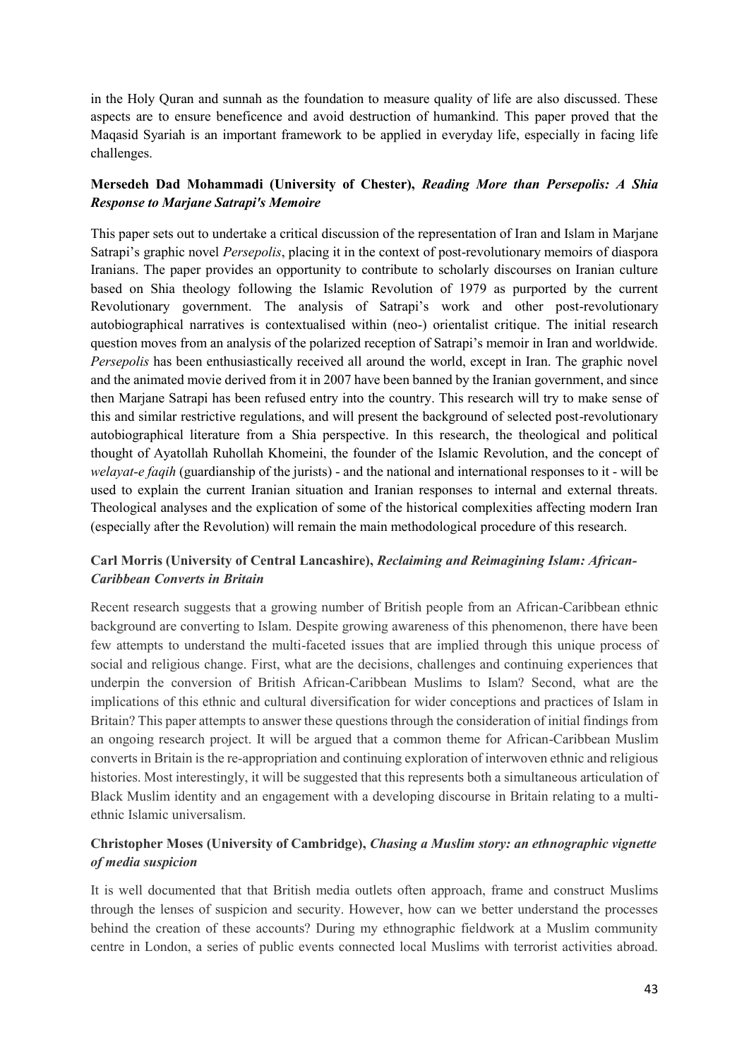in the Holy Quran and sunnah as the foundation to measure quality of life are also discussed. These aspects are to ensure beneficence and avoid destruction of humankind. This paper proved that the Maqasid Syariah is an important framework to be applied in everyday life, especially in facing life challenges.

**Mersedeh Dad Mohammadi (University of Chester),** ***Reading More than Persepolis: A Shia Response to Marjane Satrapi's Memoire***

This paper sets out to undertake a critical discussion of the representation of Iran and Islam in Marjane Satrapi's graphic novel *Persepolis*, placing it in the context of post-revolutionary memoirs of diaspora Iranians. The paper provides an opportunity to contribute to scholarly discourses on Iranian culture based on Shia theology following the Islamic Revolution of 1979 as purported by the current Revolutionary government. The analysis of Satrapi's work and other post-revolutionary autobiographical narratives is contextualised within (neo-) orientalist critique. The initial research question moves from an analysis of the polarized reception of Satrapi's memoir in Iran and worldwide. *Persepolis* has been enthusiastically received all around the world, except in Iran. The graphic novel and the animated movie derived from it in 2007 have been banned by the Iranian government, and since then Marjane Satrapi has been refused entry into the country. This research will try to make sense of this and similar restrictive regulations, and will present the background of selected post-revolutionary autobiographical literature from a Shia perspective. In this research, the theological and political thought of Ayatollah Ruhollah Khomeini, the founder of the Islamic Revolution, and the concept of *welayat-e faqih* (guardianship of the jurists) - and the national and international responses to it - will be used to explain the current Iranian situation and Iranian responses to internal and external threats. Theological analyses and the explication of some of the historical complexities affecting modern Iran (especially after the Revolution) will remain the main methodological procedure of this research.

**Carl Morris (University of Central Lancashire),** ***Reclaiming and Reimagining Islam: African-Caribbean Converts in Britain***

Recent research suggests that a growing number of British people from an African-Caribbean ethnic background are converting to Islam. Despite growing awareness of this phenomenon, there have been few attempts to understand the multi-faceted issues that are implied through this unique process of social and religious change. First, what are the decisions, challenges and continuing experiences that underpin the conversion of British African-Caribbean Muslims to Islam? Second, what are the implications of this ethnic and cultural diversification for wider conceptions and practices of Islam in Britain? This paper attempts to answer these questions through the consideration of initial findings from an ongoing research project. It will be argued that a common theme for African-Caribbean Muslim converts in Britain is the re-appropriation and continuing exploration of interwoven ethnic and religious histories. Most interestingly, it will be suggested that this represents both a simultaneous articulation of Black Muslim identity and an engagement with a developing discourse in Britain relating to a multi-ethnic Islamic universalism.

**Christopher Moses (University of Cambridge),** ***Chasing a Muslim story: an ethnographic vignette of media suspicion***

It is well documented that that British media outlets often approach, frame and construct Muslims through the lenses of suspicion and security. However, how can we better understand the processes behind the creation of these accounts? During my ethnographic fieldwork at a Muslim community centre in London, a series of public events connected local Muslims with terrorist activities abroad.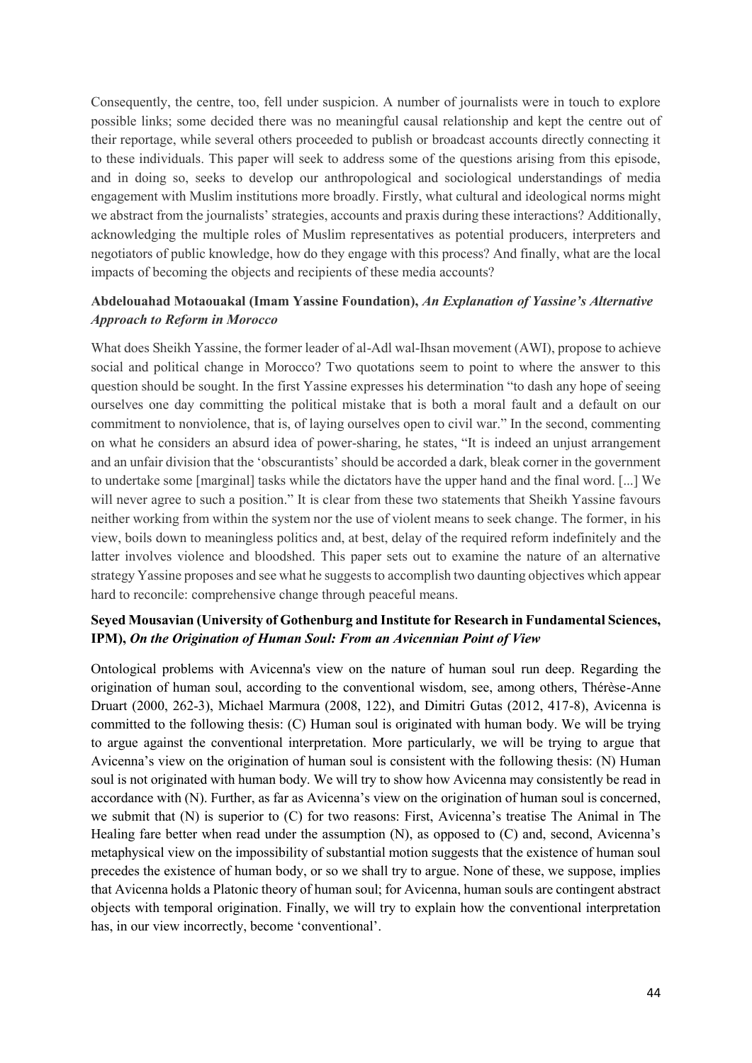Consequently, the centre, too, fell under suspicion. A number of journalists were in touch to explore possible links; some decided there was no meaningful causal relationship and kept the centre out of their reportage, while several others proceeded to publish or broadcast accounts directly connecting it to these individuals. This paper will seek to address some of the questions arising from this episode, and in doing so, seeks to develop our anthropological and sociological understandings of media engagement with Muslim institutions more broadly. Firstly, what cultural and ideological norms might we abstract from the journalists' strategies, accounts and praxis during these interactions? Additionally, acknowledging the multiple roles of Muslim representatives as potential producers, interpreters and negotiators of public knowledge, how do they engage with this process? And finally, what are the local impacts of becoming the objects and recipients of these media accounts?

**Abdelouahad Motaouakal (Imam Yassine Foundation),** ***An Explanation of Yassine's Alternative Approach to Reform in Morocco***

What does Sheikh Yassine, the former leader of al-Adl wal-Ihsan movement (AWI), propose to achieve social and political change in Morocco? Two quotations seem to point to where the answer to this question should be sought. In the first Yassine expresses his determination "to dash any hope of seeing ourselves one day committing the political mistake that is both a moral fault and a default on our commitment to nonviolence, that is, of laying ourselves open to civil war." In the second, commenting on what he considers an absurd idea of power-sharing, he states, "It is indeed an unjust arrangement and an unfair division that the 'obscurantists' should be accorded a dark, bleak corner in the government to undertake some [marginal] tasks while the dictators have the upper hand and the final word. [...] We will never agree to such a position." It is clear from these two statements that Sheikh Yassine favours neither working from within the system nor the use of violent means to seek change. The former, in his view, boils down to meaningless politics and, at best, delay of the required reform indefinitely and the latter involves violence and bloodshed. This paper sets out to examine the nature of an alternative strategy Yassine proposes and see what he suggests to accomplish two daunting objectives which appear hard to reconcile: comprehensive change through peaceful means.

**Seyed Mousavian (University of Gothenburg and Institute for Research in Fundamental Sciences, IPM),** ***On the Origination of Human Soul: From an Avicennian Point of View***

Ontological problems with Avicenna's view on the nature of human soul run deep. Regarding the origination of human soul, according to the conventional wisdom, see, among others, Thérèse-Anne Druart (2000, 262-3), Michael Marmura (2008, 122), and Dimitri Gutas (2012, 417-8), Avicenna is committed to the following thesis: (C) Human soul is originated with human body. We will be trying to argue against the conventional interpretation. More particularly, we will be trying to argue that Avicenna's view on the origination of human soul is consistent with the following thesis: (N) Human soul is not originated with human body. We will try to show how Avicenna may consistently be read in accordance with (N). Further, as far as Avicenna's view on the origination of human soul is concerned, we submit that (N) is superior to (C) for two reasons: First, Avicenna's treatise The Animal in The Healing fare better when read under the assumption (N), as opposed to (C) and, second, Avicenna's metaphysical view on the impossibility of substantial motion suggests that the existence of human soul precedes the existence of human body, or so we shall try to argue. None of these, we suppose, implies that Avicenna holds a Platonic theory of human soul; for Avicenna, human souls are contingent abstract objects with temporal origination. Finally, we will try to explain how the conventional interpretation has, in our view incorrectly, become 'conventional'.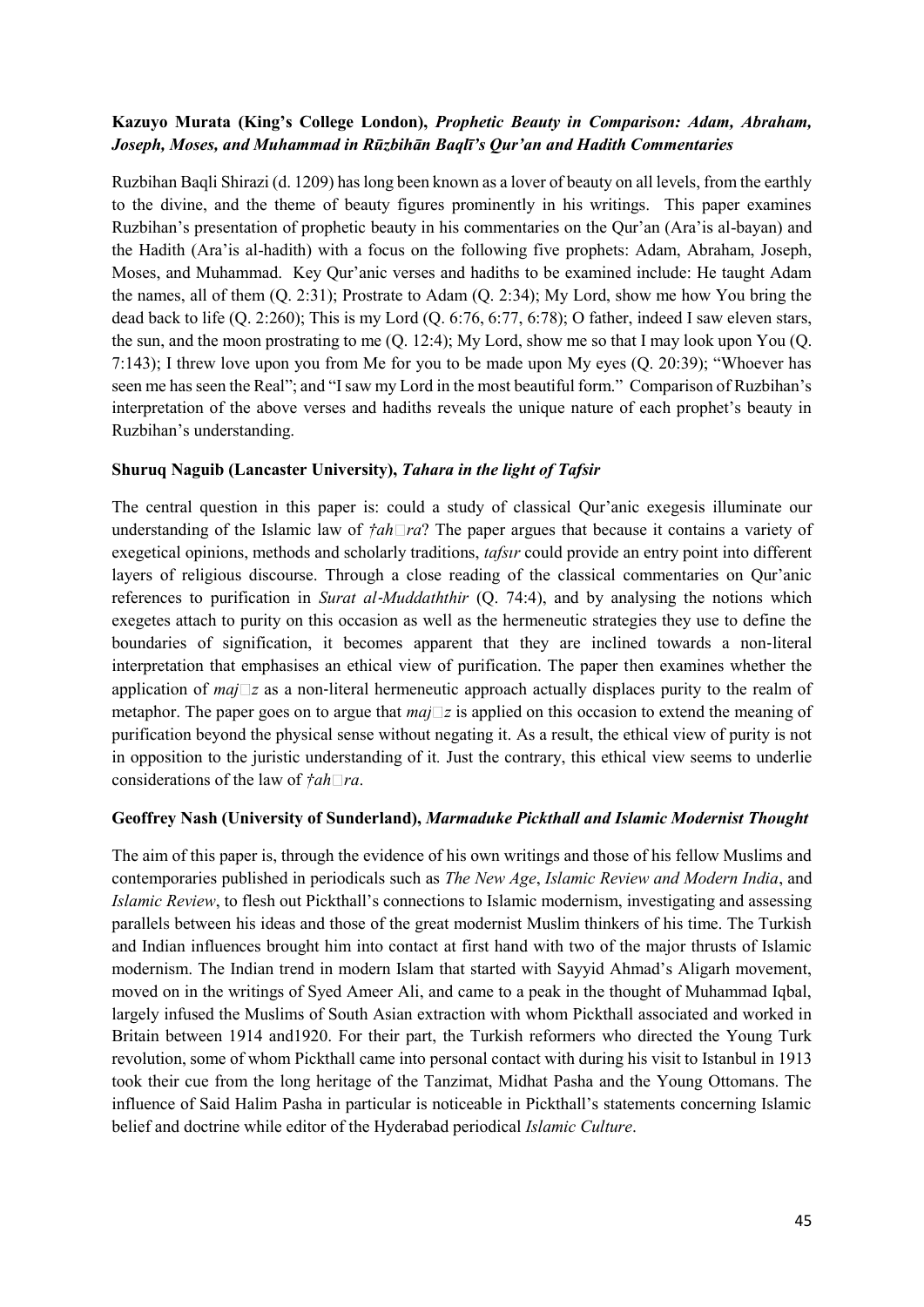**Kazuyo Murata (King's College London),** ***Prophetic Beauty in Comparison: Adam, Abraham, Joseph, Moses, and Muhammad in Rūzbihān Baqlī's Qur'an and Hadith Commentaries***

Ruzbihan Baqli Shirazi (d. 1209) has long been known as a lover of beauty on all levels, from the earthly to the divine, and the theme of beauty figures prominently in his writings. This paper examines Ruzbihan's presentation of prophetic beauty in his commentaries on the Qur'an (Ara'is al-bayan) and the Hadith (Ara'is al-hadith) with a focus on the following five prophets: Adam, Abraham, Joseph, Moses, and Muhammad. Key Qur'anic verses and hadiths to be examined include: He taught Adam the names, all of them (Q. 2:31); Prostrate to Adam (Q. 2:34); My Lord, show me how You bring the dead back to life (Q. 2:260); This is my Lord (Q. 6:76, 6:77, 6:78); O father, indeed I saw eleven stars, the sun, and the moon prostrating to me (Q. 12:4); My Lord, show me so that I may look upon You (Q. 7:143); I threw love upon you from Me for you to be made upon My eyes (Q. 20:39); "Whoever has seen me has seen the Real"; and "I saw my Lord in the most beautiful form." Comparison of Ruzbihan's interpretation of the above verses and hadiths reveals the unique nature of each prophet's beauty in Ruzbihan's understanding.

**Shuruq Naguib (Lancaster University),** ***Tahara in the light of Tafsir***

The central question in this paper is: could a study of classical Qur'anic exegesis illuminate our understanding of the Islamic law of *†ah□ra*? The paper argues that because it contains a variety of exegetical opinions, methods and scholarly traditions, *tafsır* could provide an entry point into different layers of religious discourse. Through a close reading of the classical commentaries on Qur'anic references to purification in *Surat al-Muddaththir* (Q. 74:4), and by analysing the notions which exegetes attach to purity on this occasion as well as the hermeneutic strategies they use to define the boundaries of signification, it becomes apparent that they are inclined towards a non-literal interpretation that emphasises an ethical view of purification. The paper then examines whether the application of *maj□z* as a non-literal hermeneutic approach actually displaces purity to the realm of metaphor. The paper goes on to argue that *maj□z* is applied on this occasion to extend the meaning of purification beyond the physical sense without negating it. As a result, the ethical view of purity is not in opposition to the juristic understanding of it. Just the contrary, this ethical view seems to underlie considerations of the law of *†ah□ra*.

**Geoffrey Nash (University of Sunderland),** ***Marmaduke Pickthall and Islamic Modernist Thought***

The aim of this paper is, through the evidence of his own writings and those of his fellow Muslims and contemporaries published in periodicals such as *The New Age*, *Islamic Review and Modern India*, and *Islamic Review*, to flesh out Pickthall's connections to Islamic modernism, investigating and assessing parallels between his ideas and those of the great modernist Muslim thinkers of his time. The Turkish and Indian influences brought him into contact at first hand with two of the major thrusts of Islamic modernism. The Indian trend in modern Islam that started with Sayyid Ahmad's Aligarh movement, moved on in the writings of Syed Ameer Ali, and came to a peak in the thought of Muhammad Iqbal, largely infused the Muslims of South Asian extraction with whom Pickthall associated and worked in Britain between 1914 and1920. For their part, the Turkish reformers who directed the Young Turk revolution, some of whom Pickthall came into personal contact with during his visit to Istanbul in 1913 took their cue from the long heritage of the Tanzimat, Midhat Pasha and the Young Ottomans. The influence of Said Halim Pasha in particular is noticeable in Pickthall's statements concerning Islamic belief and doctrine while editor of the Hyderabad periodical *Islamic Culture*.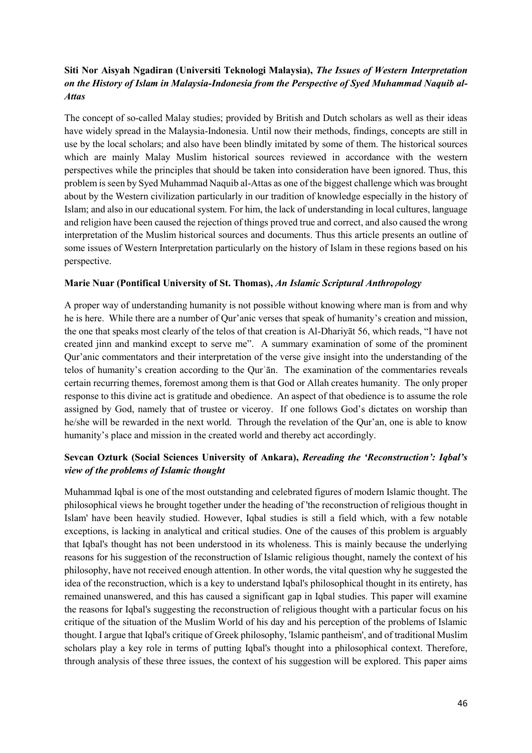**Siti Nor Aisyah Ngadiran (Universiti Teknologi Malaysia),** ***The Issues of Western Interpretation on the History of Islam in Malaysia-Indonesia from the Perspective of Syed Muhammad Naquib al-Attas***

The concept of so-called Malay studies; provided by British and Dutch scholars as well as their ideas have widely spread in the Malaysia-Indonesia. Until now their methods, findings, concepts are still in use by the local scholars; and also have been blindly imitated by some of them. The historical sources which are mainly Malay Muslim historical sources reviewed in accordance with the western perspectives while the principles that should be taken into consideration have been ignored. Thus, this problem is seen by Syed Muhammad Naquib al-Attas as one of the biggest challenge which was brought about by the Western civilization particularly in our tradition of knowledge especially in the history of Islam; and also in our educational system. For him, the lack of understanding in local cultures, language and religion have been caused the rejection of things proved true and correct, and also caused the wrong interpretation of the Muslim historical sources and documents. Thus this article presents an outline of some issues of Western Interpretation particularly on the history of Islam in these regions based on his perspective.

**Marie Nuar (Pontifical University of St. Thomas),** ***An Islamic Scriptural Anthropology***

A proper way of understanding humanity is not possible without knowing where man is from and why he is here. While there are a number of Qur'anic verses that speak of humanity's creation and mission, the one that speaks most clearly of the telos of that creation is Al-Dhariyāt 56, which reads, "I have not created jinn and mankind except to serve me". A summary examination of some of the prominent Qur'anic commentators and their interpretation of the verse give insight into the understanding of the telos of humanity's creation according to the Qurʾān. The examination of the commentaries reveals certain recurring themes, foremost among them is that God or Allah creates humanity. The only proper response to this divine act is gratitude and obedience. An aspect of that obedience is to assume the role assigned by God, namely that of trustee or viceroy. If one follows God's dictates on worship than he/she will be rewarded in the next world. Through the revelation of the Qur'an, one is able to know humanity's place and mission in the created world and thereby act accordingly.

**Sevcan Ozturk (Social Sciences University of Ankara),** ***Rereading the 'Reconstruction': Iqbal's view of the problems of Islamic thought***

Muhammad Iqbal is one of the most outstanding and celebrated figures of modern Islamic thought. The philosophical views he brought together under the heading of 'the reconstruction of religious thought in Islam' have been heavily studied. However, Iqbal studies is still a field which, with a few notable exceptions, is lacking in analytical and critical studies. One of the causes of this problem is arguably that Iqbal's thought has not been understood in its wholeness. This is mainly because the underlying reasons for his suggestion of the reconstruction of Islamic religious thought, namely the context of his philosophy, have not received enough attention. In other words, the vital question why he suggested the idea of the reconstruction, which is a key to understand Iqbal's philosophical thought in its entirety, has remained unanswered, and this has caused a significant gap in Iqbal studies. This paper will examine the reasons for Iqbal's suggesting the reconstruction of religious thought with a particular focus on his critique of the situation of the Muslim World of his day and his perception of the problems of Islamic thought. I argue that Iqbal's critique of Greek philosophy, 'Islamic pantheism', and of traditional Muslim scholars play a key role in terms of putting Iqbal's thought into a philosophical context. Therefore, through analysis of these three issues, the context of his suggestion will be explored. This paper aims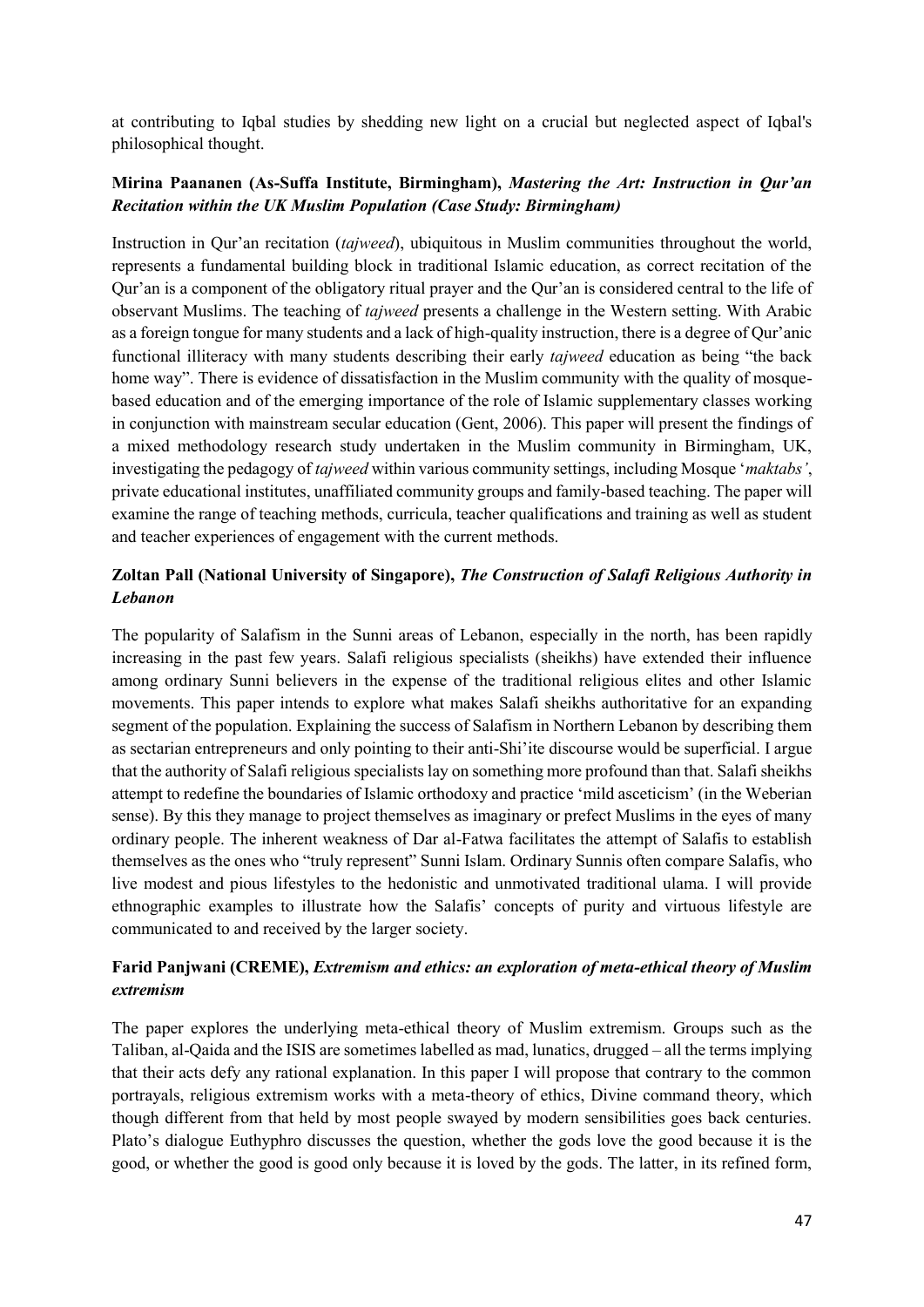at contributing to Iqbal studies by shedding new light on a crucial but neglected aspect of Iqbal's philosophical thought.

**Mirina Paananen (As-Suffa Institute, Birmingham),** ***Mastering the Art: Instruction in Qur'an Recitation within the UK Muslim Population (Case Study: Birmingham)***

Instruction in Qur'an recitation (*tajweed*), ubiquitous in Muslim communities throughout the world, represents a fundamental building block in traditional Islamic education, as correct recitation of the Qur'an is a component of the obligatory ritual prayer and the Qur'an is considered central to the life of observant Muslims. The teaching of *tajweed* presents a challenge in the Western setting. With Arabic as a foreign tongue for many students and a lack of high-quality instruction, there is a degree of Qur'anic functional illiteracy with many students describing their early *tajweed* education as being "the back home way". There is evidence of dissatisfaction in the Muslim community with the quality of mosque-based education and of the emerging importance of the role of Islamic supplementary classes working in conjunction with mainstream secular education (Gent, 2006). This paper will present the findings of a mixed methodology research study undertaken in the Muslim community in Birmingham, UK, investigating the pedagogy of *tajweed* within various community settings, including Mosque '*maktabs'*, private educational institutes, unaffiliated community groups and family-based teaching. The paper will examine the range of teaching methods, curricula, teacher qualifications and training as well as student and teacher experiences of engagement with the current methods.

**Zoltan Pall (National University of Singapore),** ***The Construction of Salafi Religious Authority in Lebanon***

The popularity of Salafism in the Sunni areas of Lebanon, especially in the north, has been rapidly increasing in the past few years. Salafi religious specialists (sheikhs) have extended their influence among ordinary Sunni believers in the expense of the traditional religious elites and other Islamic movements. This paper intends to explore what makes Salafi sheikhs authoritative for an expanding segment of the population. Explaining the success of Salafism in Northern Lebanon by describing them as sectarian entrepreneurs and only pointing to their anti-Shi'ite discourse would be superficial. I argue that the authority of Salafi religious specialists lay on something more profound than that. Salafi sheikhs attempt to redefine the boundaries of Islamic orthodoxy and practice 'mild asceticism' (in the Weberian sense). By this they manage to project themselves as imaginary or prefect Muslims in the eyes of many ordinary people. The inherent weakness of Dar al-Fatwa facilitates the attempt of Salafis to establish themselves as the ones who "truly represent" Sunni Islam. Ordinary Sunnis often compare Salafis, who live modest and pious lifestyles to the hedonistic and unmotivated traditional ulama. I will provide ethnographic examples to illustrate how the Salafis' concepts of purity and virtuous lifestyle are communicated to and received by the larger society.

**Farid Panjwani (CREME),** ***Extremism and ethics: an exploration of meta-ethical theory of Muslim extremism***

The paper explores the underlying meta-ethical theory of Muslim extremism. Groups such as the Taliban, al-Qaida and the ISIS are sometimes labelled as mad, lunatics, drugged – all the terms implying that their acts defy any rational explanation. In this paper I will propose that contrary to the common portrayals, religious extremism works with a meta-theory of ethics, Divine command theory, which though different from that held by most people swayed by modern sensibilities goes back centuries. Plato's dialogue Euthyphro discusses the question, whether the gods love the good because it is the good, or whether the good is good only because it is loved by the gods. The latter, in its refined form,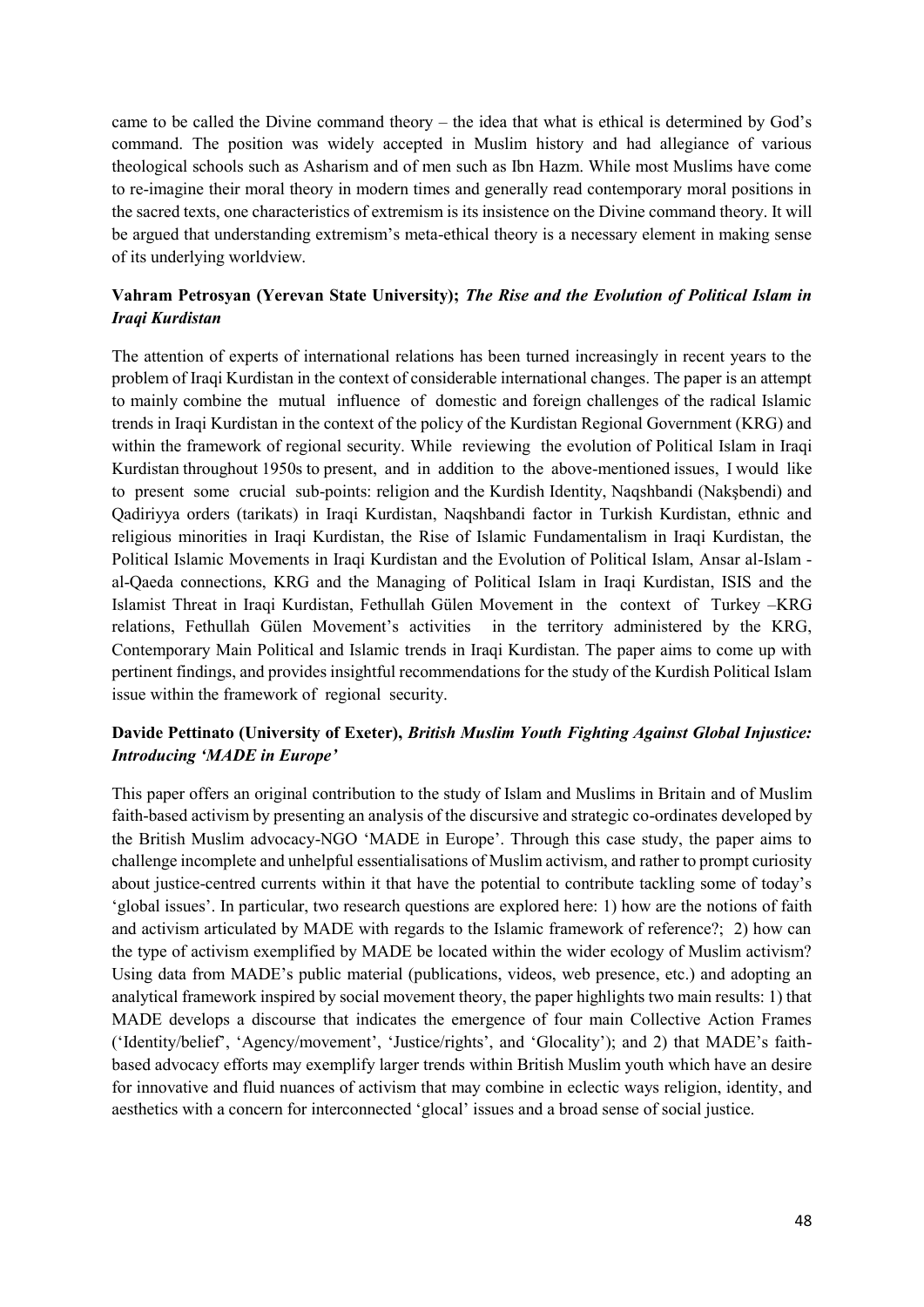came to be called the Divine command theory – the idea that what is ethical is determined by God's command. The position was widely accepted in Muslim history and had allegiance of various theological schools such as Asharism and of men such as Ibn Hazm. While most Muslims have come to re-imagine their moral theory in modern times and generally read contemporary moral positions in the sacred texts, one characteristics of extremism is its insistence on the Divine command theory. It will be argued that understanding extremism's meta-ethical theory is a necessary element in making sense of its underlying worldview.

**Vahram Petrosyan (Yerevan State University);** ***The Rise and the Evolution of Political Islam in Iraqi Kurdistan***

The attention of experts of international relations has been turned increasingly in recent years to the problem of Iraqi Kurdistan in the context of considerable international changes. The paper is an attempt to mainly combine the mutual influence of domestic and foreign challenges of the radical Islamic trends in Iraqi Kurdistan in the context of the policy of the Kurdistan Regional Government (KRG) and within the framework of regional security. While reviewing the evolution of Political Islam in Iraqi Kurdistan throughout 1950s to present, and in addition to the above-mentioned issues, I would like to present some crucial sub-points: religion and the Kurdish Identity, Naqshbandi (Nakşbendi) and Qadiriyya orders (tarikats) in Iraqi Kurdistan, Naqshbandi factor in Turkish Kurdistan, ethnic and religious minorities in Iraqi Kurdistan, the Rise of Islamic Fundamentalism in Iraqi Kurdistan, the Political Islamic Movements in Iraqi Kurdistan and the Evolution of Political Islam, Ansar al-Islam - al-Qaeda connections, KRG and the Managing of Political Islam in Iraqi Kurdistan, ISIS and the Islamist Threat in Iraqi Kurdistan, Fethullah Gülen Movement in the context of Turkey –KRG relations, Fethullah Gülen Movement's activities in the territory administered by the KRG, Contemporary Main Political and Islamic trends in Iraqi Kurdistan. The paper aims to come up with pertinent findings, and provides insightful recommendations for the study of the Kurdish Political Islam issue within the framework of regional security.

**Davide Pettinato (University of Exeter),** ***British Muslim Youth Fighting Against Global Injustice: Introducing 'MADE in Europe'***

This paper offers an original contribution to the study of Islam and Muslims in Britain and of Muslim faith-based activism by presenting an analysis of the discursive and strategic co-ordinates developed by the British Muslim advocacy-NGO 'MADE in Europe'. Through this case study, the paper aims to challenge incomplete and unhelpful essentialisations of Muslim activism, and rather to prompt curiosity about justice-centred currents within it that have the potential to contribute tackling some of today's 'global issues'. In particular, two research questions are explored here: 1) how are the notions of faith and activism articulated by MADE with regards to the Islamic framework of reference?; 2) how can the type of activism exemplified by MADE be located within the wider ecology of Muslim activism? Using data from MADE's public material (publications, videos, web presence, etc.) and adopting an analytical framework inspired by social movement theory, the paper highlights two main results: 1) that MADE develops a discourse that indicates the emergence of four main Collective Action Frames ('Identity/belief', 'Agency/movement', 'Justice/rights', and 'Glocality'); and 2) that MADE's faith-based advocacy efforts may exemplify larger trends within British Muslim youth which have an desire for innovative and fluid nuances of activism that may combine in eclectic ways religion, identity, and aesthetics with a concern for interconnected 'glocal' issues and a broad sense of social justice.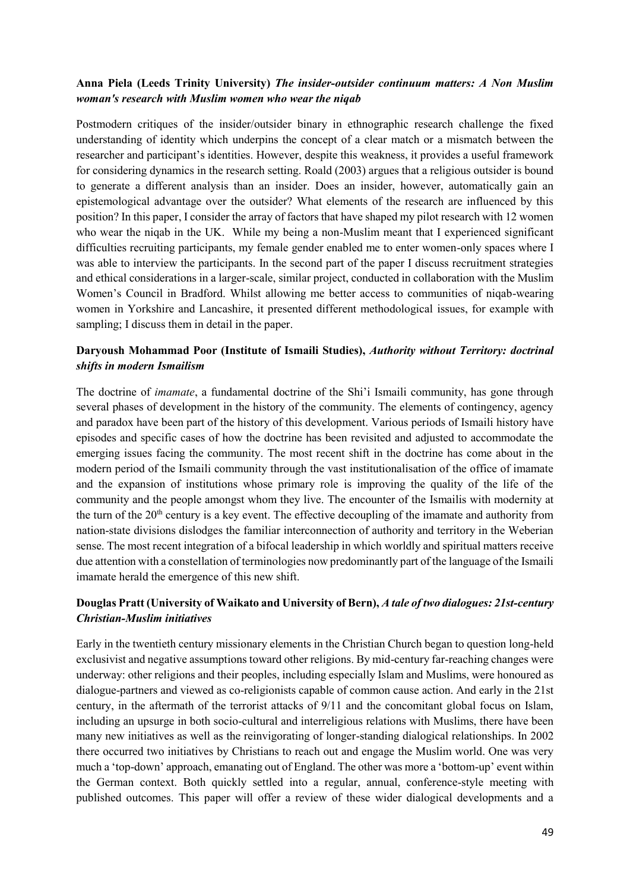**Anna Piela (Leeds Trinity University)** ***The insider-outsider continuum matters: A Non Muslim woman's research with Muslim women who wear the niqab***

Postmodern critiques of the insider/outsider binary in ethnographic research challenge the fixed understanding of identity which underpins the concept of a clear match or a mismatch between the researcher and participant's identities. However, despite this weakness, it provides a useful framework for considering dynamics in the research setting. Roald (2003) argues that a religious outsider is bound to generate a different analysis than an insider. Does an insider, however, automatically gain an epistemological advantage over the outsider? What elements of the research are influenced by this position? In this paper, I consider the array of factors that have shaped my pilot research with 12 women who wear the niqab in the UK. While my being a non-Muslim meant that I experienced significant difficulties recruiting participants, my female gender enabled me to enter women-only spaces where I was able to interview the participants. In the second part of the paper I discuss recruitment strategies and ethical considerations in a larger-scale, similar project, conducted in collaboration with the Muslim Women's Council in Bradford. Whilst allowing me better access to communities of niqab-wearing women in Yorkshire and Lancashire, it presented different methodological issues, for example with sampling; I discuss them in detail in the paper.

**Daryoush Mohammad Poor (Institute of Ismaili Studies),** ***Authority without Territory: doctrinal shifts in modern Ismailism***

The doctrine of *imamate*, a fundamental doctrine of the Shi'i Ismaili community, has gone through several phases of development in the history of the community. The elements of contingency, agency and paradox have been part of the history of this development. Various periods of Ismaili history have episodes and specific cases of how the doctrine has been revisited and adjusted to accommodate the emerging issues facing the community. The most recent shift in the doctrine has come about in the modern period of the Ismaili community through the vast institutionalisation of the office of imamate and the expansion of institutions whose primary role is improving the quality of the life of the community and the people amongst whom they live. The encounter of the Ismailis with modernity at the turn of the 20th century is a key event. The effective decoupling of the imamate and authority from nation-state divisions dislodges the familiar interconnection of authority and territory in the Weberian sense. The most recent integration of a bifocal leadership in which worldly and spiritual matters receive due attention with a constellation of terminologies now predominantly part of the language of the Ismaili imamate herald the emergence of this new shift.

**Douglas Pratt (University of Waikato and University of Bern),** ***A tale of two dialogues: 21st-century Christian-Muslim initiatives***

Early in the twentieth century missionary elements in the Christian Church began to question long-held exclusivist and negative assumptions toward other religions. By mid-century far-reaching changes were underway: other religions and their peoples, including especially Islam and Muslims, were honoured as dialogue-partners and viewed as co-religionists capable of common cause action. And early in the 21st century, in the aftermath of the terrorist attacks of 9/11 and the concomitant global focus on Islam, including an upsurge in both socio-cultural and interreligious relations with Muslims, there have been many new initiatives as well as the reinvigorating of longer-standing dialogical relationships. In 2002 there occurred two initiatives by Christians to reach out and engage the Muslim world. One was very much a 'top-down' approach, emanating out of England. The other was more a 'bottom-up' event within the German context. Both quickly settled into a regular, annual, conference-style meeting with published outcomes. This paper will offer a review of these wider dialogical developments and a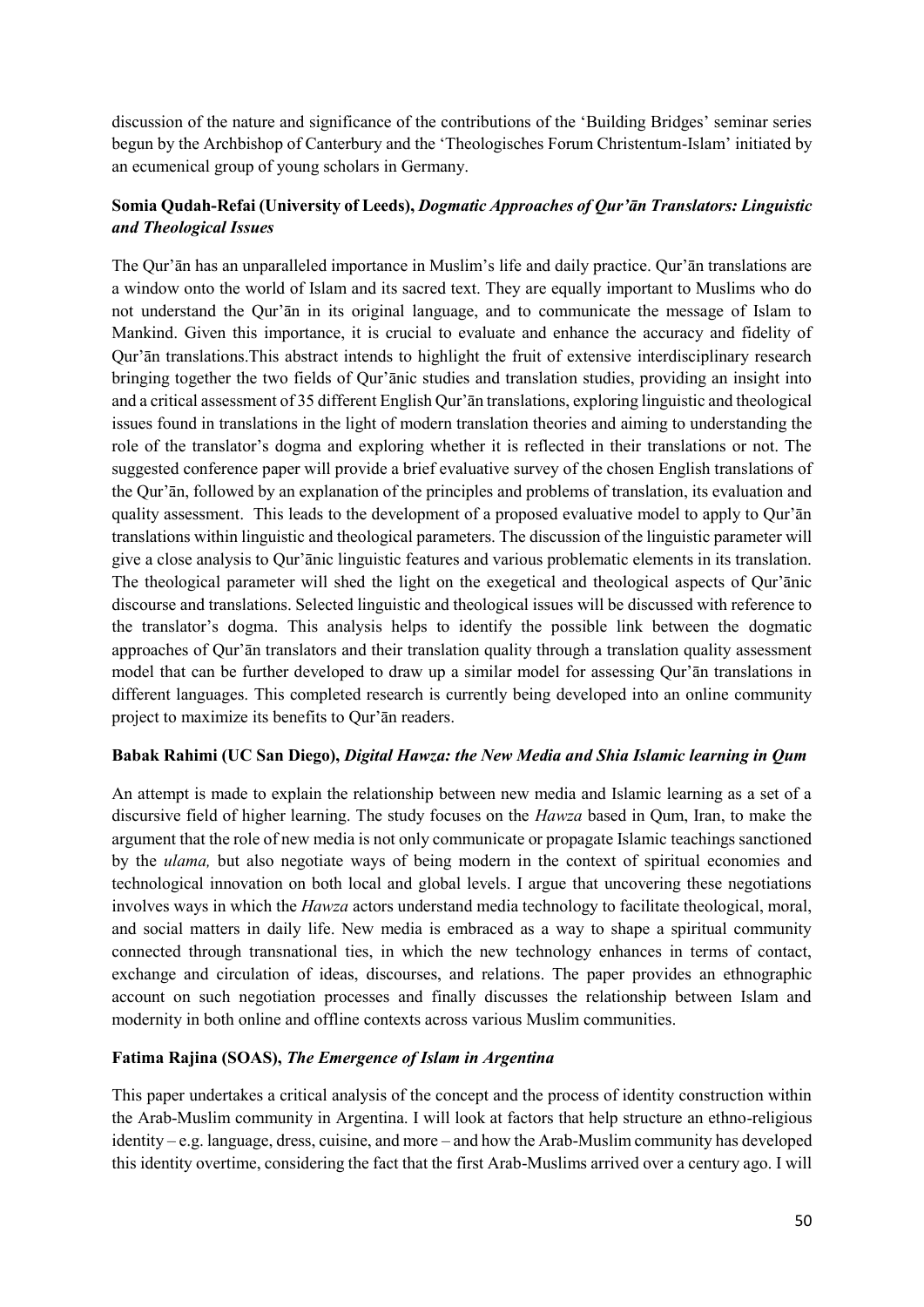discussion of the nature and significance of the contributions of the 'Building Bridges' seminar series begun by the Archbishop of Canterbury and the 'Theologisches Forum Christentum-Islam' initiated by an ecumenical group of young scholars in Germany.

**Somia Qudah-Refai (University of Leeds), *Dogmatic Approaches of Qur'ān Translators: Linguistic and Theological Issues***

The Qur'ān has an unparalleled importance in Muslim's life and daily practice. Qur'ān translations are a window onto the world of Islam and its sacred text. They are equally important to Muslims who do not understand the Qur'ān in its original language, and to communicate the message of Islam to Mankind. Given this importance, it is crucial to evaluate and enhance the accuracy and fidelity of Qur'ān translations.This abstract intends to highlight the fruit of extensive interdisciplinary research bringing together the two fields of Qur'ānic studies and translation studies, providing an insight into and a critical assessment of 35 different English Qur'ān translations, exploring linguistic and theological issues found in translations in the light of modern translation theories and aiming to understanding the role of the translator's dogma and exploring whether it is reflected in their translations or not. The suggested conference paper will provide a brief evaluative survey of the chosen English translations of the Qur'ān, followed by an explanation of the principles and problems of translation, its evaluation and quality assessment. This leads to the development of a proposed evaluative model to apply to Qur'ān translations within linguistic and theological parameters. The discussion of the linguistic parameter will give a close analysis to Qur'ānic linguistic features and various problematic elements in its translation. The theological parameter will shed the light on the exegetical and theological aspects of Qur'ānic discourse and translations. Selected linguistic and theological issues will be discussed with reference to the translator's dogma. This analysis helps to identify the possible link between the dogmatic approaches of Qur'ān translators and their translation quality through a translation quality assessment model that can be further developed to draw up a similar model for assessing Qur'ān translations in different languages. This completed research is currently being developed into an online community project to maximize its benefits to Qur'ān readers.

**Babak Rahimi (UC San Diego), *Digital Hawza: the New Media and Shia Islamic learning in Qum***

An attempt is made to explain the relationship between new media and Islamic learning as a set of a discursive field of higher learning. The study focuses on the *Hawza* based in Qum, Iran, to make the argument that the role of new media is not only communicate or propagate Islamic teachings sanctioned by the *ulama,* but also negotiate ways of being modern in the context of spiritual economies and technological innovation on both local and global levels. I argue that uncovering these negotiations involves ways in which the *Hawza* actors understand media technology to facilitate theological, moral, and social matters in daily life. New media is embraced as a way to shape a spiritual community connected through transnational ties, in which the new technology enhances in terms of contact, exchange and circulation of ideas, discourses, and relations. The paper provides an ethnographic account on such negotiation processes and finally discusses the relationship between Islam and modernity in both online and offline contexts across various Muslim communities.

**Fatima Rajina (SOAS), *The Emergence of Islam in Argentina***

This paper undertakes a critical analysis of the concept and the process of identity construction within the Arab-Muslim community in Argentina. I will look at factors that help structure an ethno-religious identity – e.g. language, dress, cuisine, and more – and how the Arab-Muslim community has developed this identity overtime, considering the fact that the first Arab-Muslims arrived over a century ago. I will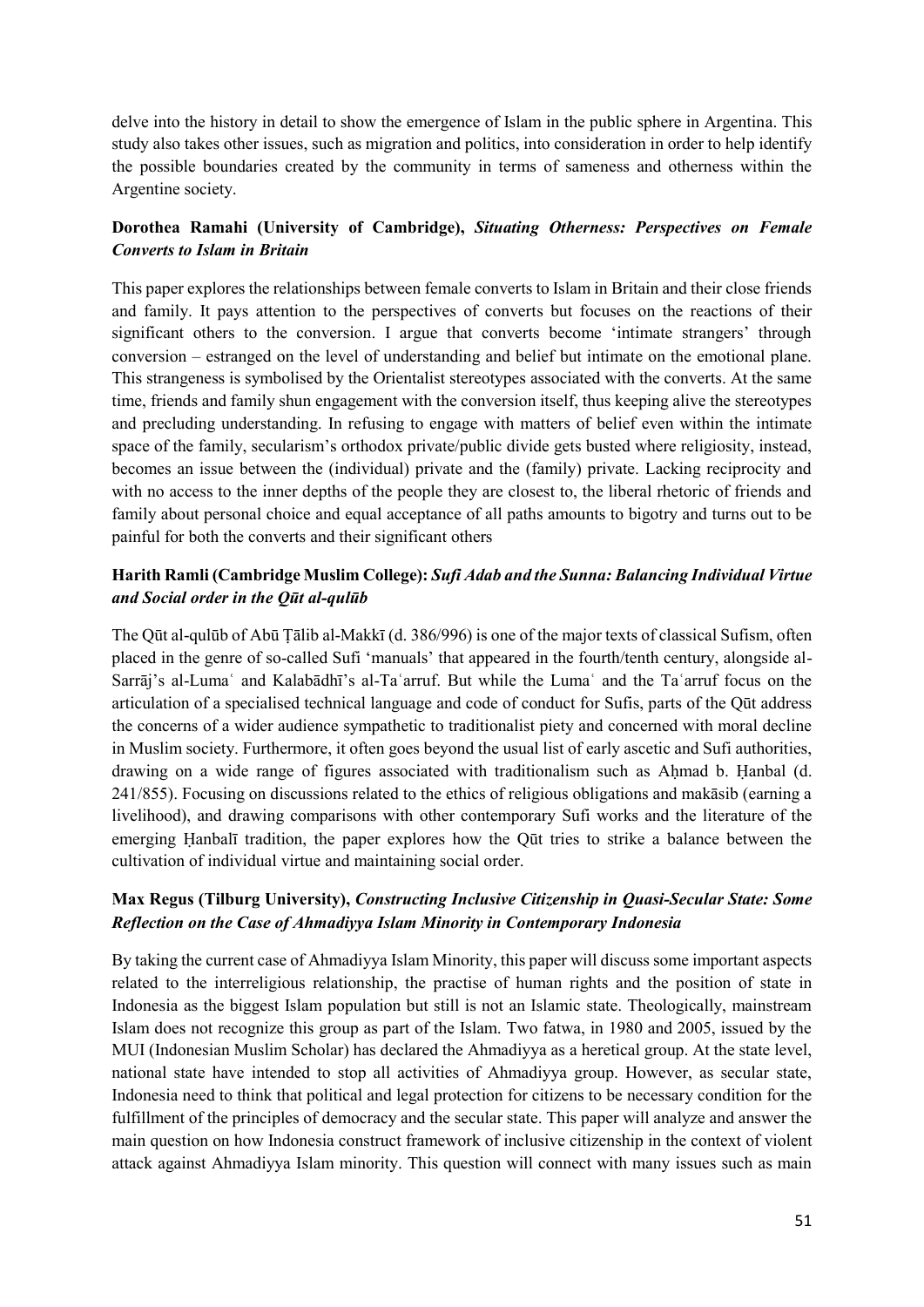delve into the history in detail to show the emergence of Islam in the public sphere in Argentina. This study also takes other issues, such as migration and politics, into consideration in order to help identify the possible boundaries created by the community in terms of sameness and otherness within the Argentine society.

**Dorothea Ramahi (University of Cambridge),** ***Situating Otherness: Perspectives on Female Converts to Islam in Britain***

This paper explores the relationships between female converts to Islam in Britain and their close friends and family. It pays attention to the perspectives of converts but focuses on the reactions of their significant others to the conversion. I argue that converts become 'intimate strangers' through conversion – estranged on the level of understanding and belief but intimate on the emotional plane. This strangeness is symbolised by the Orientalist stereotypes associated with the converts. At the same time, friends and family shun engagement with the conversion itself, thus keeping alive the stereotypes and precluding understanding. In refusing to engage with matters of belief even within the intimate space of the family, secularism's orthodox private/public divide gets busted where religiosity, instead, becomes an issue between the (individual) private and the (family) private. Lacking reciprocity and with no access to the inner depths of the people they are closest to, the liberal rhetoric of friends and family about personal choice and equal acceptance of all paths amounts to bigotry and turns out to be painful for both the converts and their significant others

**Harith Ramli (Cambridge Muslim College):** ***Sufi Adab and the Sunna: Balancing Individual Virtue and Social order in the Qūt al-qulūb***

The Qūt al-qulūb of Abū Ṭālib al-Makkī (d. 386/996) is one of the major texts of classical Sufism, often placed in the genre of so-called Sufi 'manuals' that appeared in the fourth/tenth century, alongside al-Sarrāj's al-Lumaʿ and Kalabādhī's al-Taʿarruf. But while the Lumaʿ and the Taʿarruf focus on the articulation of a specialised technical language and code of conduct for Sufis, parts of the Qūt address the concerns of a wider audience sympathetic to traditionalist piety and concerned with moral decline in Muslim society. Furthermore, it often goes beyond the usual list of early ascetic and Sufi authorities, drawing on a wide range of figures associated with traditionalism such as Aḥmad b. Ḥanbal (d. 241/855). Focusing on discussions related to the ethics of religious obligations and makāsib (earning a livelihood), and drawing comparisons with other contemporary Sufi works and the literature of the emerging Ḥanbalī tradition, the paper explores how the Qūt tries to strike a balance between the cultivation of individual virtue and maintaining social order.

**Max Regus (Tilburg University),** ***Constructing Inclusive Citizenship in Quasi-Secular State: Some Reflection on the Case of Ahmadiyya Islam Minority in Contemporary Indonesia***

By taking the current case of Ahmadiyya Islam Minority, this paper will discuss some important aspects related to the interreligious relationship, the practise of human rights and the position of state in Indonesia as the biggest Islam population but still is not an Islamic state. Theologically, mainstream Islam does not recognize this group as part of the Islam. Two fatwa, in 1980 and 2005, issued by the MUI (Indonesian Muslim Scholar) has declared the Ahmadiyya as a heretical group. At the state level, national state have intended to stop all activities of Ahmadiyya group. However, as secular state, Indonesia need to think that political and legal protection for citizens to be necessary condition for the fulfillment of the principles of democracy and the secular state. This paper will analyze and answer the main question on how Indonesia construct framework of inclusive citizenship in the context of violent attack against Ahmadiyya Islam minority. This question will connect with many issues such as main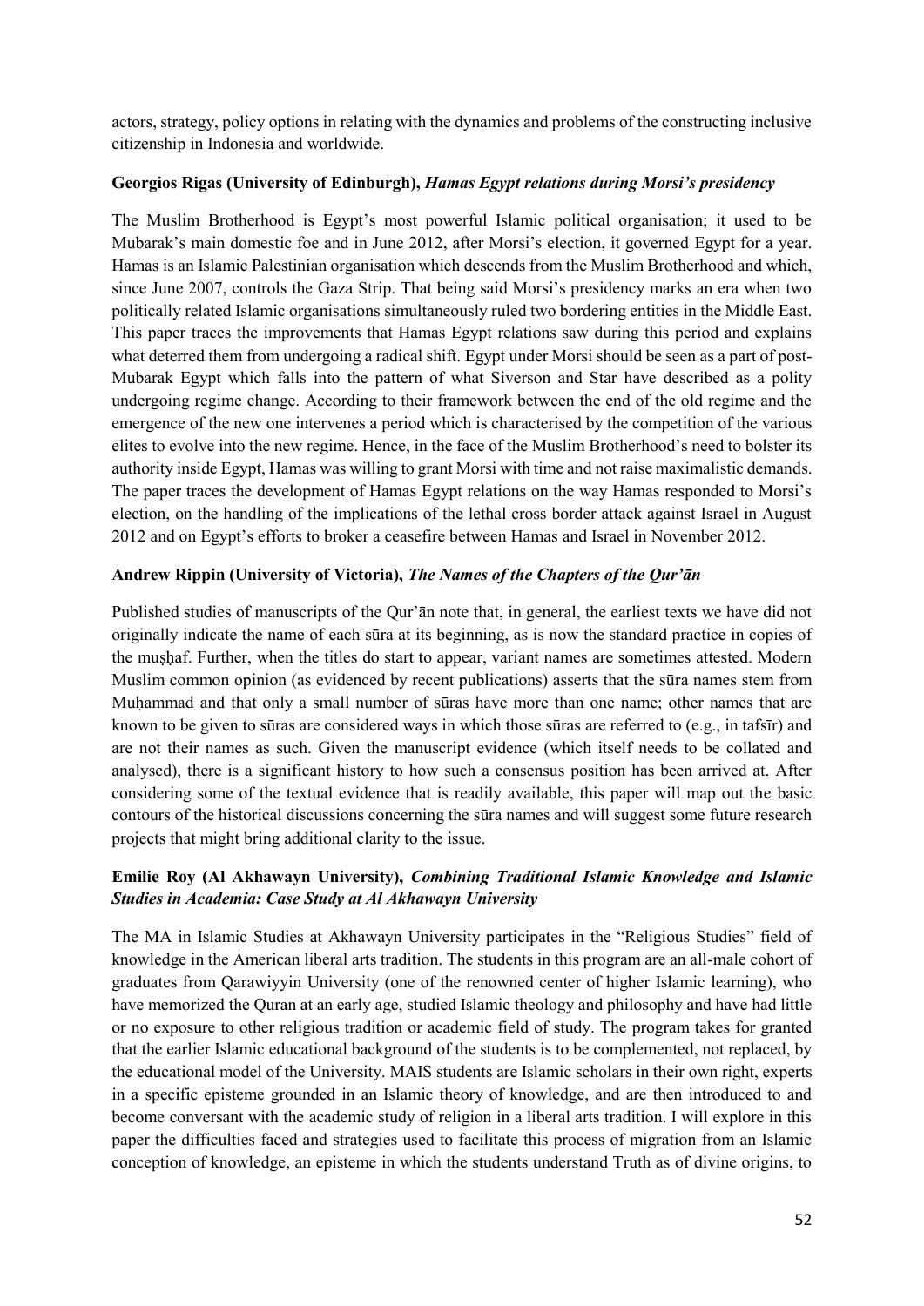actors, strategy, policy options in relating with the dynamics and problems of the constructing inclusive citizenship in Indonesia and worldwide.

**Georgios Rigas (University of Edinburgh),** ***Hamas Egypt relations during Morsi's presidency***

The Muslim Brotherhood is Egypt's most powerful Islamic political organisation; it used to be Mubarak's main domestic foe and in June 2012, after Morsi's election, it governed Egypt for a year. Hamas is an Islamic Palestinian organisation which descends from the Muslim Brotherhood and which, since June 2007, controls the Gaza Strip. That being said Morsi's presidency marks an era when two politically related Islamic organisations simultaneously ruled two bordering entities in the Middle East. This paper traces the improvements that Hamas Egypt relations saw during this period and explains what deterred them from undergoing a radical shift. Egypt under Morsi should be seen as a part of post-Mubarak Egypt which falls into the pattern of what Siverson and Star have described as a polity undergoing regime change. According to their framework between the end of the old regime and the emergence of the new one intervenes a period which is characterised by the competition of the various elites to evolve into the new regime. Hence, in the face of the Muslim Brotherhood's need to bolster its authority inside Egypt, Hamas was willing to grant Morsi with time and not raise maximalistic demands. The paper traces the development of Hamas Egypt relations on the way Hamas responded to Morsi's election, on the handling of the implications of the lethal cross border attack against Israel in August 2012 and on Egypt's efforts to broker a ceasefire between Hamas and Israel in November 2012.

**Andrew Rippin (University of Victoria),** ***The Names of the Chapters of the Qur'ān***

Published studies of manuscripts of the Qur'ān note that, in general, the earliest texts we have did not originally indicate the name of each sūra at its beginning, as is now the standard practice in copies of the muṣḥaf. Further, when the titles do start to appear, variant names are sometimes attested. Modern Muslim common opinion (as evidenced by recent publications) asserts that the sūra names stem from Muḥammad and that only a small number of sūras have more than one name; other names that are known to be given to sūras are considered ways in which those sūras are referred to (e.g., in tafsīr) and are not their names as such. Given the manuscript evidence (which itself needs to be collated and analysed), there is a significant history to how such a consensus position has been arrived at. After considering some of the textual evidence that is readily available, this paper will map out the basic contours of the historical discussions concerning the sūra names and will suggest some future research projects that might bring additional clarity to the issue.

**Emilie Roy (Al Akhawayn University),** ***Combining Traditional Islamic Knowledge and Islamic Studies in Academia: Case Study at Al Akhawayn University***

The MA in Islamic Studies at Akhawayn University participates in the "Religious Studies" field of knowledge in the American liberal arts tradition. The students in this program are an all-male cohort of graduates from Qarawiyyin University (one of the renowned center of higher Islamic learning), who have memorized the Quran at an early age, studied Islamic theology and philosophy and have had little or no exposure to other religious tradition or academic field of study. The program takes for granted that the earlier Islamic educational background of the students is to be complemented, not replaced, by the educational model of the University. MAIS students are Islamic scholars in their own right, experts in a specific episteme grounded in an Islamic theory of knowledge, and are then introduced to and become conversant with the academic study of religion in a liberal arts tradition. I will explore in this paper the difficulties faced and strategies used to facilitate this process of migration from an Islamic conception of knowledge, an episteme in which the students understand Truth as of divine origins, to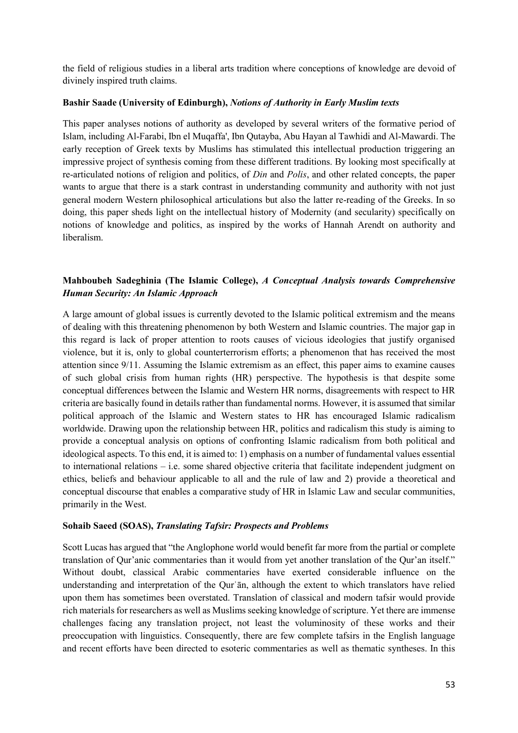the field of religious studies in a liberal arts tradition where conceptions of knowledge are devoid of divinely inspired truth claims.

**Bashir Saade (University of Edinburgh), *Notions of Authority in Early Muslim texts***

This paper analyses notions of authority as developed by several writers of the formative period of Islam, including Al-Farabi, Ibn el Muqaffa', Ibn Qutayba, Abu Hayan al Tawhidi and Al-Mawardi. The early reception of Greek texts by Muslims has stimulated this intellectual production triggering an impressive project of synthesis coming from these different traditions. By looking most specifically at re-articulated notions of religion and politics, of *Din* and *Polis*, and other related concepts, the paper wants to argue that there is a stark contrast in understanding community and authority with not just general modern Western philosophical articulations but also the latter re-reading of the Greeks. In so doing, this paper sheds light on the intellectual history of Modernity (and secularity) specifically on notions of knowledge and politics, as inspired by the works of Hannah Arendt on authority and liberalism.

**Mahboubeh Sadeghinia (The Islamic College), *A Conceptual Analysis towards Comprehensive Human Security: An Islamic Approach***

A large amount of global issues is currently devoted to the Islamic political extremism and the means of dealing with this threatening phenomenon by both Western and Islamic countries. The major gap in this regard is lack of proper attention to roots causes of vicious ideologies that justify organised violence, but it is, only to global counterterrorism efforts; a phenomenon that has received the most attention since 9/11. Assuming the Islamic extremism as an effect, this paper aims to examine causes of such global crisis from human rights (HR) perspective. The hypothesis is that despite some conceptual differences between the Islamic and Western HR norms, disagreements with respect to HR criteria are basically found in details rather than fundamental norms. However, it is assumed that similar political approach of the Islamic and Western states to HR has encouraged Islamic radicalism worldwide. Drawing upon the relationship between HR, politics and radicalism this study is aiming to provide a conceptual analysis on options of confronting Islamic radicalism from both political and ideological aspects. To this end, it is aimed to: 1) emphasis on a number of fundamental values essential to international relations – i.e. some shared objective criteria that facilitate independent judgment on ethics, beliefs and behaviour applicable to all and the rule of law and 2) provide a theoretical and conceptual discourse that enables a comparative study of HR in Islamic Law and secular communities, primarily in the West.

**Sohaib Saeed (SOAS), *Translating Tafsir: Prospects and Problems***

Scott Lucas has argued that "the Anglophone world would benefit far more from the partial or complete translation of Qur'anic commentaries than it would from yet another translation of the Qur'an itself." Without doubt, classical Arabic commentaries have exerted considerable influence on the understanding and interpretation of the Qurʾān, although the extent to which translators have relied upon them has sometimes been overstated. Translation of classical and modern tafsir would provide rich materials for researchers as well as Muslims seeking knowledge of scripture. Yet there are immense challenges facing any translation project, not least the voluminosity of these works and their preoccupation with linguistics. Consequently, there are few complete tafsirs in the English language and recent efforts have been directed to esoteric commentaries as well as thematic syntheses. In this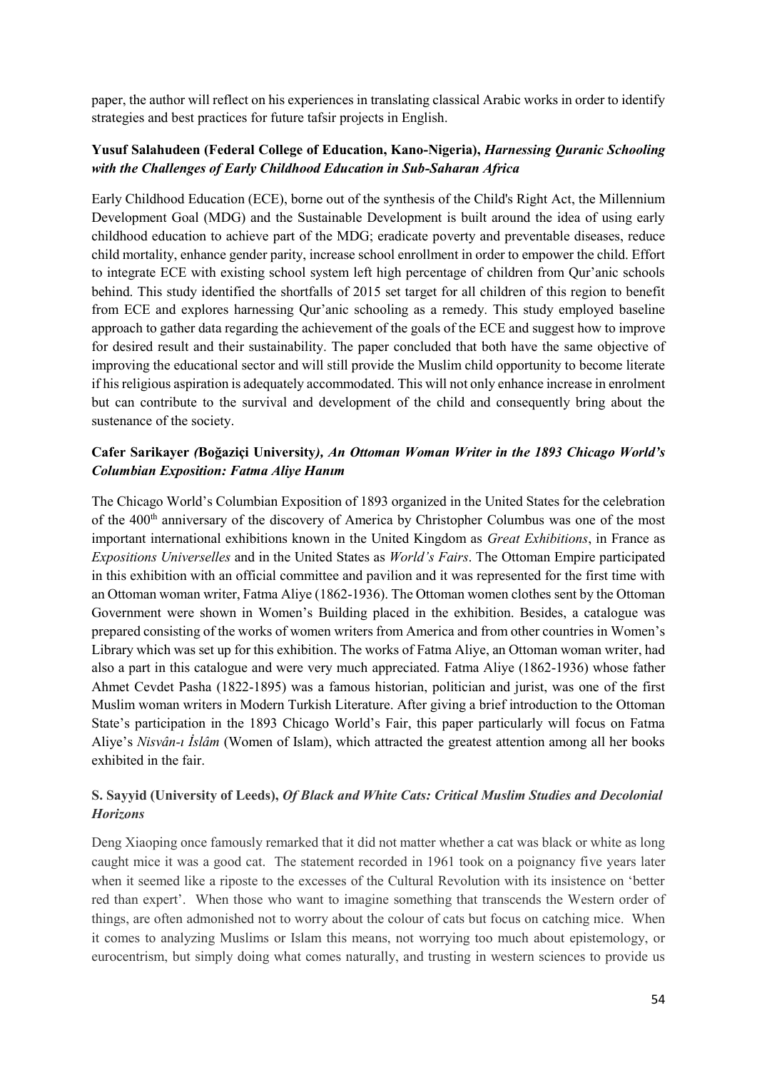paper, the author will reflect on his experiences in translating classical Arabic works in order to identify strategies and best practices for future tafsir projects in English.

**Yusuf Salahudeen (Federal College of Education, Kano-Nigeria),** ***Harnessing Quranic Schooling with the Challenges of Early Childhood Education in Sub-Saharan Africa***

Early Childhood Education (ECE), borne out of the synthesis of the Child's Right Act, the Millennium Development Goal (MDG) and the Sustainable Development is built around the idea of using early childhood education to achieve part of the MDG; eradicate poverty and preventable diseases, reduce child mortality, enhance gender parity, increase school enrollment in order to empower the child. Effort to integrate ECE with existing school system left high percentage of children from Qur'anic schools behind. This study identified the shortfalls of 2015 set target for all children of this region to benefit from ECE and explores harnessing Qur'anic schooling as a remedy. This study employed baseline approach to gather data regarding the achievement of the goals of the ECE and suggest how to improve for desired result and their sustainability. The paper concluded that both have the same objective of improving the educational sector and will still provide the Muslim child opportunity to become literate if his religious aspiration is adequately accommodated. This will not only enhance increase in enrolment but can contribute to the survival and development of the child and consequently bring about the sustenance of the society.

**Cafer Sarikayer (Boğaziçi University),** ***An Ottoman Woman Writer in the 1893 Chicago World's Columbian Exposition: Fatma Aliye Hanım***

The Chicago World's Columbian Exposition of 1893 organized in the United States for the celebration of the 400th anniversary of the discovery of America by Christopher Columbus was one of the most important international exhibitions known in the United Kingdom as *Great Exhibitions*, in France as *Expositions Universelles* and in the United States as *World's Fairs*. The Ottoman Empire participated in this exhibition with an official committee and pavilion and it was represented for the first time with an Ottoman woman writer, Fatma Aliye (1862-1936). The Ottoman women clothes sent by the Ottoman Government were shown in Women's Building placed in the exhibition. Besides, a catalogue was prepared consisting of the works of women writers from America and from other countries in Women's Library which was set up for this exhibition. The works of Fatma Aliye, an Ottoman woman writer, had also a part in this catalogue and were very much appreciated. Fatma Aliye (1862-1936) whose father Ahmet Cevdet Pasha (1822-1895) was a famous historian, politician and jurist, was one of the first Muslim woman writers in Modern Turkish Literature. After giving a brief introduction to the Ottoman State's participation in the 1893 Chicago World's Fair, this paper particularly will focus on Fatma Aliye's *Nisvân-ı İslâm* (Women of Islam), which attracted the greatest attention among all her books exhibited in the fair.

**S. Sayyid (University of Leeds),** ***Of Black and White Cats: Critical Muslim Studies and Decolonial Horizons***

Deng Xiaoping once famously remarked that it did not matter whether a cat was black or white as long caught mice it was a good cat. The statement recorded in 1961 took on a poignancy five years later when it seemed like a riposte to the excesses of the Cultural Revolution with its insistence on 'better red than expert'. When those who want to imagine something that transcends the Western order of things, are often admonished not to worry about the colour of cats but focus on catching mice. When it comes to analyzing Muslims or Islam this means, not worrying too much about epistemology, or eurocentrism, but simply doing what comes naturally, and trusting in western sciences to provide us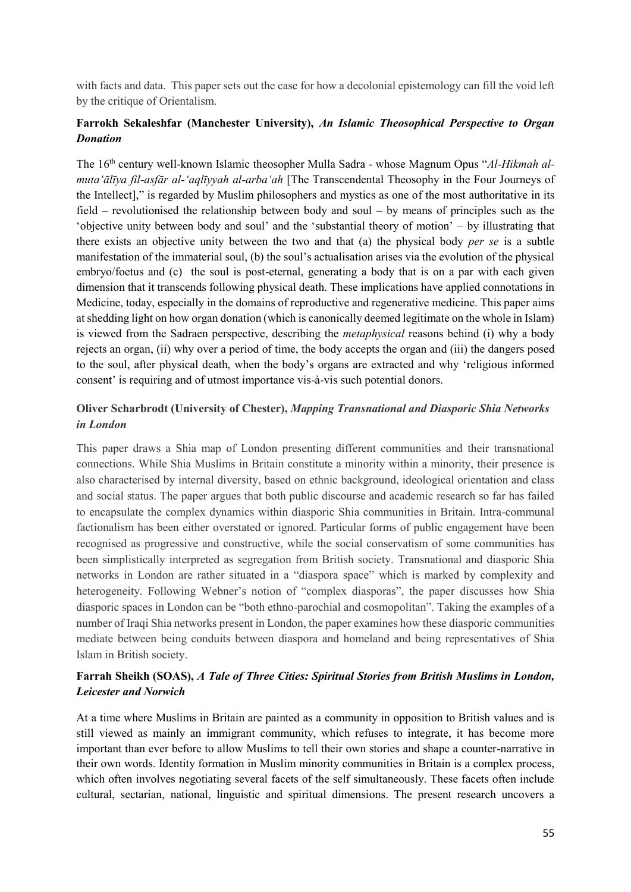with facts and data. This paper sets out the case for how a decolonial epistemology can fill the void left by the critique of Orientalism.

**Farrokh Sekaleshfar (Manchester University), *An Islamic Theosophical Perspective to Organ Donation***

The 16th century well-known Islamic theosopher Mulla Sadra - whose Magnum Opus "*Al-Hikmah al-muta'ālīya fil-asfār al-'aqlīyyah al-arba'ah* [The Transcendental Theosophy in the Four Journeys of the Intellect]," is regarded by Muslim philosophers and mystics as one of the most authoritative in its field – revolutionised the relationship between body and soul – by means of principles such as the 'objective unity between body and soul' and the 'substantial theory of motion' – by illustrating that there exists an objective unity between the two and that (a) the physical body *per se* is a subtle manifestation of the immaterial soul, (b) the soul's actualisation arises via the evolution of the physical embryo/foetus and (c) the soul is post-eternal, generating a body that is on a par with each given dimension that it transcends following physical death. These implications have applied connotations in Medicine, today, especially in the domains of reproductive and regenerative medicine. This paper aims at shedding light on how organ donation (which is canonically deemed legitimate on the whole in Islam) is viewed from the Sadraen perspective, describing the *metaphysical* reasons behind (i) why a body rejects an organ, (ii) why over a period of time, the body accepts the organ and (iii) the dangers posed to the soul, after physical death, when the body's organs are extracted and why 'religious informed consent' is requiring and of utmost importance vis-à-vis such potential donors.

**Oliver Scharbrodt (University of Chester), *Mapping Transnational and Diasporic Shia Networks in London***

This paper draws a Shia map of London presenting different communities and their transnational connections. While Shia Muslims in Britain constitute a minority within a minority, their presence is also characterised by internal diversity, based on ethnic background, ideological orientation and class and social status. The paper argues that both public discourse and academic research so far has failed to encapsulate the complex dynamics within diasporic Shia communities in Britain. Intra-communal factionalism has been either overstated or ignored. Particular forms of public engagement have been recognised as progressive and constructive, while the social conservatism of some communities has been simplistically interpreted as segregation from British society. Transnational and diasporic Shia networks in London are rather situated in a "diaspora space" which is marked by complexity and heterogeneity. Following Webner's notion of "complex diasporas", the paper discusses how Shia diasporic spaces in London can be "both ethno-parochial and cosmopolitan". Taking the examples of a number of Iraqi Shia networks present in London, the paper examines how these diasporic communities mediate between being conduits between diaspora and homeland and being representatives of Shia Islam in British society.

**Farrah Sheikh (SOAS), *A Tale of Three Cities: Spiritual Stories from British Muslims in London, Leicester and Norwich***

At a time where Muslims in Britain are painted as a community in opposition to British values and is still viewed as mainly an immigrant community, which refuses to integrate, it has become more important than ever before to allow Muslims to tell their own stories and shape a counter-narrative in their own words. Identity formation in Muslim minority communities in Britain is a complex process, which often involves negotiating several facets of the self simultaneously. These facets often include cultural, sectarian, national, linguistic and spiritual dimensions. The present research uncovers a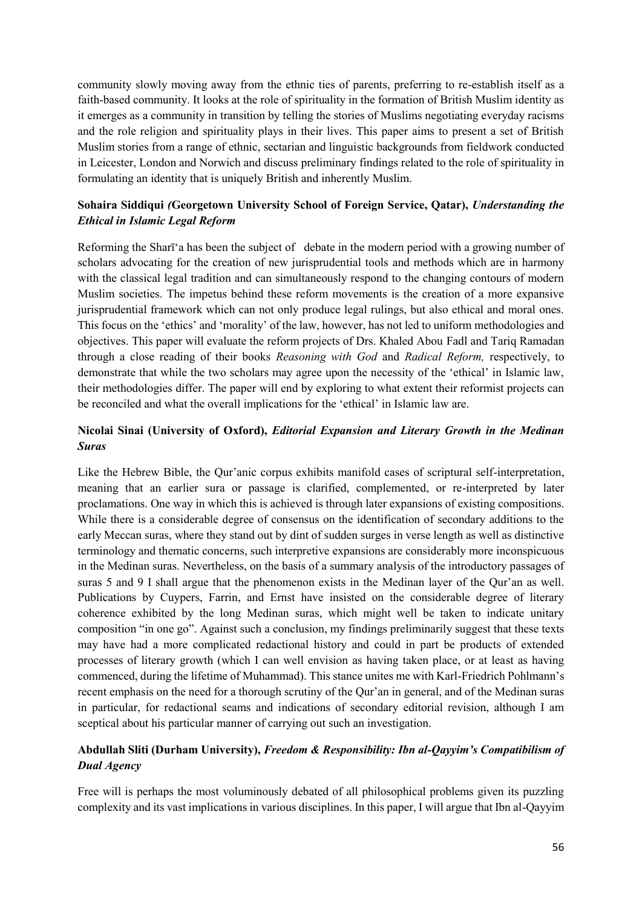community slowly moving away from the ethnic ties of parents, preferring to re-establish itself as a faith-based community. It looks at the role of spirituality in the formation of British Muslim identity as it emerges as a community in transition by telling the stories of Muslims negotiating everyday racisms and the role religion and spirituality plays in their lives. This paper aims to present a set of British Muslim stories from a range of ethnic, sectarian and linguistic backgrounds from fieldwork conducted in Leicester, London and Norwich and discuss preliminary findings related to the role of spirituality in formulating an identity that is uniquely British and inherently Muslim.

**Sohaira Siddiqui *(*Georgetown University School of Foreign Service, Qatar),** ***Understanding the Ethical in Islamic Legal Reform***

Reforming the Sharīʻa has been the subject of debate in the modern period with a growing number of scholars advocating for the creation of new jurisprudential tools and methods which are in harmony with the classical legal tradition and can simultaneously respond to the changing contours of modern Muslim societies. The impetus behind these reform movements is the creation of a more expansive jurisprudential framework which can not only produce legal rulings, but also ethical and moral ones. This focus on the 'ethics' and 'morality' of the law, however, has not led to uniform methodologies and objectives. This paper will evaluate the reform projects of Drs. Khaled Abou Fadl and Tariq Ramadan through a close reading of their books *Reasoning with God* and *Radical Reform,* respectively, to demonstrate that while the two scholars may agree upon the necessity of the 'ethical' in Islamic law, their methodologies differ. The paper will end by exploring to what extent their reformist projects can be reconciled and what the overall implications for the 'ethical' in Islamic law are.

**Nicolai Sinai (University of Oxford),** ***Editorial Expansion and Literary Growth in the Medinan Suras***

Like the Hebrew Bible, the Qur'anic corpus exhibits manifold cases of scriptural self-interpretation, meaning that an earlier sura or passage is clarified, complemented, or re-interpreted by later proclamations. One way in which this is achieved is through later expansions of existing compositions. While there is a considerable degree of consensus on the identification of secondary additions to the early Meccan suras, where they stand out by dint of sudden surges in verse length as well as distinctive terminology and thematic concerns, such interpretive expansions are considerably more inconspicuous in the Medinan suras. Nevertheless, on the basis of a summary analysis of the introductory passages of suras 5 and 9 I shall argue that the phenomenon exists in the Medinan layer of the Qur'an as well. Publications by Cuypers, Farrin, and Ernst have insisted on the considerable degree of literary coherence exhibited by the long Medinan suras, which might well be taken to indicate unitary composition "in one go". Against such a conclusion, my findings preliminarily suggest that these texts may have had a more complicated redactional history and could in part be products of extended processes of literary growth (which I can well envision as having taken place, or at least as having commenced, during the lifetime of Muhammad). This stance unites me with Karl-Friedrich Pohlmann's recent emphasis on the need for a thorough scrutiny of the Qur'an in general, and of the Medinan suras in particular, for redactional seams and indications of secondary editorial revision, although I am sceptical about his particular manner of carrying out such an investigation.

**Abdullah Sliti (Durham University),** ***Freedom & Responsibility: Ibn al-Qayyim's Compatibilism of Dual Agency***

Free will is perhaps the most voluminously debated of all philosophical problems given its puzzling complexity and its vast implications in various disciplines. In this paper, I will argue that Ibn al-Qayyim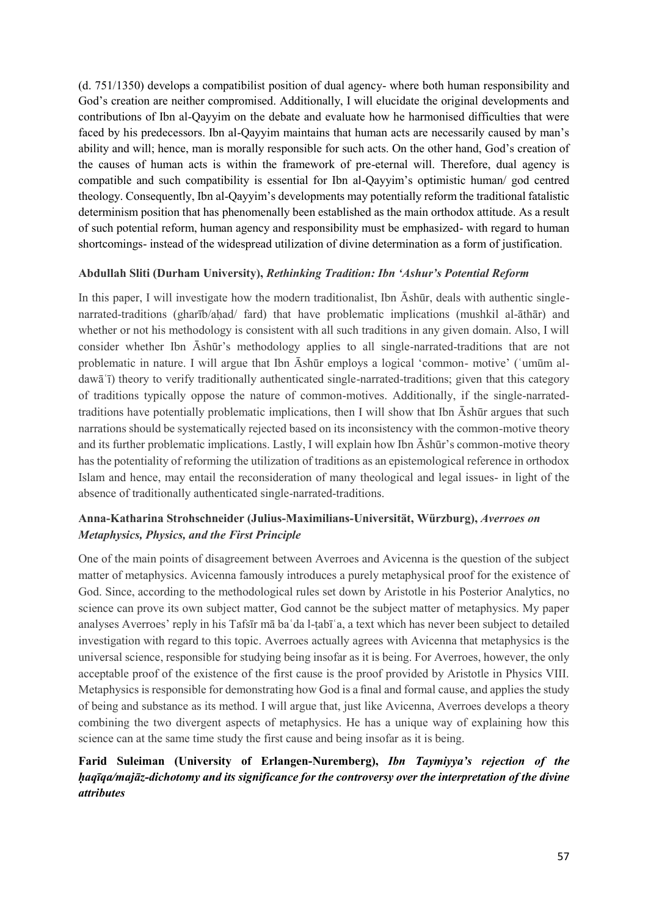(d. 751/1350) develops a compatibilist position of dual agency- where both human responsibility and God's creation are neither compromised. Additionally, I will elucidate the original developments and contributions of Ibn al-Qayyim on the debate and evaluate how he harmonised difficulties that were faced by his predecessors. Ibn al-Qayyim maintains that human acts are necessarily caused by man's ability and will; hence, man is morally responsible for such acts. On the other hand, God's creation of the causes of human acts is within the framework of pre-eternal will. Therefore, dual agency is compatible and such compatibility is essential for Ibn al-Qayyim's optimistic human/ god centred theology. Consequently, Ibn al-Qayyim's developments may potentially reform the traditional fatalistic determinism position that has phenomenally been established as the main orthodox attitude. As a result of such potential reform, human agency and responsibility must be emphasized- with regard to human shortcomings- instead of the widespread utilization of divine determination as a form of justification.

**Abdullah Sliti (Durham University),** ***Rethinking Tradition: Ibn 'Ashur's Potential Reform***

In this paper, I will investigate how the modern traditionalist, Ibn Āshūr, deals with authentic single-narrated-traditions (gharīb/aḥad/ fard) that have problematic implications (mushkil al-āthār) and whether or not his methodology is consistent with all such traditions in any given domain. Also, I will consider whether Ibn Āshūr's methodology applies to all single-narrated-traditions that are not problematic in nature. I will argue that Ibn Āshūr employs a logical 'common- motive' (ʿumūm al-dawāʿī) theory to verify traditionally authenticated single-narrated-traditions; given that this category of traditions typically oppose the nature of common-motives. Additionally, if the single-narrated-traditions have potentially problematic implications, then I will show that Ibn Āshūr argues that such narrations should be systematically rejected based on its inconsistency with the common-motive theory and its further problematic implications. Lastly, I will explain how Ibn Āshūr's common-motive theory has the potentiality of reforming the utilization of traditions as an epistemological reference in orthodox Islam and hence, may entail the reconsideration of many theological and legal issues- in light of the absence of traditionally authenticated single-narrated-traditions.

**Anna-Katharina Strohschneider (Julius-Maximilians-Universität, Würzburg),** ***Averroes on Metaphysics, Physics, and the First Principle***

One of the main points of disagreement between Averroes and Avicenna is the question of the subject matter of metaphysics. Avicenna famously introduces a purely metaphysical proof for the existence of God. Since, according to the methodological rules set down by Aristotle in his Posterior Analytics, no science can prove its own subject matter, God cannot be the subject matter of metaphysics. My paper analyses Averroes' reply in his Tafsīr mā baʿda l-ṭabīʿa, a text which has never been subject to detailed investigation with regard to this topic. Averroes actually agrees with Avicenna that metaphysics is the universal science, responsible for studying being insofar as it is being. For Averroes, however, the only acceptable proof of the existence of the first cause is the proof provided by Aristotle in Physics VIII. Metaphysics is responsible for demonstrating how God is a final and formal cause, and applies the study of being and substance as its method. I will argue that, just like Avicenna, Averroes develops a theory combining the two divergent aspects of metaphysics. He has a unique way of explaining how this science can at the same time study the first cause and being insofar as it is being.

**Farid Suleiman (University of Erlangen-Nuremberg),** ***Ibn Taymiyya's rejection of the ḥaqīqa/majāz-dichotomy and its significance for the controversy over the interpretation of the divine attributes***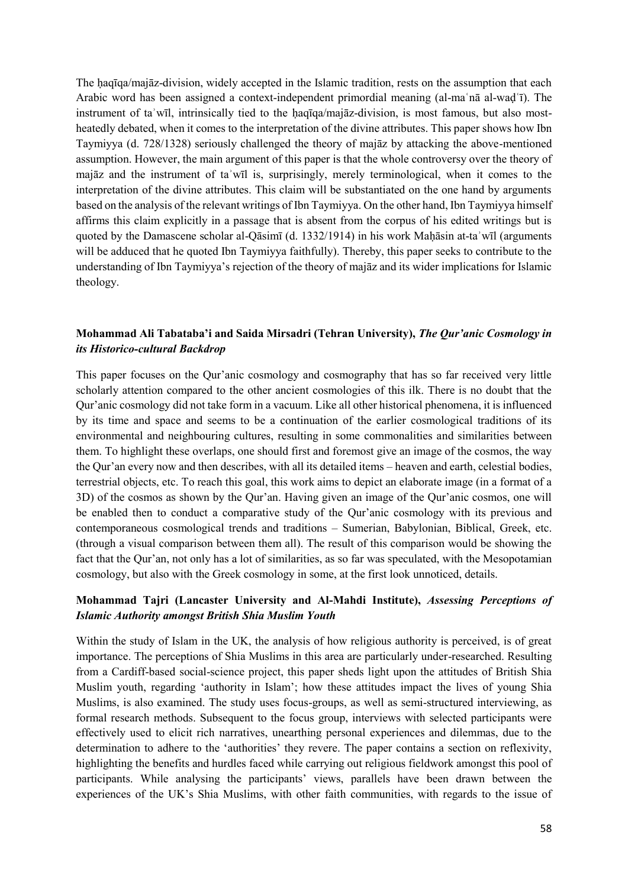The ḥaqīqa/majāz-division, widely accepted in the Islamic tradition, rests on the assumption that each Arabic word has been assigned a context-independent primordial meaning (al-maʿnā al-waḍʿī). The instrument of taʾwīl, intrinsically tied to the ḥaqīqa/majāz-division, is most famous, but also most-heatedly debated, when it comes to the interpretation of the divine attributes. This paper shows how Ibn Taymiyya (d. 728/1328) seriously challenged the theory of majāz by attacking the above-mentioned assumption. However, the main argument of this paper is that the whole controversy over the theory of majāz and the instrument of taʾwīl is, surprisingly, merely terminological, when it comes to the interpretation of the divine attributes. This claim will be substantiated on the one hand by arguments based on the analysis of the relevant writings of Ibn Taymiyya. On the other hand, Ibn Taymiyya himself affirms this claim explicitly in a passage that is absent from the corpus of his edited writings but is quoted by the Damascene scholar al-Qāsimī (d. 1332/1914) in his work Maḥāsin at-taʾwīl (arguments will be adduced that he quoted Ibn Taymiyya faithfully). Thereby, this paper seeks to contribute to the understanding of Ibn Taymiyya's rejection of the theory of majāz and its wider implications for Islamic theology.

**Mohammad Ali Tabataba'i and Saida Mirsadri (Tehran University),** ***The Qur'anic Cosmology in its Historico-cultural Backdrop***

This paper focuses on the Qur'anic cosmology and cosmography that has so far received very little scholarly attention compared to the other ancient cosmologies of this ilk. There is no doubt that the Qur'anic cosmology did not take form in a vacuum. Like all other historical phenomena, it is influenced by its time and space and seems to be a continuation of the earlier cosmological traditions of its environmental and neighbouring cultures, resulting in some commonalities and similarities between them. To highlight these overlaps, one should first and foremost give an image of the cosmos, the way the Qur'an every now and then describes, with all its detailed items – heaven and earth, celestial bodies, terrestrial objects, etc. To reach this goal, this work aims to depict an elaborate image (in a format of a 3D) of the cosmos as shown by the Qur'an. Having given an image of the Qur'anic cosmos, one will be enabled then to conduct a comparative study of the Qur'anic cosmology with its previous and contemporaneous cosmological trends and traditions – Sumerian, Babylonian, Biblical, Greek, etc. (through a visual comparison between them all). The result of this comparison would be showing the fact that the Qur'an, not only has a lot of similarities, as so far was speculated, with the Mesopotamian cosmology, but also with the Greek cosmology in some, at the first look unnoticed, details.

**Mohammad Tajri (Lancaster University and Al-Mahdi Institute),** ***Assessing Perceptions of Islamic Authority amongst British Shia Muslim Youth***

Within the study of Islam in the UK, the analysis of how religious authority is perceived, is of great importance. The perceptions of Shia Muslims in this area are particularly under-researched. Resulting from a Cardiff-based social-science project, this paper sheds light upon the attitudes of British Shia Muslim youth, regarding 'authority in Islam'; how these attitudes impact the lives of young Shia Muslims, is also examined. The study uses focus-groups, as well as semi-structured interviewing, as formal research methods. Subsequent to the focus group, interviews with selected participants were effectively used to elicit rich narratives, unearthing personal experiences and dilemmas, due to the determination to adhere to the 'authorities' they revere. The paper contains a section on reflexivity, highlighting the benefits and hurdles faced while carrying out religious fieldwork amongst this pool of participants. While analysing the participants' views, parallels have been drawn between the experiences of the UK's Shia Muslims, with other faith communities, with regards to the issue of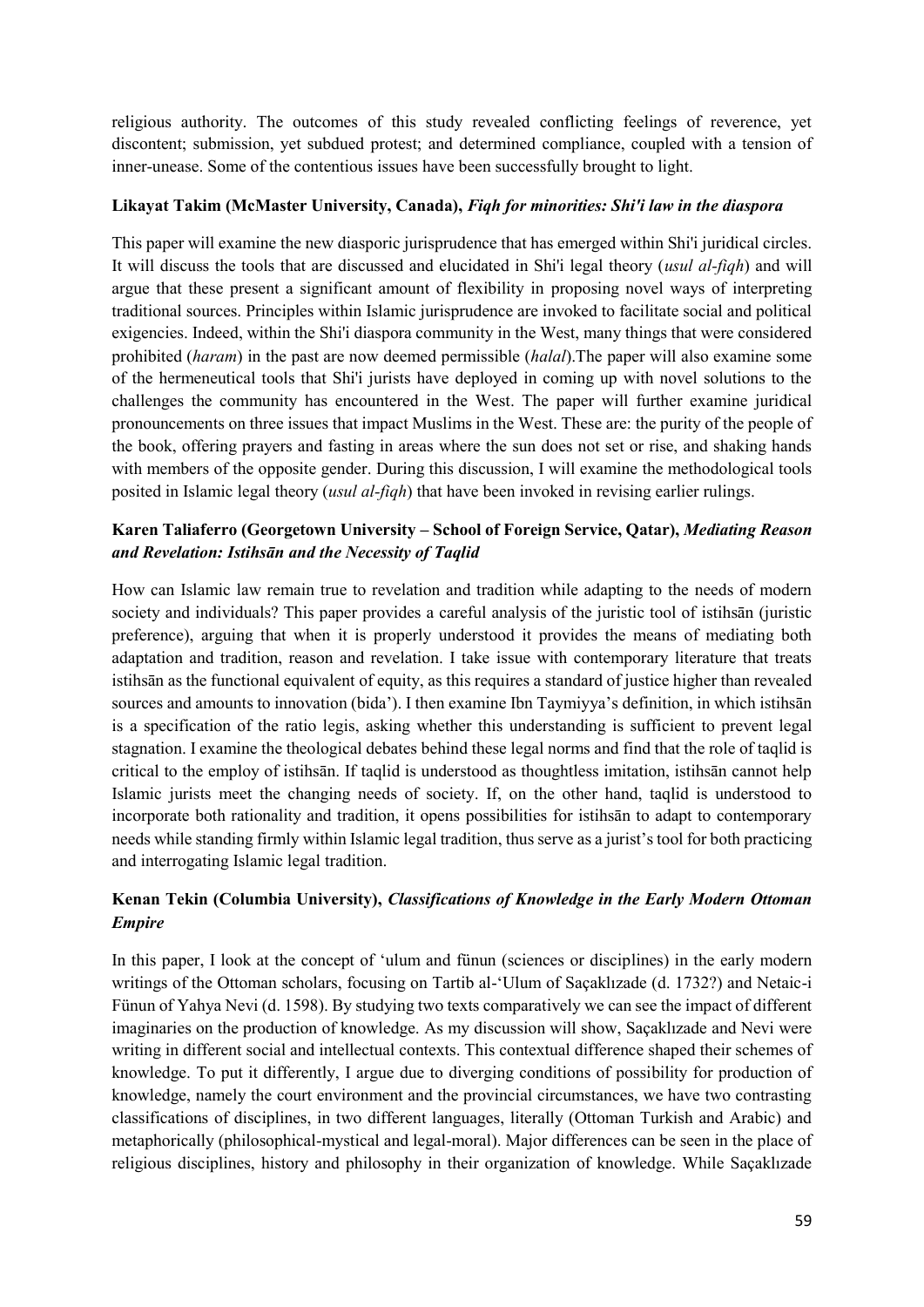religious authority. The outcomes of this study revealed conflicting feelings of reverence, yet discontent; submission, yet subdued protest; and determined compliance, coupled with a tension of inner-unease. Some of the contentious issues have been successfully brought to light.

**Likayat Takim (McMaster University, Canada), *Fiqh for minorities: Shi'i law in the diaspora***

This paper will examine the new diasporic jurisprudence that has emerged within Shi'i juridical circles. It will discuss the tools that are discussed and elucidated in Shi'i legal theory (*usul al-fiqh*) and will argue that these present a significant amount of flexibility in proposing novel ways of interpreting traditional sources. Principles within Islamic jurisprudence are invoked to facilitate social and political exigencies. Indeed, within the Shi'i diaspora community in the West, many things that were considered prohibited (*haram*) in the past are now deemed permissible (*halal*).The paper will also examine some of the hermeneutical tools that Shi'i jurists have deployed in coming up with novel solutions to the challenges the community has encountered in the West. The paper will further examine juridical pronouncements on three issues that impact Muslims in the West. These are: the purity of the people of the book, offering prayers and fasting in areas where the sun does not set or rise, and shaking hands with members of the opposite gender. During this discussion, I will examine the methodological tools posited in Islamic legal theory (*usul al-fiqh*) that have been invoked in revising earlier rulings.

**Karen Taliaferro (Georgetown University – School of Foreign Service, Qatar), *Mediating Reason and Revelation: Istihsān and the Necessity of Taqlid***

How can Islamic law remain true to revelation and tradition while adapting to the needs of modern society and individuals? This paper provides a careful analysis of the juristic tool of istihsān (juristic preference), arguing that when it is properly understood it provides the means of mediating both adaptation and tradition, reason and revelation. I take issue with contemporary literature that treats istihsān as the functional equivalent of equity, as this requires a standard of justice higher than revealed sources and amounts to innovation (bida'). I then examine Ibn Taymiyya's definition, in which istihsān is a specification of the ratio legis, asking whether this understanding is sufficient to prevent legal stagnation. I examine the theological debates behind these legal norms and find that the role of taqlid is critical to the employ of istihsān. If taqlid is understood as thoughtless imitation, istihsān cannot help Islamic jurists meet the changing needs of society. If, on the other hand, taqlid is understood to incorporate both rationality and tradition, it opens possibilities for istihsān to adapt to contemporary needs while standing firmly within Islamic legal tradition, thus serve as a jurist's tool for both practicing and interrogating Islamic legal tradition.

**Kenan Tekin (Columbia University), *Classifications of Knowledge in the Early Modern Ottoman Empire***

In this paper, I look at the concept of 'ulum and fünun (sciences or disciplines) in the early modern writings of the Ottoman scholars, focusing on Tartib al-'Ulum of Saçaklızade (d. 1732?) and Netaic-i Fünun of Yahya Nevi (d. 1598). By studying two texts comparatively we can see the impact of different imaginaries on the production of knowledge. As my discussion will show, Saçaklızade and Nevi were writing in different social and intellectual contexts. This contextual difference shaped their schemes of knowledge. To put it differently, I argue due to diverging conditions of possibility for production of knowledge, namely the court environment and the provincial circumstances, we have two contrasting classifications of disciplines, in two different languages, literally (Ottoman Turkish and Arabic) and metaphorically (philosophical-mystical and legal-moral). Major differences can be seen in the place of religious disciplines, history and philosophy in their organization of knowledge. While Saçaklızade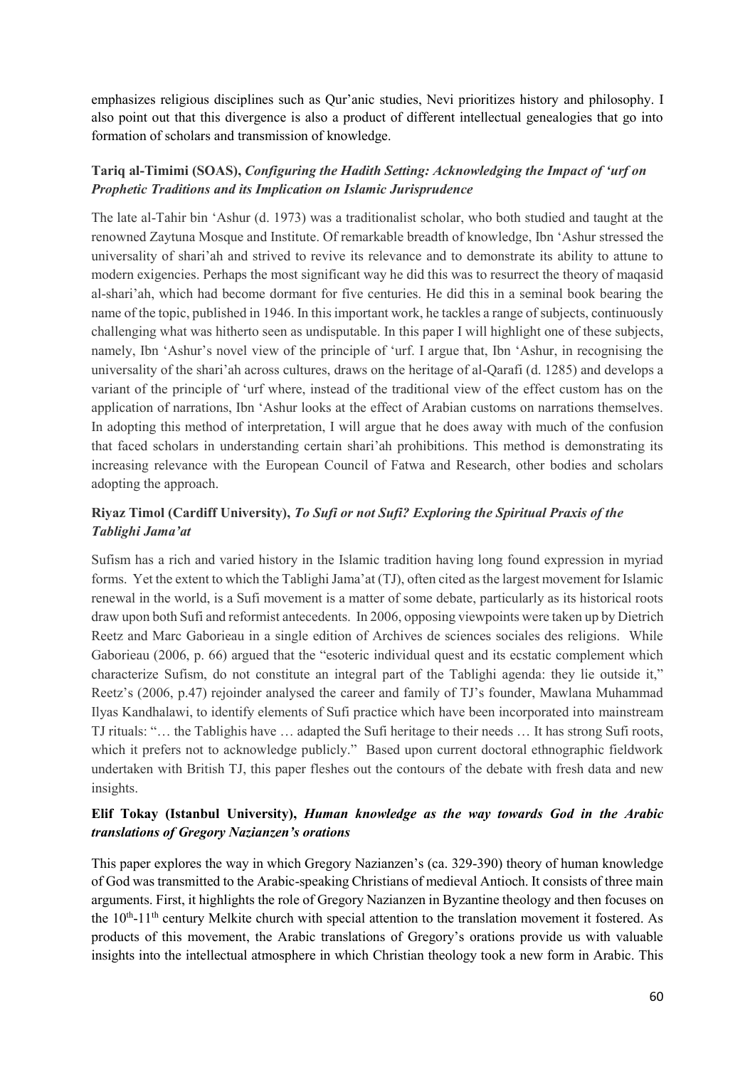emphasizes religious disciplines such as Qur'anic studies, Nevi prioritizes history and philosophy. I also point out that this divergence is also a product of different intellectual genealogies that go into formation of scholars and transmission of knowledge.

**Tariq al-Timimi (SOAS),** ***Configuring the Hadith Setting: Acknowledging the Impact of 'urf on Prophetic Traditions and its Implication on Islamic Jurisprudence***

The late al-Tahir bin 'Ashur (d. 1973) was a traditionalist scholar, who both studied and taught at the renowned Zaytuna Mosque and Institute. Of remarkable breadth of knowledge, Ibn 'Ashur stressed the universality of shari'ah and strived to revive its relevance and to demonstrate its ability to attune to modern exigencies. Perhaps the most significant way he did this was to resurrect the theory of maqasid al-shari'ah, which had become dormant for five centuries. He did this in a seminal book bearing the name of the topic, published in 1946. In this important work, he tackles a range of subjects, continuously challenging what was hitherto seen as undisputable. In this paper I will highlight one of these subjects, namely, Ibn 'Ashur's novel view of the principle of 'urf. I argue that, Ibn 'Ashur, in recognising the universality of the shari'ah across cultures, draws on the heritage of al-Qarafi (d. 1285) and develops a variant of the principle of 'urf where, instead of the traditional view of the effect custom has on the application of narrations, Ibn 'Ashur looks at the effect of Arabian customs on narrations themselves. In adopting this method of interpretation, I will argue that he does away with much of the confusion that faced scholars in understanding certain shari'ah prohibitions. This method is demonstrating its increasing relevance with the European Council of Fatwa and Research, other bodies and scholars adopting the approach.

**Riyaz Timol (Cardiff University),** ***To Sufi or not Sufi? Exploring the Spiritual Praxis of the Tablighi Jama'at***

Sufism has a rich and varied history in the Islamic tradition having long found expression in myriad forms. Yet the extent to which the Tablighi Jama'at (TJ), often cited as the largest movement for Islamic renewal in the world, is a Sufi movement is a matter of some debate, particularly as its historical roots draw upon both Sufi and reformist antecedents. In 2006, opposing viewpoints were taken up by Dietrich Reetz and Marc Gaborieau in a single edition of Archives de sciences sociales des religions. While Gaborieau (2006, p. 66) argued that the "esoteric individual quest and its ecstatic complement which characterize Sufism, do not constitute an integral part of the Tablighi agenda: they lie outside it," Reetz's (2006, p.47) rejoinder analysed the career and family of TJ's founder, Mawlana Muhammad Ilyas Kandhalawi, to identify elements of Sufi practice which have been incorporated into mainstream TJ rituals: "… the Tablighis have … adapted the Sufi heritage to their needs … It has strong Sufi roots, which it prefers not to acknowledge publicly." Based upon current doctoral ethnographic fieldwork undertaken with British TJ, this paper fleshes out the contours of the debate with fresh data and new insights.

**Elif Tokay (Istanbul University),** ***Human knowledge as the way towards God in the Arabic translations of Gregory Nazianzen's orations***

This paper explores the way in which Gregory Nazianzen's (ca. 329-390) theory of human knowledge of God was transmitted to the Arabic-speaking Christians of medieval Antioch. It consists of three main arguments. First, it highlights the role of Gregory Nazianzen in Byzantine theology and then focuses on the 10th-11th century Melkite church with special attention to the translation movement it fostered. As products of this movement, the Arabic translations of Gregory's orations provide us with valuable insights into the intellectual atmosphere in which Christian theology took a new form in Arabic. This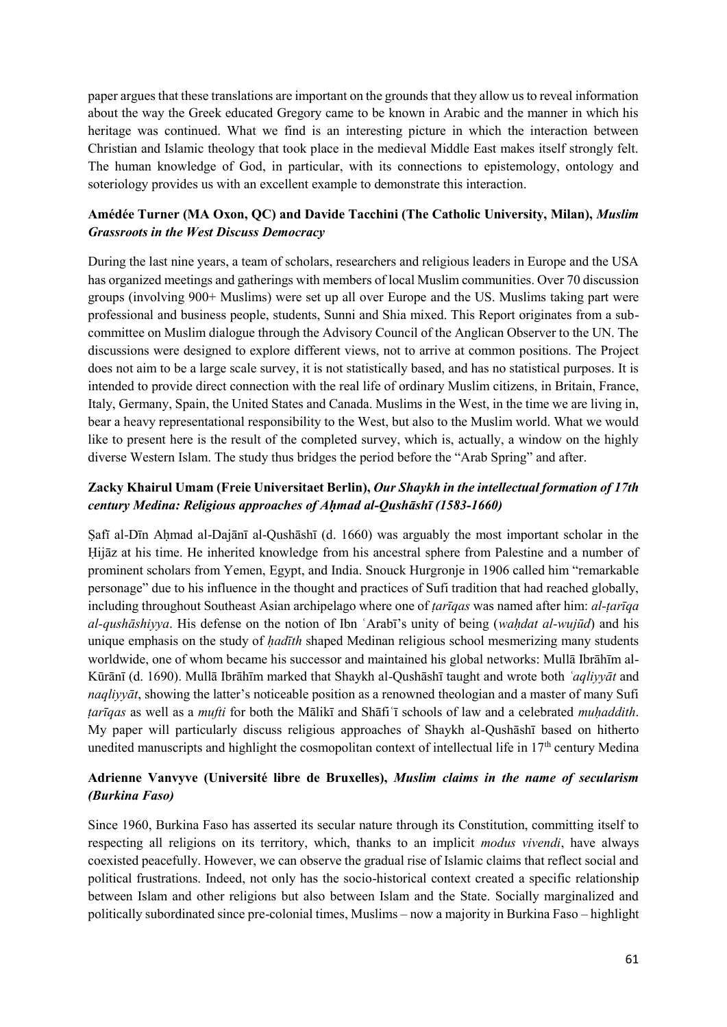paper argues that these translations are important on the grounds that they allow us to reveal information about the way the Greek educated Gregory came to be known in Arabic and the manner in which his heritage was continued. What we find is an interesting picture in which the interaction between Christian and Islamic theology that took place in the medieval Middle East makes itself strongly felt. The human knowledge of God, in particular, with its connections to epistemology, ontology and soteriology provides us with an excellent example to demonstrate this interaction.

**Amédée Turner (MA Oxon, QC) and Davide Tacchini (The Catholic University, Milan),** ***Muslim Grassroots in the West Discuss Democracy***

During the last nine years, a team of scholars, researchers and religious leaders in Europe and the USA has organized meetings and gatherings with members of local Muslim communities. Over 70 discussion groups (involving 900+ Muslims) were set up all over Europe and the US. Muslims taking part were professional and business people, students, Sunni and Shia mixed. This Report originates from a sub-committee on Muslim dialogue through the Advisory Council of the Anglican Observer to the UN. The discussions were designed to explore different views, not to arrive at common positions. The Project does not aim to be a large scale survey, it is not statistically based, and has no statistical purposes. It is intended to provide direct connection with the real life of ordinary Muslim citizens, in Britain, France, Italy, Germany, Spain, the United States and Canada. Muslims in the West, in the time we are living in, bear a heavy representational responsibility to the West, but also to the Muslim world. What we would like to present here is the result of the completed survey, which is, actually, a window on the highly diverse Western Islam. The study thus bridges the period before the "Arab Spring" and after.

**Zacky Khairul Umam (Freie Universitaet Berlin),** ***Our Shaykh in the intellectual formation of 17th century Medina: Religious approaches of Aḥmad al-Qushāshī (1583-1660)***

Ṣafī al-Dīn Aḥmad al-Dajānī al-Qushāshī (d. 1660) was arguably the most important scholar in the Ḥijāz at his time. He inherited knowledge from his ancestral sphere from Palestine and a number of prominent scholars from Yemen, Egypt, and India. Snouck Hurgronje in 1906 called him "remarkable personage" due to his influence in the thought and practices of Sufi tradition that had reached globally, including throughout Southeast Asian archipelago where one of *ṭarīqas* was named after him: *al-ṭarīqa al-qushāshiyya*. His defense on the notion of Ibn ʿArabī's unity of being (*waḥdat al-wujūd*) and his unique emphasis on the study of *ḥadīth* shaped Medinan religious school mesmerizing many students worldwide, one of whom became his successor and maintained his global networks: Mullā Ibrāhīm al-Kūrānī (d. 1690). Mullā Ibrāhīm marked that Shaykh al-Qushāshī taught and wrote both *ʿaqliyyāt* and *naqliyyāt*, showing the latter's noticeable position as a renowned theologian and a master of many Sufi *ṭarīqas* as well as a *mufti* for both the Mālikī and Shāfiʿī schools of law and a celebrated *muḥaddith*. My paper will particularly discuss religious approaches of Shaykh al-Qushāshī based on hitherto unedited manuscripts and highlight the cosmopolitan context of intellectual life in 17th century Medina

**Adrienne Vanvyve (Université libre de Bruxelles),** ***Muslim claims in the name of secularism (Burkina Faso)***

Since 1960, Burkina Faso has asserted its secular nature through its Constitution, committing itself to respecting all religions on its territory, which, thanks to an implicit *modus vivendi*, have always coexisted peacefully. However, we can observe the gradual rise of Islamic claims that reflect social and political frustrations. Indeed, not only has the socio-historical context created a specific relationship between Islam and other religions but also between Islam and the State. Socially marginalized and politically subordinated since pre-colonial times, Muslims – now a majority in Burkina Faso – highlight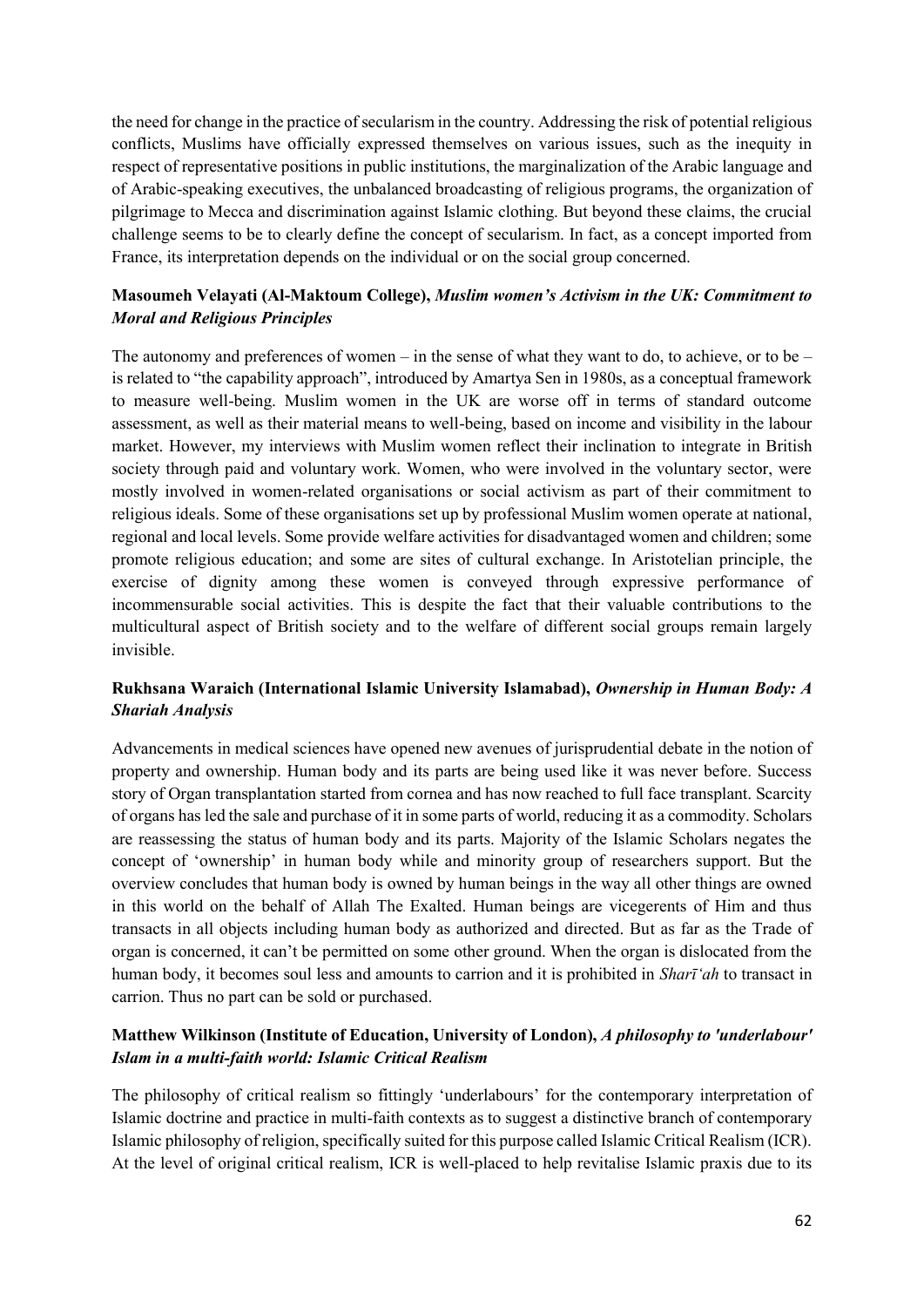the need for change in the practice of secularism in the country. Addressing the risk of potential religious conflicts, Muslims have officially expressed themselves on various issues, such as the inequity in respect of representative positions in public institutions, the marginalization of the Arabic language and of Arabic-speaking executives, the unbalanced broadcasting of religious programs, the organization of pilgrimage to Mecca and discrimination against Islamic clothing. But beyond these claims, the crucial challenge seems to be to clearly define the concept of secularism. In fact, as a concept imported from France, its interpretation depends on the individual or on the social group concerned.

**Masoumeh Velayati (Al-Maktoum College),** ***Muslim women's Activism in the UK: Commitment to Moral and Religious Principles***

The autonomy and preferences of women – in the sense of what they want to do, to achieve, or to be – is related to "the capability approach", introduced by Amartya Sen in 1980s, as a conceptual framework to measure well-being. Muslim women in the UK are worse off in terms of standard outcome assessment, as well as their material means to well-being, based on income and visibility in the labour market. However, my interviews with Muslim women reflect their inclination to integrate in British society through paid and voluntary work. Women, who were involved in the voluntary sector, were mostly involved in women-related organisations or social activism as part of their commitment to religious ideals. Some of these organisations set up by professional Muslim women operate at national, regional and local levels. Some provide welfare activities for disadvantaged women and children; some promote religious education; and some are sites of cultural exchange. In Aristotelian principle, the exercise of dignity among these women is conveyed through expressive performance of incommensurable social activities. This is despite the fact that their valuable contributions to the multicultural aspect of British society and to the welfare of different social groups remain largely invisible.

**Rukhsana Waraich (International Islamic University Islamabad),** ***Ownership in Human Body: A Shariah Analysis***

Advancements in medical sciences have opened new avenues of jurisprudential debate in the notion of property and ownership. Human body and its parts are being used like it was never before. Success story of Organ transplantation started from cornea and has now reached to full face transplant. Scarcity of organs has led the sale and purchase of it in some parts of world, reducing it as a commodity. Scholars are reassessing the status of human body and its parts. Majority of the Islamic Scholars negates the concept of 'ownership' in human body while and minority group of researchers support. But the overview concludes that human body is owned by human beings in the way all other things are owned in this world on the behalf of Allah The Exalted. Human beings are vicegerents of Him and thus transacts in all objects including human body as authorized and directed. But as far as the Trade of organ is concerned, it can't be permitted on some other ground. When the organ is dislocated from the human body, it becomes soul less and amounts to carrion and it is prohibited in *Sharī'ah* to transact in carrion. Thus no part can be sold or purchased.

**Matthew Wilkinson (Institute of Education, University of London),** ***A philosophy to 'underlabour' Islam in a multi-faith world: Islamic Critical Realism***

The philosophy of critical realism so fittingly 'underlabours' for the contemporary interpretation of Islamic doctrine and practice in multi-faith contexts as to suggest a distinctive branch of contemporary Islamic philosophy of religion, specifically suited for this purpose called Islamic Critical Realism (ICR). At the level of original critical realism, ICR is well-placed to help revitalise Islamic praxis due to its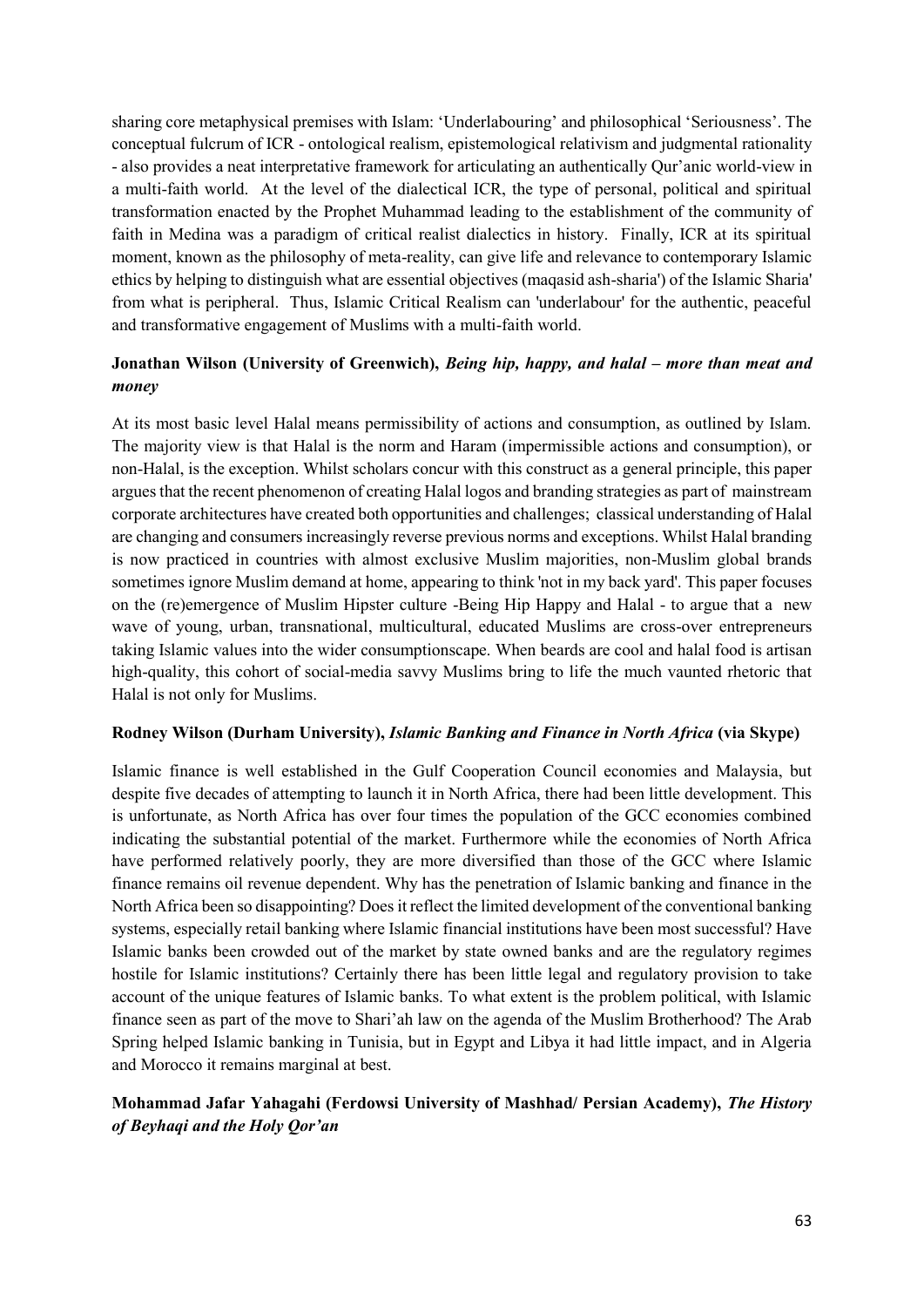sharing core metaphysical premises with Islam: 'Underlabouring' and philosophical 'Seriousness'. The conceptual fulcrum of ICR - ontological realism, epistemological relativism and judgmental rationality - also provides a neat interpretative framework for articulating an authentically Qur'anic world-view in a multi-faith world. At the level of the dialectical ICR, the type of personal, political and spiritual transformation enacted by the Prophet Muhammad leading to the establishment of the community of faith in Medina was a paradigm of critical realist dialectics in history. Finally, ICR at its spiritual moment, known as the philosophy of meta-reality, can give life and relevance to contemporary Islamic ethics by helping to distinguish what are essential objectives (maqasid ash-sharia') of the Islamic Sharia' from what is peripheral. Thus, Islamic Critical Realism can 'underlabour' for the authentic, peaceful and transformative engagement of Muslims with a multi-faith world.

**Jonathan Wilson (University of Greenwich),** ***Being hip, happy, and halal – more than meat and money***

At its most basic level Halal means permissibility of actions and consumption, as outlined by Islam. The majority view is that Halal is the norm and Haram (impermissible actions and consumption), or non-Halal, is the exception. Whilst scholars concur with this construct as a general principle, this paper argues that the recent phenomenon of creating Halal logos and branding strategies as part of mainstream corporate architectures have created both opportunities and challenges; classical understanding of Halal are changing and consumers increasingly reverse previous norms and exceptions. Whilst Halal branding is now practiced in countries with almost exclusive Muslim majorities, non-Muslim global brands sometimes ignore Muslim demand at home, appearing to think 'not in my back yard'. This paper focuses on the (re)emergence of Muslim Hipster culture -Being Hip Happy and Halal - to argue that a new wave of young, urban, transnational, multicultural, educated Muslims are cross-over entrepreneurs taking Islamic values into the wider consumptionscape. When beards are cool and halal food is artisan high-quality, this cohort of social-media savvy Muslims bring to life the much vaunted rhetoric that Halal is not only for Muslims.

**Rodney Wilson (Durham University),** ***Islamic Banking and Finance in North Africa*** **(via Skype)**

Islamic finance is well established in the Gulf Cooperation Council economies and Malaysia, but despite five decades of attempting to launch it in North Africa, there had been little development. This is unfortunate, as North Africa has over four times the population of the GCC economies combined indicating the substantial potential of the market. Furthermore while the economies of North Africa have performed relatively poorly, they are more diversified than those of the GCC where Islamic finance remains oil revenue dependent. Why has the penetration of Islamic banking and finance in the North Africa been so disappointing? Does it reflect the limited development of the conventional banking systems, especially retail banking where Islamic financial institutions have been most successful? Have Islamic banks been crowded out of the market by state owned banks and are the regulatory regimes hostile for Islamic institutions? Certainly there has been little legal and regulatory provision to take account of the unique features of Islamic banks. To what extent is the problem political, with Islamic finance seen as part of the move to Shari'ah law on the agenda of the Muslim Brotherhood? The Arab Spring helped Islamic banking in Tunisia, but in Egypt and Libya it had little impact, and in Algeria and Morocco it remains marginal at best.

**Mohammad Jafar Yahagahi (Ferdowsi University of Mashhad/ Persian Academy),** ***The History of Beyhaqi and the Holy Qor'an***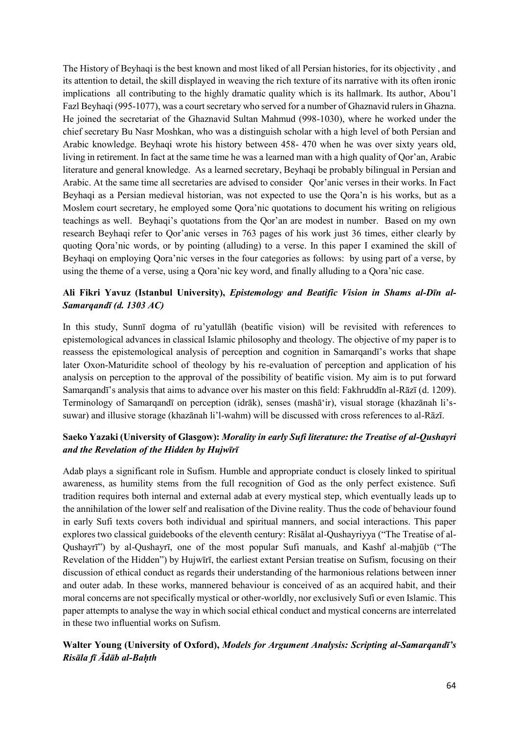The History of Beyhaqi is the best known and most liked of all Persian histories, for its objectivity , and its attention to detail, the skill displayed in weaving the rich texture of its narrative with its often ironic implications all contributing to the highly dramatic quality which is its hallmark. Its author, Abou'l Fazl Beyhaqi (995-1077), was a court secretary who served for a number of Ghaznavid rulers in Ghazna. He joined the secretariat of the Ghaznavid Sultan Mahmud (998-1030), where he worked under the chief secretary Bu Nasr Moshkan, who was a distinguish scholar with a high level of both Persian and Arabic knowledge. Beyhaqi wrote his history between 458- 470 when he was over sixty years old, living in retirement. In fact at the same time he was a learned man with a high quality of Qor'an, Arabic literature and general knowledge. As a learned secretary, Beyhaqi be probably bilingual in Persian and Arabic. At the same time all secretaries are advised to consider Qor'anic verses in their works. In Fact Beyhaqi as a Persian medieval historian, was not expected to use the Qora'n is his works, but as a Moslem court secretary, he employed some Qora'nic quotations to document his writing on religious teachings as well. Beyhaqi's quotations from the Qor'an are modest in number. Based on my own research Beyhaqi refer to Qor'anic verses in 763 pages of his work just 36 times, either clearly by quoting Qora'nic words, or by pointing (alluding) to a verse. In this paper I examined the skill of Beyhaqi on employing Qora'nic verses in the four categories as follows: by using part of a verse, by using the theme of a verse, using a Qora'nic key word, and finally alluding to a Qora'nic case.

**Ali Fikri Yavuz (Istanbul University),** ***Epistemology and Beatific Vision in Shams al-Dīn al-Samarqandī (d. 1303 AC)***

In this study, Sunnī dogma of ru'yatullāh (beatific vision) will be revisited with references to epistemological advances in classical Islamic philosophy and theology. The objective of my paper is to reassess the epistemological analysis of perception and cognition in Samarqandī's works that shape later Oxon-Maturidite school of theology by his re-evaluation of perception and application of his analysis on perception to the approval of the possibility of beatific vision. My aim is to put forward Samarqandī's analysis that aims to advance over his master on this field: Fakhruddīn al-Rāzī (d. 1209). Terminology of Samarqandī on perception (idrāk), senses (mashā'ir), visual storage (khazānah li's-suwar) and illusive storage (khazānah li'l-wahm) will be discussed with cross references to al-Rāzī.

**Saeko Yazaki (University of Glasgow):** ***Morality in early Sufi literature: the Treatise of al-Qushayri and the Revelation of the Hidden by Hujwīrī***

Adab plays a significant role in Sufism. Humble and appropriate conduct is closely linked to spiritual awareness, as humility stems from the full recognition of God as the only perfect existence. Sufi tradition requires both internal and external adab at every mystical step, which eventually leads up to the annihilation of the lower self and realisation of the Divine reality. Thus the code of behaviour found in early Sufi texts covers both individual and spiritual manners, and social interactions. This paper explores two classical guidebooks of the eleventh century: Risālat al-Qushayriyya ("The Treatise of al-Qushayrī") by al-Qushayrī, one of the most popular Sufi manuals, and Kashf al-maḥjūb ("The Revelation of the Hidden") by Hujwīrī, the earliest extant Persian treatise on Sufism, focusing on their discussion of ethical conduct as regards their understanding of the harmonious relations between inner and outer adab. In these works, mannered behaviour is conceived of as an acquired habit, and their moral concerns are not specifically mystical or other-worldly, nor exclusively Sufi or even Islamic. This paper attempts to analyse the way in which social ethical conduct and mystical concerns are interrelated in these two influential works on Sufism.

**Walter Young (University of Oxford),** ***Models for Argument Analysis: Scripting al-Samarqandī's Risāla fī Ādāb al-Baḥth***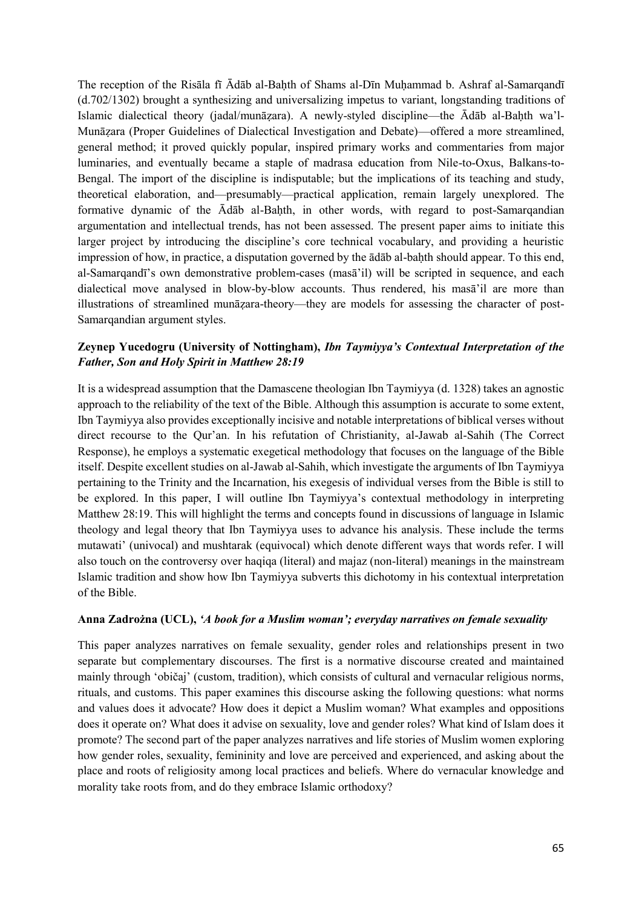The reception of the Risāla fī Ādāb al-Baḥth of Shams al-Dīn Muḥammad b. Ashraf al-Samarqandī (d.702/1302) brought a synthesizing and universalizing impetus to variant, longstanding traditions of Islamic dialectical theory (jadal/munāẓara). A newly-styled discipline—the Ādāb al-Baḥth wa'l-Munāẓara (Proper Guidelines of Dialectical Investigation and Debate)—offered a more streamlined, general method; it proved quickly popular, inspired primary works and commentaries from major luminaries, and eventually became a staple of madrasa education from Nile-to-Oxus, Balkans-to-Bengal. The import of the discipline is indisputable; but the implications of its teaching and study, theoretical elaboration, and—presumably—practical application, remain largely unexplored. The formative dynamic of the Ādāb al-Baḥth, in other words, with regard to post-Samarqandian argumentation and intellectual trends, has not been assessed. The present paper aims to initiate this larger project by introducing the discipline's core technical vocabulary, and providing a heuristic impression of how, in practice, a disputation governed by the ādāb al-baḥth should appear. To this end, al-Samarqandī's own demonstrative problem-cases (masā'il) will be scripted in sequence, and each dialectical move analysed in blow-by-blow accounts. Thus rendered, his masā'il are more than illustrations of streamlined munāẓara-theory—they are models for assessing the character of post-Samarqandian argument styles.

**Zeynep Yucedogru (University of Nottingham),** ***Ibn Taymiyya's Contextual Interpretation of the Father, Son and Holy Spirit in Matthew 28:19***

It is a widespread assumption that the Damascene theologian Ibn Taymiyya (d. 1328) takes an agnostic approach to the reliability of the text of the Bible. Although this assumption is accurate to some extent, Ibn Taymiyya also provides exceptionally incisive and notable interpretations of biblical verses without direct recourse to the Qur'an. In his refutation of Christianity, al-Jawab al-Sahih (The Correct Response), he employs a systematic exegetical methodology that focuses on the language of the Bible itself. Despite excellent studies on al-Jawab al-Sahih, which investigate the arguments of Ibn Taymiyya pertaining to the Trinity and the Incarnation, his exegesis of individual verses from the Bible is still to be explored. In this paper, I will outline Ibn Taymiyya's contextual methodology in interpreting Matthew 28:19. This will highlight the terms and concepts found in discussions of language in Islamic theology and legal theory that Ibn Taymiyya uses to advance his analysis. These include the terms mutawati' (univocal) and mushtarak (equivocal) which denote different ways that words refer. I will also touch on the controversy over haqiqa (literal) and majaz (non-literal) meanings in the mainstream Islamic tradition and show how Ibn Taymiyya subverts this dichotomy in his contextual interpretation of the Bible.

**Anna Zadrożna (UCL),** ***'A book for a Muslim woman'; everyday narratives on female sexuality***

This paper analyzes narratives on female sexuality, gender roles and relationships present in two separate but complementary discourses. The first is a normative discourse created and maintained mainly through 'običaj' (custom, tradition), which consists of cultural and vernacular religious norms, rituals, and customs. This paper examines this discourse asking the following questions: what norms and values does it advocate? How does it depict a Muslim woman? What examples and oppositions does it operate on? What does it advise on sexuality, love and gender roles? What kind of Islam does it promote? The second part of the paper analyzes narratives and life stories of Muslim women exploring how gender roles, sexuality, femininity and love are perceived and experienced, and asking about the place and roots of religiosity among local practices and beliefs. Where do vernacular knowledge and morality take roots from, and do they embrace Islamic orthodoxy?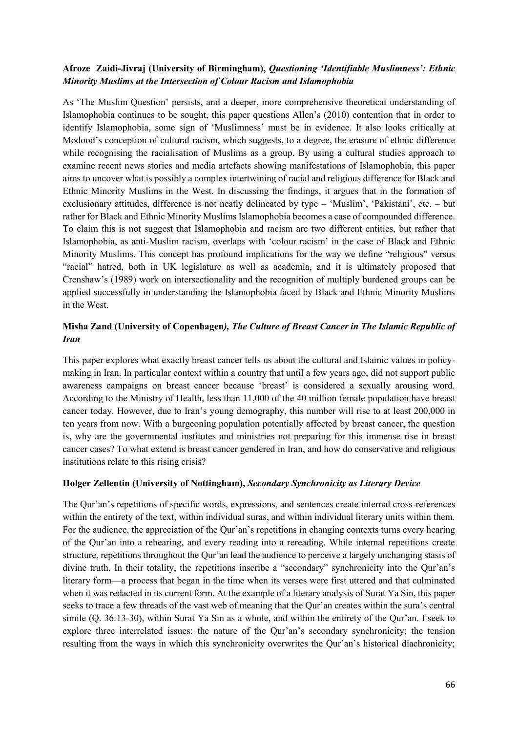**Afroze Zaidi-Jivraj (University of Birmingham),** ***Questioning 'Identifiable Muslimness': Ethnic Minority Muslims at the Intersection of Colour Racism and Islamophobia***

As 'The Muslim Question' persists, and a deeper, more comprehensive theoretical understanding of Islamophobia continues to be sought, this paper questions Allen's (2010) contention that in order to identify Islamophobia, some sign of 'Muslimness' must be in evidence. It also looks critically at Modood's conception of cultural racism, which suggests, to a degree, the erasure of ethnic difference while recognising the racialisation of Muslims as a group. By using a cultural studies approach to examine recent news stories and media artefacts showing manifestations of Islamophobia, this paper aims to uncover what is possibly a complex intertwining of racial and religious difference for Black and Ethnic Minority Muslims in the West. In discussing the findings, it argues that in the formation of exclusionary attitudes, difference is not neatly delineated by type – 'Muslim', 'Pakistani', etc. – but rather for Black and Ethnic Minority Muslims Islamophobia becomes a case of compounded difference. To claim this is not suggest that Islamophobia and racism are two different entities, but rather that Islamophobia, as anti-Muslim racism, overlaps with 'colour racism' in the case of Black and Ethnic Minority Muslims. This concept has profound implications for the way we define "religious" versus "racial" hatred, both in UK legislature as well as academia, and it is ultimately proposed that Crenshaw's (1989) work on intersectionality and the recognition of multiply burdened groups can be applied successfully in understanding the Islamophobia faced by Black and Ethnic Minority Muslims in the West.

**Misha Zand (University of Copenhagen***), The Culture of Breast Cancer in The Islamic Republic of Iran***

This paper explores what exactly breast cancer tells us about the cultural and Islamic values in policy-making in Iran. In particular context within a country that until a few years ago, did not support public awareness campaigns on breast cancer because 'breast' is considered a sexually arousing word. According to the Ministry of Health, less than 11,000 of the 40 million female population have breast cancer today. However, due to Iran's young demography, this number will rise to at least 200,000 in ten years from now. With a burgeoning population potentially affected by breast cancer, the question is, why are the governmental institutes and ministries not preparing for this immense rise in breast cancer cases? To what extend is breast cancer gendered in Iran, and how do conservative and religious institutions relate to this rising crisis?

**Holger Zellentin (University of Nottingham),** ***Secondary Synchronicity as Literary Device***

The Qur'an's repetitions of specific words, expressions, and sentences create internal cross-references within the entirety of the text, within individual suras, and within individual literary units within them. For the audience, the appreciation of the Qur'an's repetitions in changing contexts turns every hearing of the Qur'an into a rehearing, and every reading into a rereading. While internal repetitions create structure, repetitions throughout the Qur'an lead the audience to perceive a largely unchanging stasis of divine truth. In their totality, the repetitions inscribe a "secondary" synchronicity into the Qur'an's literary form—a process that began in the time when its verses were first uttered and that culminated when it was redacted in its current form. At the example of a literary analysis of Surat Ya Sin, this paper seeks to trace a few threads of the vast web of meaning that the Qur'an creates within the sura's central simile (Q. 36:13-30), within Surat Ya Sin as a whole, and within the entirety of the Qur'an. I seek to explore three interrelated issues: the nature of the Qur'an's secondary synchronicity; the tension resulting from the ways in which this synchronicity overwrites the Qur'an's historical diachronicity;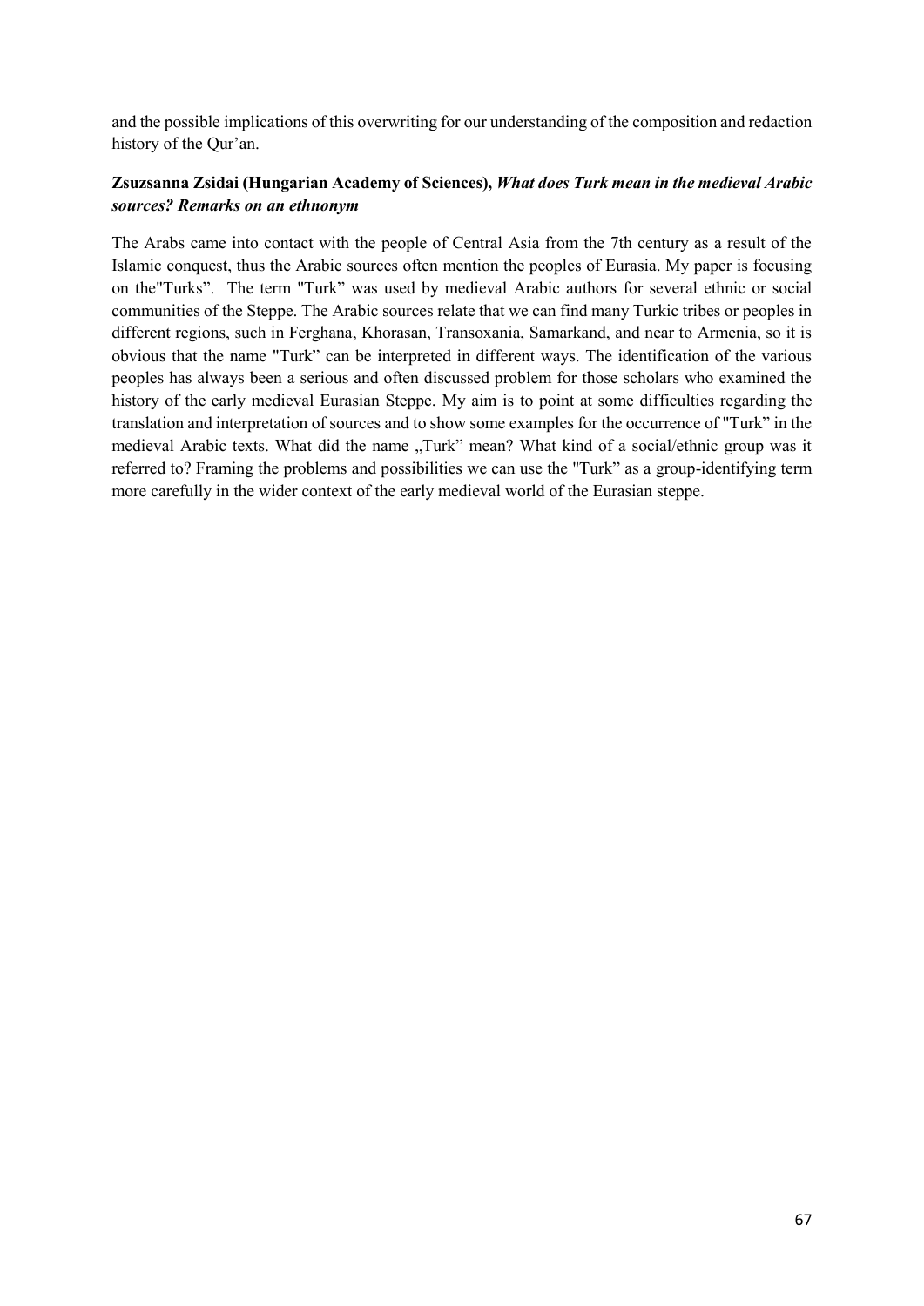and the possible implications of this overwriting for our understanding of the composition and redaction history of the Qur'an.

**Zsuzsanna Zsidai (Hungarian Academy of Sciences),** ***What does Turk mean in the medieval Arabic sources? Remarks on an ethnonym***

The Arabs came into contact with the people of Central Asia from the 7th century as a result of the Islamic conquest, thus the Arabic sources often mention the peoples of Eurasia. My paper is focusing on the"Turks". The term "Turk" was used by medieval Arabic authors for several ethnic or social communities of the Steppe. The Arabic sources relate that we can find many Turkic tribes or peoples in different regions, such in Ferghana, Khorasan, Transoxania, Samarkand, and near to Armenia, so it is obvious that the name "Turk" can be interpreted in different ways. The identification of the various peoples has always been a serious and often discussed problem for those scholars who examined the history of the early medieval Eurasian Steppe. My aim is to point at some difficulties regarding the translation and interpretation of sources and to show some examples for the occurrence of "Turk" in the medieval Arabic texts. What did the name „Turk" mean? What kind of a social/ethnic group was it referred to? Framing the problems and possibilities we can use the "Turk" as a group-identifying term more carefully in the wider context of the early medieval world of the Eurasian steppe.